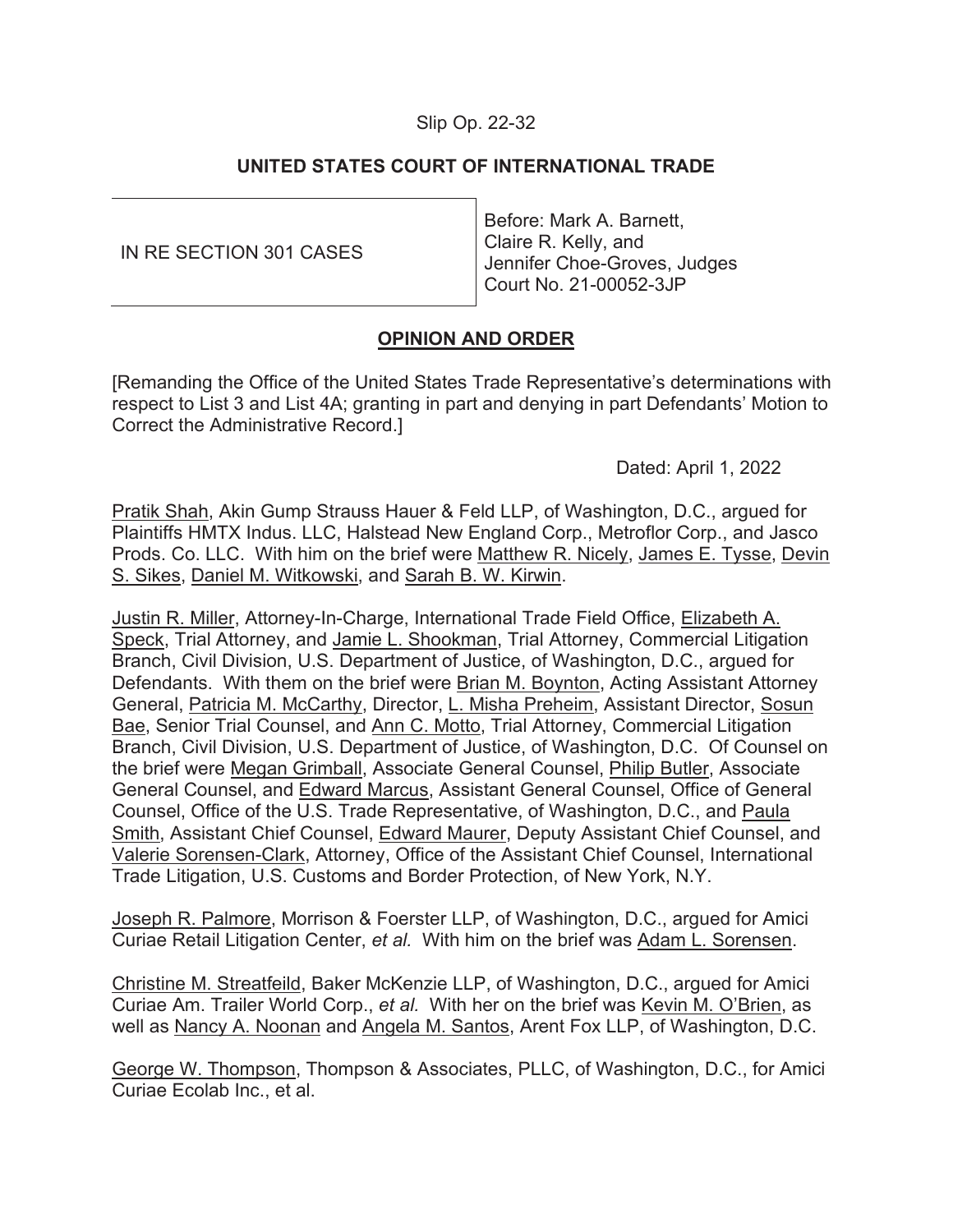Slip Op. 22-32

# UNITED STATES COURT OF INTERNATIONAL TRADE

| IN RE SECTION 301 CASES | Before: Mark A. Barnett, Claire R. Kelly, and Jennifer Choe-Groves, Judges<br>Court No. 21-00052-3JP |
|---|---|

## OPINION AND ORDER

[Remanding the Office of the United States Trade Representative's determinations with respect to List 3 and List 4A; granting in part and denying in part Defendants' Motion to Correct the Administrative Record.]

Dated: April 1, 2022

Pratik Shah, Akin Gump Strauss Hauer & Feld LLP, of Washington, D.C., argued for Plaintiffs HMTX Indus. LLC, Halstead New England Corp., Metroflor Corp., and Jasco Prods. Co. LLC. With him on the brief were Matthew R. Nicely, James E. Tysse, Devin S. Sikes, Daniel M. Witkowski, and Sarah B. W. Kirwin.

Justin R. Miller, Attorney-In-Charge, International Trade Field Office, Elizabeth A. Speck, Trial Attorney, and Jamie L. Shookman, Trial Attorney, Commercial Litigation Branch, Civil Division, U.S. Department of Justice, of Washington, D.C., argued for Defendants. With them on the brief were Brian M. Boynton, Acting Assistant Attorney General, Patricia M. McCarthy, Director, L. Misha Preheim, Assistant Director, Sosun Bae, Senior Trial Counsel, and Ann C. Motto, Trial Attorney, Commercial Litigation Branch, Civil Division, U.S. Department of Justice, of Washington, D.C. Of Counsel on the brief were Megan Grimball, Associate General Counsel, Philip Butler, Associate General Counsel, and Edward Marcus, Assistant General Counsel, Office of General Counsel, Office of the U.S. Trade Representative, of Washington, D.C., and Paula Smith, Assistant Chief Counsel, Edward Maurer, Deputy Assistant Chief Counsel, and Valerie Sorensen-Clark, Attorney, Office of the Assistant Chief Counsel, International Trade Litigation, U.S. Customs and Border Protection, of New York, N.Y.

Joseph R. Palmore, Morrison & Foerster LLP, of Washington, D.C., argued for Amici Curiae Retail Litigation Center, *et al.* With him on the brief was Adam L. Sorensen.

Christine M. Streatfeild, Baker McKenzie LLP, of Washington, D.C., argued for Amici Curiae Am. Trailer World Corp., *et al.* With her on the brief was Kevin M. O'Brien, as well as Nancy A. Noonan and Angela M. Santos, Arent Fox LLP, of Washington, D.C.

George W. Thompson, Thompson & Associates, PLLC, of Washington, D.C., for Amici Curiae Ecolab Inc., et al.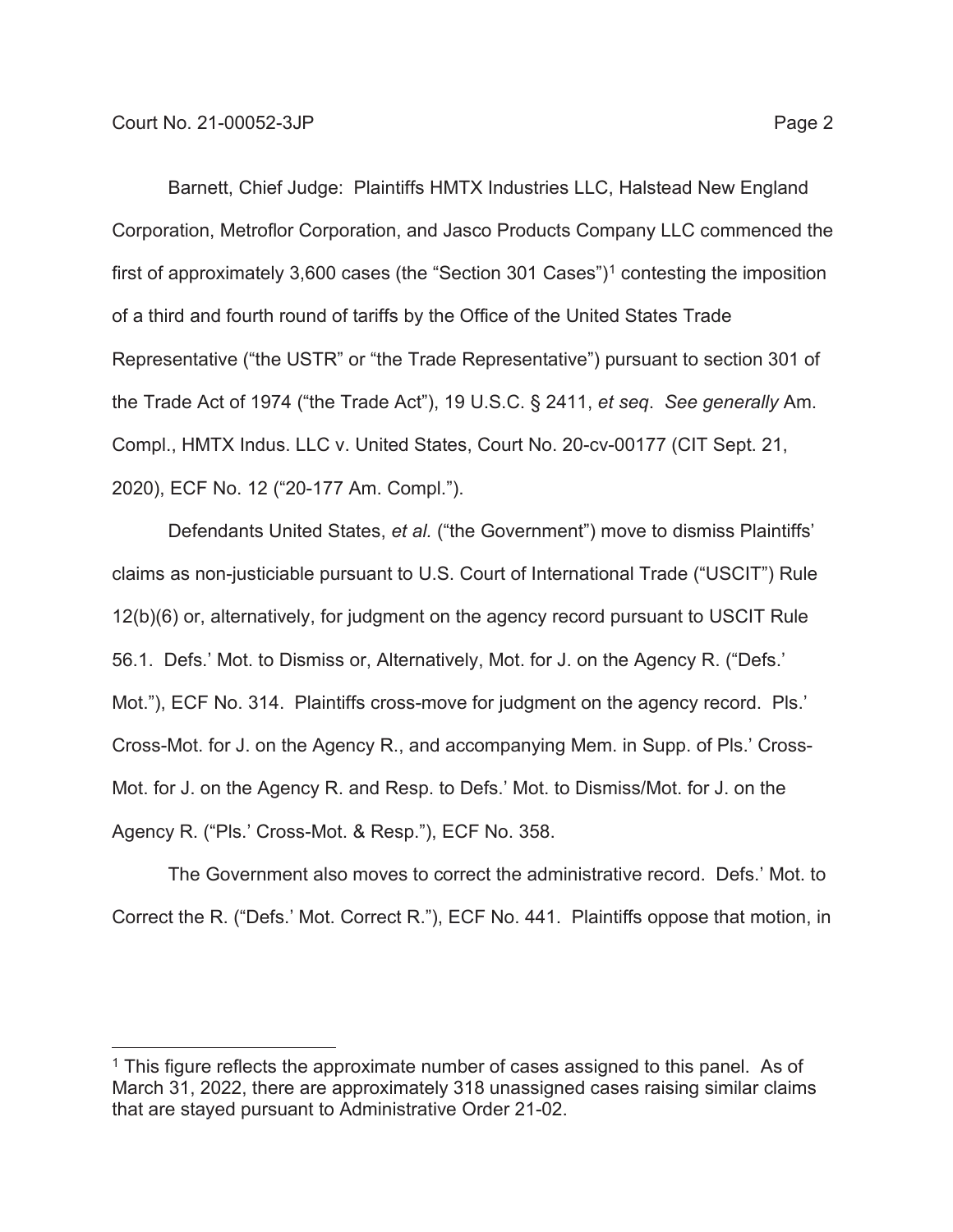Barnett, Chief Judge: Plaintiffs HMTX Industries LLC, Halstead New England Corporation, Metroflor Corporation, and Jasco Products Company LLC commenced the first of approximately 3,600 cases (the "Section 301 Cases")[1] contesting the imposition of a third and fourth round of tariffs by the Office of the United States Trade Representative ("the USTR" or "the Trade Representative") pursuant to section 301 of the Trade Act of 1974 ("the Trade Act"), 19 U.S.C. § 2411, *et seq*. *See generally* Am. Compl., HMTX Indus. LLC v. United States, Court No. 20-cv-00177 (CIT Sept. 21, 2020), ECF No. 12 ("20-177 Am. Compl.").

Defendants United States, *et al.* ("the Government") move to dismiss Plaintiffs' claims as non-justiciable pursuant to U.S. Court of International Trade ("USCIT") Rule 12(b)(6) or, alternatively, for judgment on the agency record pursuant to USCIT Rule 56.1. Defs.' Mot. to Dismiss or, Alternatively, Mot. for J. on the Agency R. ("Defs.' Mot."), ECF No. 314. Plaintiffs cross-move for judgment on the agency record. Pls.' Cross-Mot. for J. on the Agency R., and accompanying Mem. in Supp. of Pls.' Cross-Mot. for J. on the Agency R. and Resp. to Defs.' Mot. to Dismiss/Mot. for J. on the Agency R. ("Pls.' Cross-Mot. & Resp."), ECF No. 358.

The Government also moves to correct the administrative record. Defs.' Mot. to Correct the R. ("Defs.' Mot. Correct R."), ECF No. 441. Plaintiffs oppose that motion, in

[1] This figure reflects the approximate number of cases assigned to this panel. As of March 31, 2022, there are approximately 318 unassigned cases raising similar claims that are stayed pursuant to Administrative Order 21-02.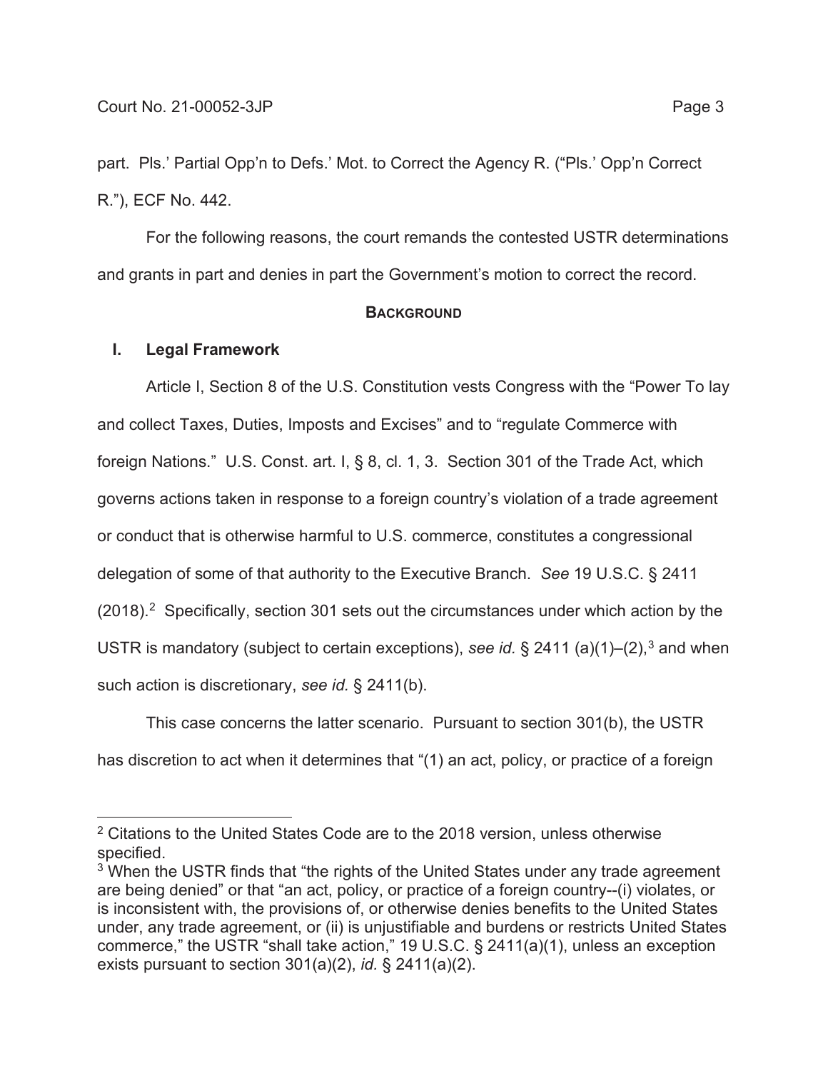part. Pls.' Partial Opp'n to Defs.' Mot. to Correct the Agency R. ("Pls.' Opp'n Correct R."), ECF No. 442.

For the following reasons, the court remands the contested USTR determinations and grants in part and denies in part the Government's motion to correct the record.

## **BACKGROUND**

### I. Legal Framework

Article I, Section 8 of the U.S. Constitution vests Congress with the "Power To lay and collect Taxes, Duties, Imposts and Excises" and to "regulate Commerce with foreign Nations." U.S. Const. art. I, § 8, cl. 1, 3. Section 301 of the Trade Act, which governs actions taken in response to a foreign country's violation of a trade agreement or conduct that is otherwise harmful to U.S. commerce, constitutes a congressional delegation of some of that authority to the Executive Branch. *See* 19 U.S.C. § 2411 (2018).[2] Specifically, section 301 sets out the circumstances under which action by the USTR is mandatory (subject to certain exceptions), *see id.* § 2411 (a)(1)–(2),[3] and when such action is discretionary, *see id.* § 2411(b).

This case concerns the latter scenario. Pursuant to section 301(b), the USTR has discretion to act when it determines that "(1) an act, policy, or practice of a foreign

---

[2] Citations to the United States Code are to the 2018 version, unless otherwise specified.

[3] When the USTR finds that "the rights of the United States under any trade agreement are being denied" or that "an act, policy, or practice of a foreign country--(i) violates, or is inconsistent with, the provisions of, or otherwise denies benefits to the United States under, any trade agreement, or (ii) is unjustifiable and burdens or restricts United States commerce," the USTR "shall take action," 19 U.S.C. § 2411(a)(1), unless an exception exists pursuant to section 301(a)(2), *id.* § 2411(a)(2).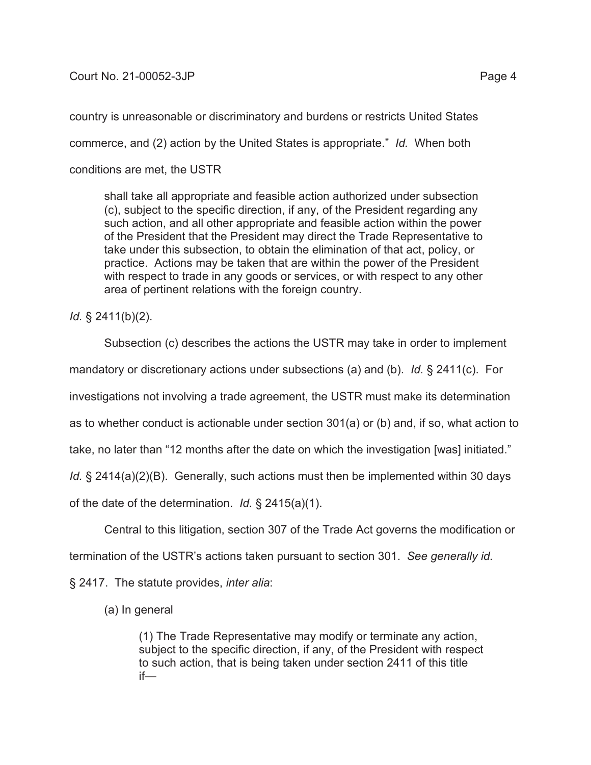country is unreasonable or discriminatory and burdens or restricts United States commerce, and (2) action by the United States is appropriate." *Id.* When both conditions are met, the USTR

> shall take all appropriate and feasible action authorized under subsection (c), subject to the specific direction, if any, of the President regarding any such action, and all other appropriate and feasible action within the power of the President that the President may direct the Trade Representative to take under this subsection, to obtain the elimination of that act, policy, or practice. Actions may be taken that are within the power of the President with respect to trade in any goods or services, or with respect to any other area of pertinent relations with the foreign country.

*Id.* § 2411(b)(2).

Subsection (c) describes the actions the USTR may take in order to implement mandatory or discretionary actions under subsections (a) and (b). *Id.* § 2411(c). For investigations not involving a trade agreement, the USTR must make its determination as to whether conduct is actionable under section 301(a) or (b) and, if so, what action to take, no later than "12 months after the date on which the investigation [was] initiated." *Id.* § 2414(a)(2)(B). Generally, such actions must then be implemented within 30 days of the date of the determination. *Id.* § 2415(a)(1).

Central to this litigation, section 307 of the Trade Act governs the modification or termination of the USTR's actions taken pursuant to section 301. *See generally id.* § 2417. The statute provides, *inter alia*:

> (a) In general
>
> > (1) The Trade Representative may modify or terminate any action, subject to the specific direction, if any, of the President with respect to such action, that is being taken under section 2411 of this title if—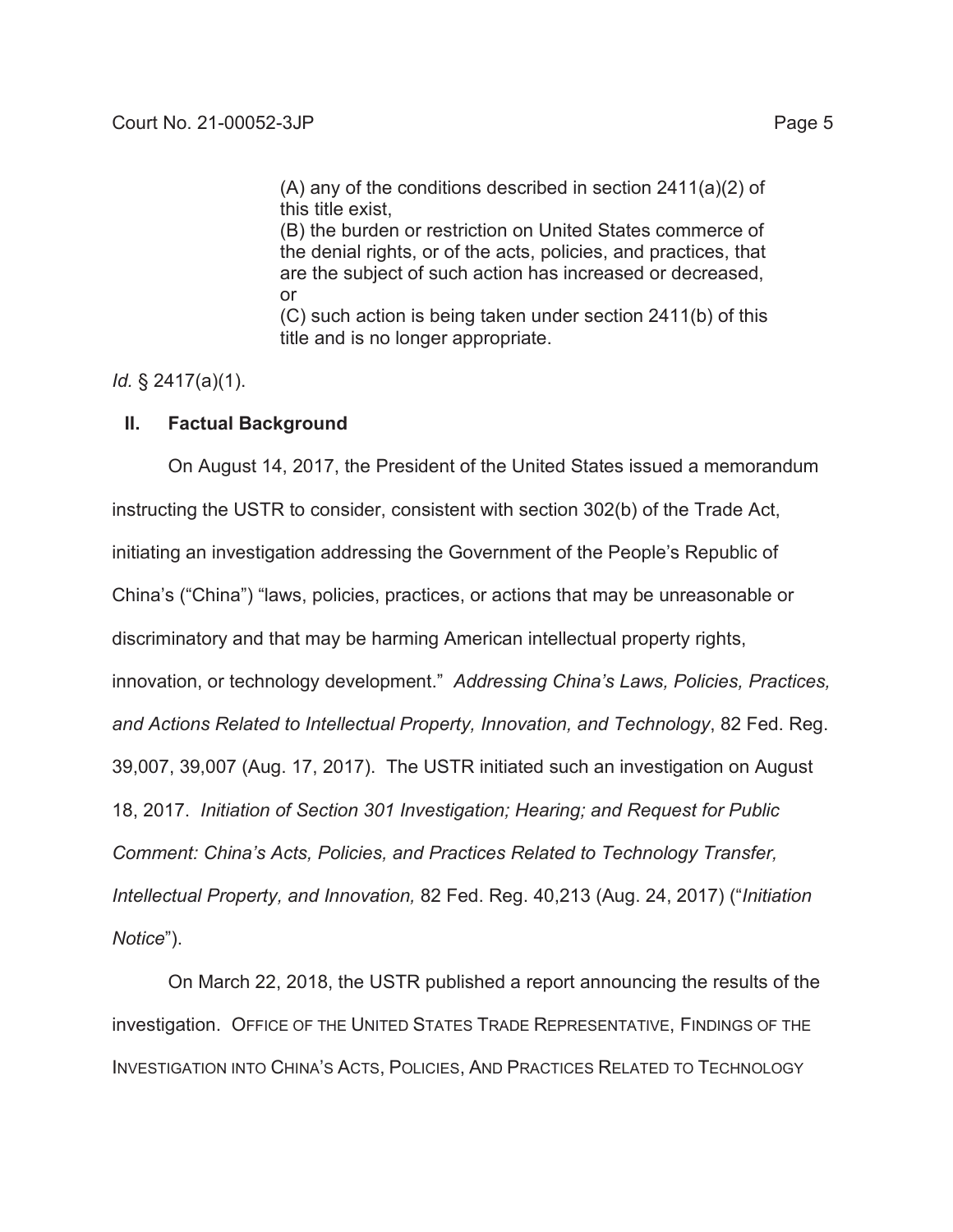> (A) any of the conditions described in section 2411(a)(2) of this title exist,
> (B) the burden or restriction on United States commerce of the denial rights, or of the acts, policies, and practices, that are the subject of such action has increased or decreased, or
> (C) such action is being taken under section 2411(b) of this title and is no longer appropriate.

*Id.* § 2417(a)(1).

## II. Factual Background

On August 14, 2017, the President of the United States issued a memorandum instructing the USTR to consider, consistent with section 302(b) of the Trade Act, initiating an investigation addressing the Government of the People's Republic of China's ("China") "laws, policies, practices, or actions that may be unreasonable or discriminatory and that may be harming American intellectual property rights, innovation, or technology development." *Addressing China's Laws, Policies, Practices, and Actions Related to Intellectual Property, Innovation, and Technology*, 82 Fed. Reg. 39,007, 39,007 (Aug. 17, 2017). The USTR initiated such an investigation on August 18, 2017. *Initiation of Section 301 Investigation; Hearing; and Request for Public Comment: China's Acts, Policies, and Practices Related to Technology Transfer, Intellectual Property, and Innovation,* 82 Fed. Reg. 40,213 (Aug. 24, 2017) ("*Initiation Notice*").

On March 22, 2018, the USTR published a report announcing the results of the investigation. OFFICE OF THE UNITED STATES TRADE REPRESENTATIVE, FINDINGS OF THE INVESTIGATION INTO CHINA'S ACTS, POLICIES, AND PRACTICES RELATED TO TECHNOLOGY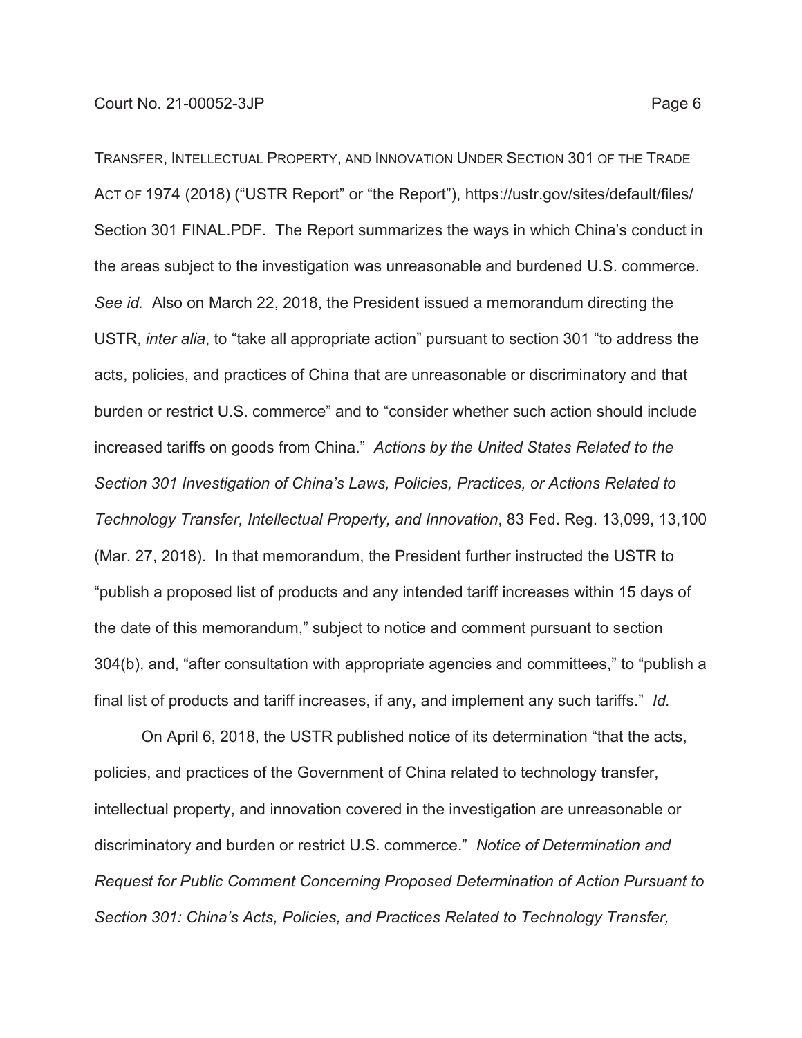TRANSFER, INTELLECTUAL PROPERTY, AND INNOVATION UNDER SECTION 301 OF THE TRADE ACT OF 1974 (2018) ("USTR Report" or "the Report"), https://ustr.gov/sites/default/files/ Section 301 FINAL.PDF. The Report summarizes the ways in which China's conduct in the areas subject to the investigation was unreasonable and burdened U.S. commerce. *See id.* Also on March 22, 2018, the President issued a memorandum directing the USTR, *inter alia*, to "take all appropriate action" pursuant to section 301 "to address the acts, policies, and practices of China that are unreasonable or discriminatory and that burden or restrict U.S. commerce" and to "consider whether such action should include increased tariffs on goods from China." *Actions by the United States Related to the Section 301 Investigation of China's Laws, Policies, Practices, or Actions Related to Technology Transfer, Intellectual Property, and Innovation*, 83 Fed. Reg. 13,099, 13,100 (Mar. 27, 2018). In that memorandum, the President further instructed the USTR to "publish a proposed list of products and any intended tariff increases within 15 days of the date of this memorandum," subject to notice and comment pursuant to section 304(b), and, "after consultation with appropriate agencies and committees," to "publish a final list of products and tariff increases, if any, and implement any such tariffs." *Id.*

On April 6, 2018, the USTR published notice of its determination "that the acts, policies, and practices of the Government of China related to technology transfer, intellectual property, and innovation covered in the investigation are unreasonable or discriminatory and burden or restrict U.S. commerce." *Notice of Determination and Request for Public Comment Concerning Proposed Determination of Action Pursuant to Section 301: China's Acts, Policies, and Practices Related to Technology Transfer,*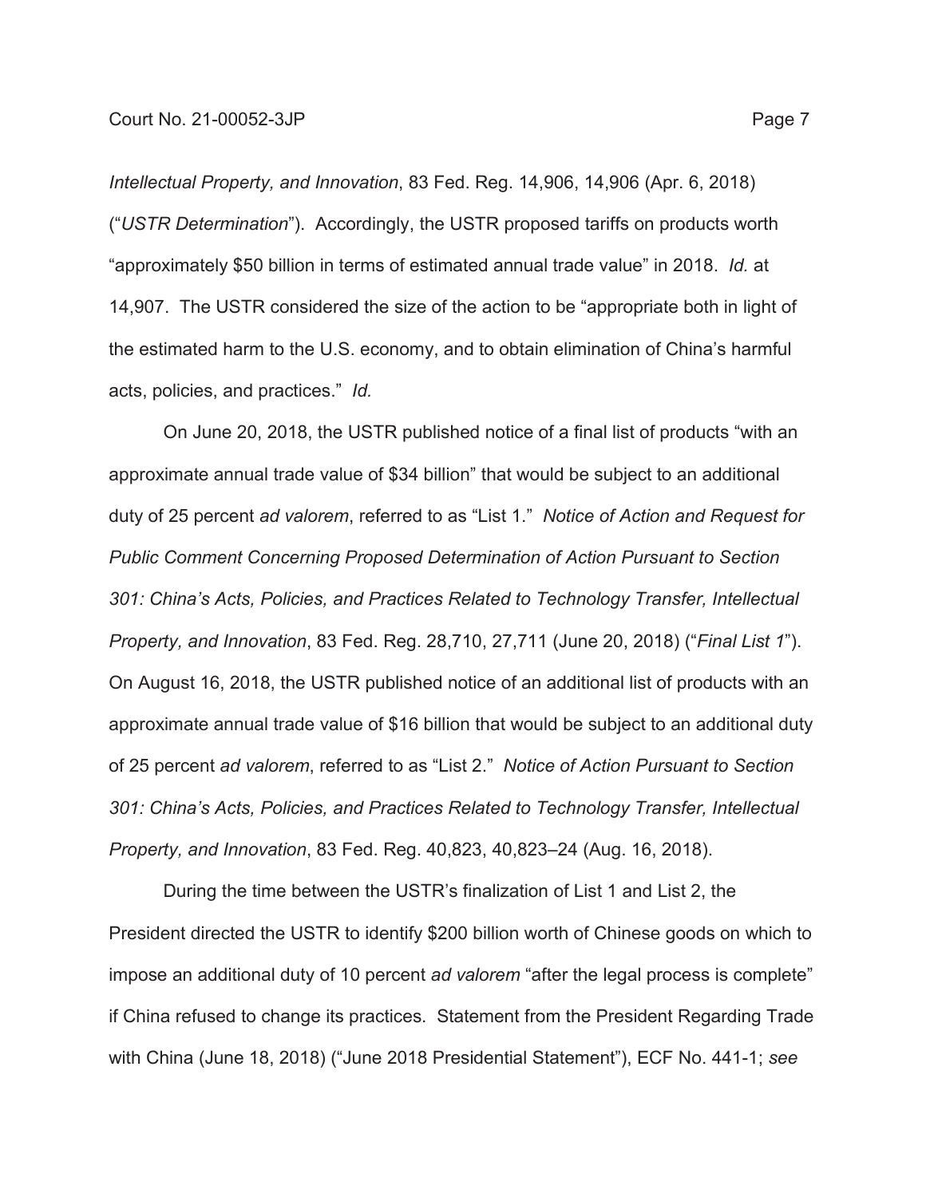*Intellectual Property, and Innovation*, 83 Fed. Reg. 14,906, 14,906 (Apr. 6, 2018) ("*USTR Determination*"). Accordingly, the USTR proposed tariffs on products worth "approximately $50 billion in terms of estimated annual trade value" in 2018. *Id.* at 14,907. The USTR considered the size of the action to be "appropriate both in light of the estimated harm to the U.S. economy, and to obtain elimination of China's harmful acts, policies, and practices." *Id.*

On June 20, 2018, the USTR published notice of a final list of products "with an approximate annual trade value of $34 billion" that would be subject to an additional duty of 25 percent *ad valorem*, referred to as "List 1." *Notice of Action and Request for Public Comment Concerning Proposed Determination of Action Pursuant to Section 301: China's Acts, Policies, and Practices Related to Technology Transfer, Intellectual Property, and Innovation*, 83 Fed. Reg. 28,710, 27,711 (June 20, 2018) ("*Final List 1*"). On August 16, 2018, the USTR published notice of an additional list of products with an approximate annual trade value of $16 billion that would be subject to an additional duty of 25 percent *ad valorem*, referred to as "List 2." *Notice of Action Pursuant to Section 301: China's Acts, Policies, and Practices Related to Technology Transfer, Intellectual Property, and Innovation*, 83 Fed. Reg. 40,823, 40,823–24 (Aug. 16, 2018).

During the time between the USTR's finalization of List 1 and List 2, the President directed the USTR to identify $200 billion worth of Chinese goods on which to impose an additional duty of 10 percent *ad valorem* "after the legal process is complete" if China refused to change its practices. Statement from the President Regarding Trade with China (June 18, 2018) ("June 2018 Presidential Statement"), ECF No. 441-1; *see*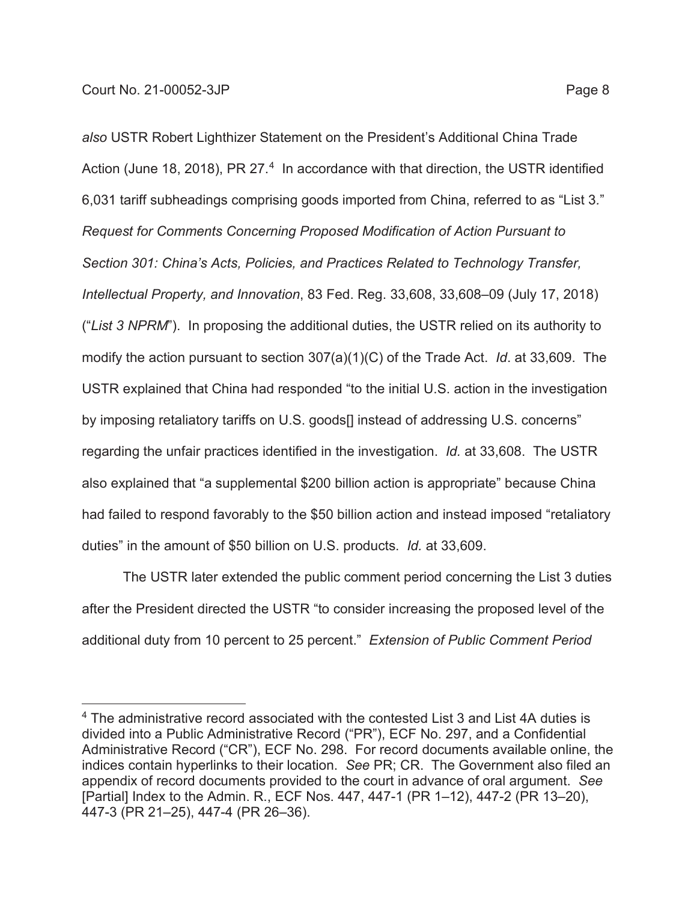*also* USTR Robert Lighthizer Statement on the President's Additional China Trade Action (June 18, 2018), PR 27.[4] In accordance with that direction, the USTR identified 6,031 tariff subheadings comprising goods imported from China, referred to as "List 3." *Request for Comments Concerning Proposed Modification of Action Pursuant to Section 301: China's Acts, Policies, and Practices Related to Technology Transfer, Intellectual Property, and Innovation*, 83 Fed. Reg. 33,608, 33,608–09 (July 17, 2018) ("*List 3 NPRM*"). In proposing the additional duties, the USTR relied on its authority to modify the action pursuant to section 307(a)(1)(C) of the Trade Act. *Id*. at 33,609. The USTR explained that China had responded "to the initial U.S. action in the investigation by imposing retaliatory tariffs on U.S. goods[] instead of addressing U.S. concerns" regarding the unfair practices identified in the investigation. *Id.* at 33,608. The USTR also explained that "a supplemental $200 billion action is appropriate" because China had failed to respond favorably to the $50 billion action and instead imposed "retaliatory duties" in the amount of $50 billion on U.S. products. *Id.* at 33,609.

The USTR later extended the public comment period concerning the List 3 duties after the President directed the USTR "to consider increasing the proposed level of the additional duty from 10 percent to 25 percent." *Extension of Public Comment Period*

---

[4] The administrative record associated with the contested List 3 and List 4A duties is divided into a Public Administrative Record ("PR"), ECF No. 297, and a Confidential Administrative Record ("CR"), ECF No. 298. For record documents available online, the indices contain hyperlinks to their location. *See* PR; CR. The Government also filed an appendix of record documents provided to the court in advance of oral argument. *See* [Partial] Index to the Admin. R., ECF Nos. 447, 447-1 (PR 1–12), 447-2 (PR 13–20), 447-3 (PR 21–25), 447-4 (PR 26–36).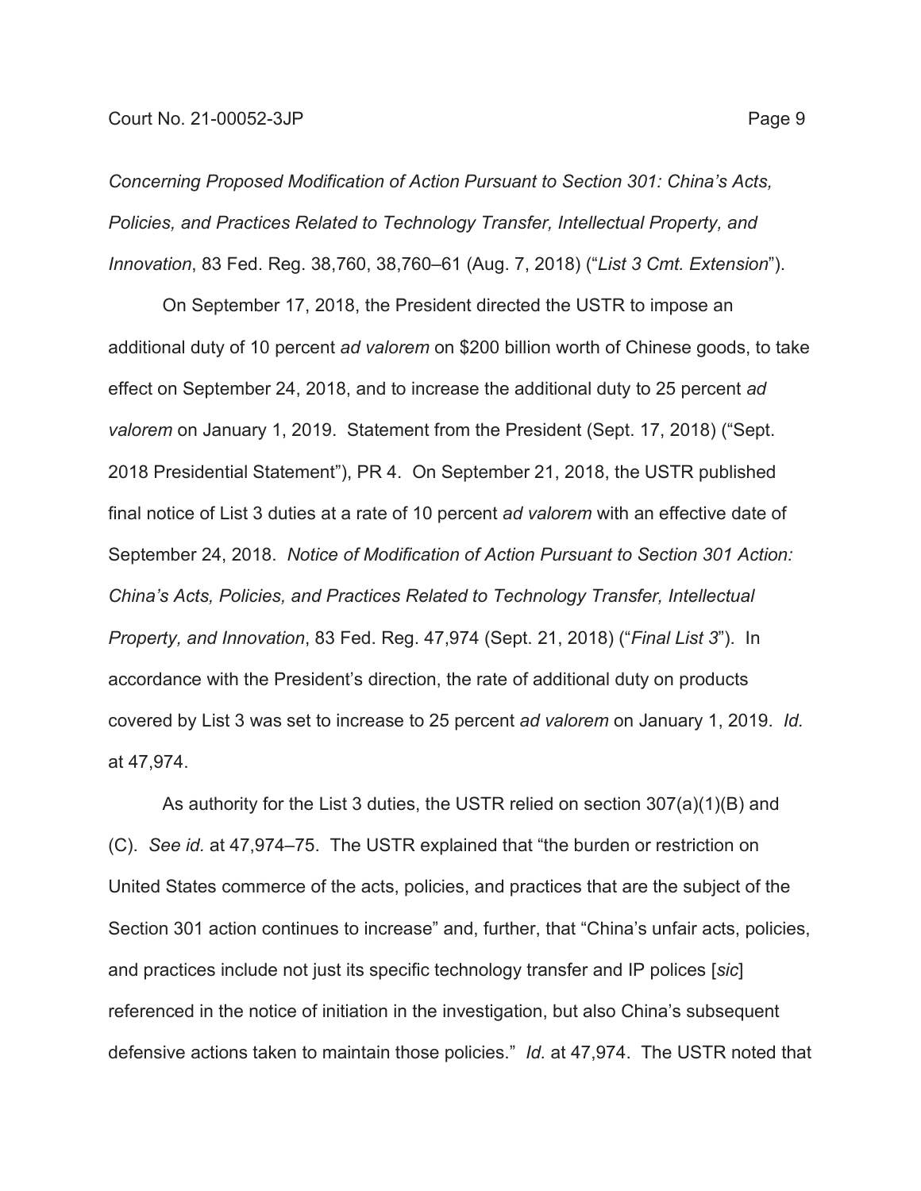*Concerning Proposed Modification of Action Pursuant to Section 301: China's Acts, Policies, and Practices Related to Technology Transfer, Intellectual Property, and Innovation*, 83 Fed. Reg. 38,760, 38,760–61 (Aug. 7, 2018) ("*List 3 Cmt. Extension*").

On September 17, 2018, the President directed the USTR to impose an additional duty of 10 percent *ad valorem* on $200 billion worth of Chinese goods, to take effect on September 24, 2018, and to increase the additional duty to 25 percent *ad valorem* on January 1, 2019. Statement from the President (Sept. 17, 2018) ("Sept. 2018 Presidential Statement"), PR 4. On September 21, 2018, the USTR published final notice of List 3 duties at a rate of 10 percent *ad valorem* with an effective date of September 24, 2018. *Notice of Modification of Action Pursuant to Section 301 Action: China's Acts, Policies, and Practices Related to Technology Transfer, Intellectual Property, and Innovation*, 83 Fed. Reg. 47,974 (Sept. 21, 2018) ("*Final List 3*"). In accordance with the President's direction, the rate of additional duty on products covered by List 3 was set to increase to 25 percent *ad valorem* on January 1, 2019. *Id.* at 47,974.

As authority for the List 3 duties, the USTR relied on section 307(a)(1)(B) and (C). *See id.* at 47,974–75. The USTR explained that "the burden or restriction on United States commerce of the acts, policies, and practices that are the subject of the Section 301 action continues to increase" and, further, that "China's unfair acts, policies, and practices include not just its specific technology transfer and IP polices [*sic*] referenced in the notice of initiation in the investigation, but also China's subsequent defensive actions taken to maintain those policies." *Id.* at 47,974. The USTR noted that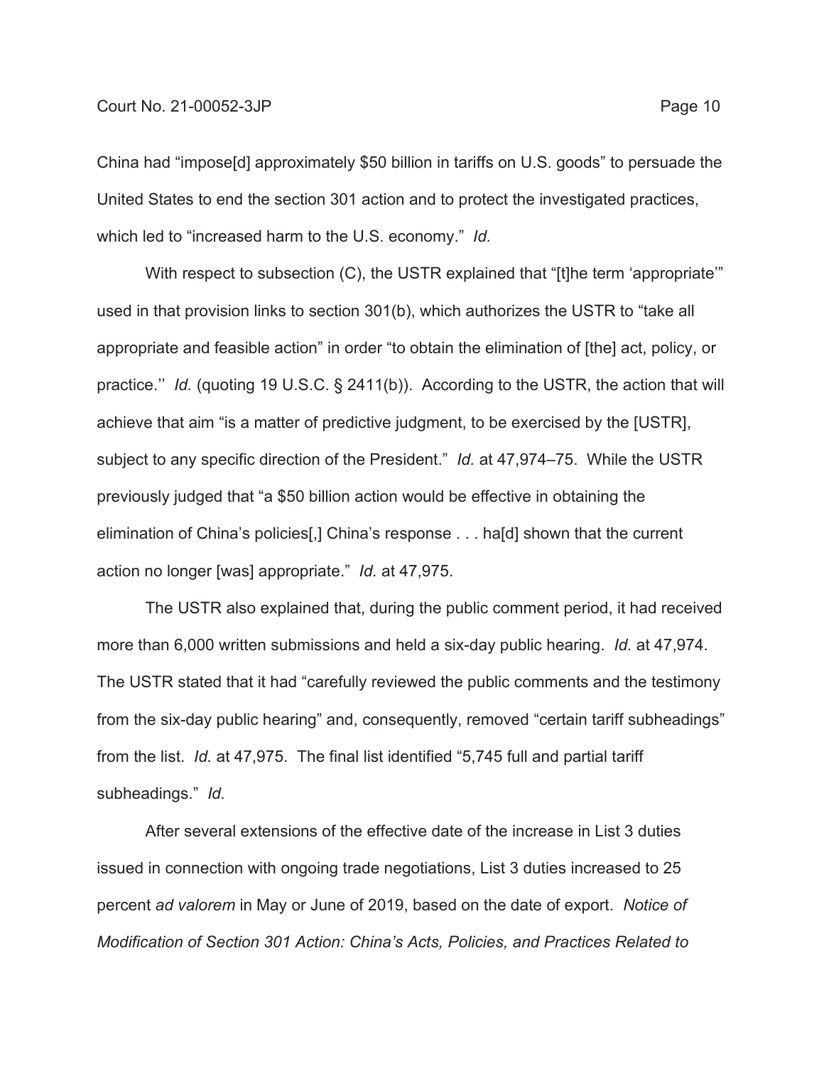China had "impose[d] approximately $50 billion in tariffs on U.S. goods" to persuade the United States to end the section 301 action and to protect the investigated practices, which led to "increased harm to the U.S. economy." *Id.*

With respect to subsection (C), the USTR explained that "[t]he term 'appropriate'" used in that provision links to section 301(b), which authorizes the USTR to "take all appropriate and feasible action" in order "to obtain the elimination of [the] act, policy, or practice.'' *Id.* (quoting 19 U.S.C. § 2411(b)). According to the USTR, the action that will achieve that aim "is a matter of predictive judgment, to be exercised by the [USTR], subject to any specific direction of the President." *Id.* at 47,974–75. While the USTR previously judged that "a $50 billion action would be effective in obtaining the elimination of China's policies[,] China's response . . . ha[d] shown that the current action no longer [was] appropriate." *Id.* at 47,975.

The USTR also explained that, during the public comment period, it had received more than 6,000 written submissions and held a six-day public hearing. *Id.* at 47,974. The USTR stated that it had "carefully reviewed the public comments and the testimony from the six-day public hearing" and, consequently, removed "certain tariff subheadings" from the list. *Id.* at 47,975. The final list identified "5,745 full and partial tariff subheadings." *Id.*

After several extensions of the effective date of the increase in List 3 duties issued in connection with ongoing trade negotiations, List 3 duties increased to 25 percent *ad valorem* in May or June of 2019, based on the date of export. *Notice of Modification of Section 301 Action: China's Acts, Policies, and Practices Related to*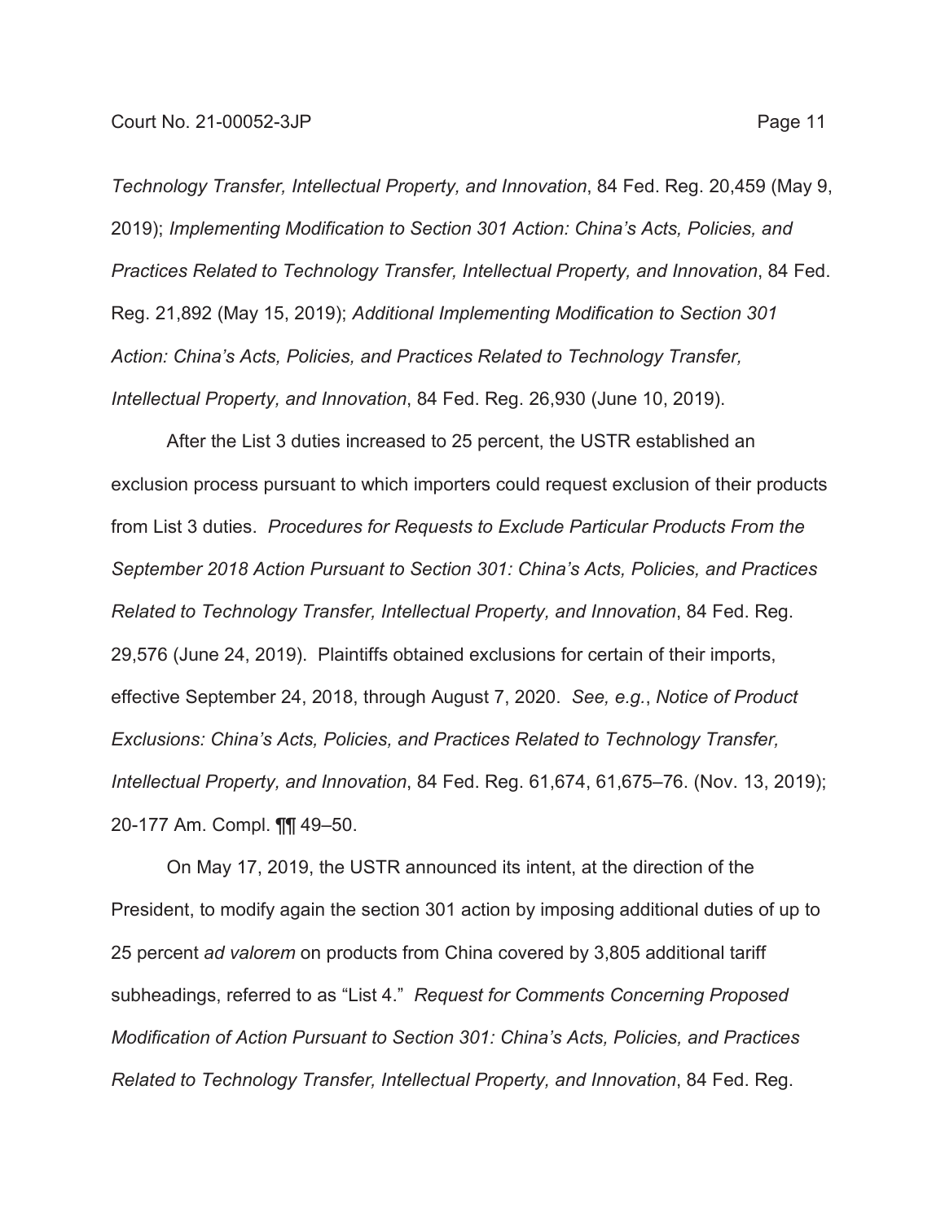*Technology Transfer, Intellectual Property, and Innovation*, 84 Fed. Reg. 20,459 (May 9, 2019); *Implementing Modification to Section 301 Action: China's Acts, Policies, and Practices Related to Technology Transfer, Intellectual Property, and Innovation*, 84 Fed. Reg. 21,892 (May 15, 2019); *Additional Implementing Modification to Section 301 Action: China's Acts, Policies, and Practices Related to Technology Transfer, Intellectual Property, and Innovation*, 84 Fed. Reg. 26,930 (June 10, 2019).

After the List 3 duties increased to 25 percent, the USTR established an exclusion process pursuant to which importers could request exclusion of their products from List 3 duties. *Procedures for Requests to Exclude Particular Products From the September 2018 Action Pursuant to Section 301: China's Acts, Policies, and Practices Related to Technology Transfer, Intellectual Property, and Innovation*, 84 Fed. Reg. 29,576 (June 24, 2019). Plaintiffs obtained exclusions for certain of their imports, effective September 24, 2018, through August 7, 2020. *See, e.g.*, *Notice of Product Exclusions: China's Acts, Policies, and Practices Related to Technology Transfer, Intellectual Property, and Innovation*, 84 Fed. Reg. 61,674, 61,675–76. (Nov. 13, 2019); 20-177 Am. Compl. ¶¶ 49–50.

On May 17, 2019, the USTR announced its intent, at the direction of the President, to modify again the section 301 action by imposing additional duties of up to 25 percent *ad valorem* on products from China covered by 3,805 additional tariff subheadings, referred to as "List 4." *Request for Comments Concerning Proposed Modification of Action Pursuant to Section 301: China's Acts, Policies, and Practices Related to Technology Transfer, Intellectual Property, and Innovation*, 84 Fed. Reg.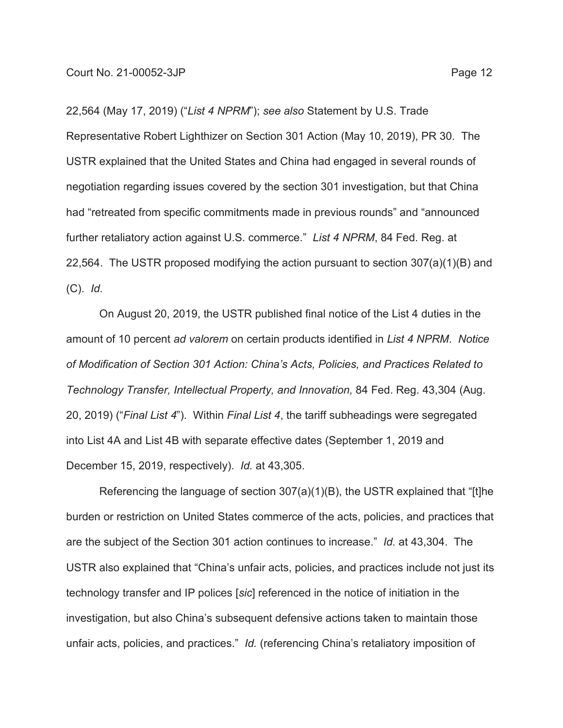22,564 (May 17, 2019) ("*List 4 NPRM*"); *see also* Statement by U.S. Trade Representative Robert Lighthizer on Section 301 Action (May 10, 2019), PR 30. The USTR explained that the United States and China had engaged in several rounds of negotiation regarding issues covered by the section 301 investigation, but that China had "retreated from specific commitments made in previous rounds" and "announced further retaliatory action against U.S. commerce." *List 4 NPRM*, 84 Fed. Reg. at 22,564. The USTR proposed modifying the action pursuant to section 307(a)(1)(B) and (C). *Id.*

On August 20, 2019, the USTR published final notice of the List 4 duties in the amount of 10 percent *ad valorem* on certain products identified in *List 4 NPRM*. *Notice of Modification of Section 301 Action: China's Acts, Policies, and Practices Related to Technology Transfer, Intellectual Property, and Innovation,* 84 Fed. Reg. 43,304 (Aug. 20, 2019) ("*Final List 4*"). Within *Final List 4*, the tariff subheadings were segregated into List 4A and List 4B with separate effective dates (September 1, 2019 and December 15, 2019, respectively). *Id.* at 43,305.

Referencing the language of section 307(a)(1)(B), the USTR explained that "[t]he burden or restriction on United States commerce of the acts, policies, and practices that are the subject of the Section 301 action continues to increase." *Id.* at 43,304. The USTR also explained that "China's unfair acts, policies, and practices include not just its technology transfer and IP polices [*sic*] referenced in the notice of initiation in the investigation, but also China's subsequent defensive actions taken to maintain those unfair acts, policies, and practices." *Id.* (referencing China's retaliatory imposition of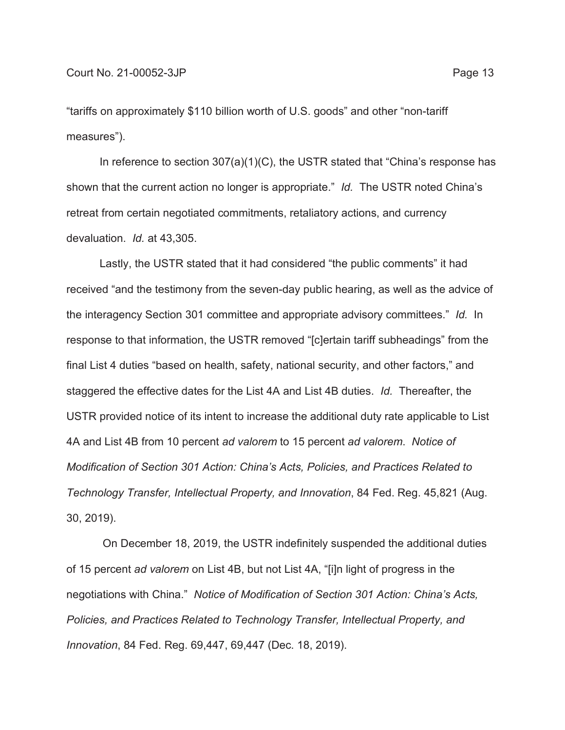"tariffs on approximately $110 billion worth of U.S. goods" and other "non-tariff measures").

In reference to section 307(a)(1)(C), the USTR stated that "China's response has shown that the current action no longer is appropriate." *Id.* The USTR noted China's retreat from certain negotiated commitments, retaliatory actions, and currency devaluation. *Id.* at 43,305.

Lastly, the USTR stated that it had considered "the public comments" it had received "and the testimony from the seven-day public hearing, as well as the advice of the interagency Section 301 committee and appropriate advisory committees." *Id.* In response to that information, the USTR removed "[c]ertain tariff subheadings" from the final List 4 duties "based on health, safety, national security, and other factors," and staggered the effective dates for the List 4A and List 4B duties. *Id.* Thereafter, the USTR provided notice of its intent to increase the additional duty rate applicable to List 4A and List 4B from 10 percent *ad valorem* to 15 percent *ad valorem*. *Notice of Modification of Section 301 Action: China's Acts, Policies, and Practices Related to Technology Transfer, Intellectual Property, and Innovation*, 84 Fed. Reg. 45,821 (Aug. 30, 2019).

On December 18, 2019, the USTR indefinitely suspended the additional duties of 15 percent *ad valorem* on List 4B, but not List 4A, "[i]n light of progress in the negotiations with China." *Notice of Modification of Section 301 Action: China's Acts, Policies, and Practices Related to Technology Transfer, Intellectual Property, and Innovation*, 84 Fed. Reg. 69,447, 69,447 (Dec. 18, 2019).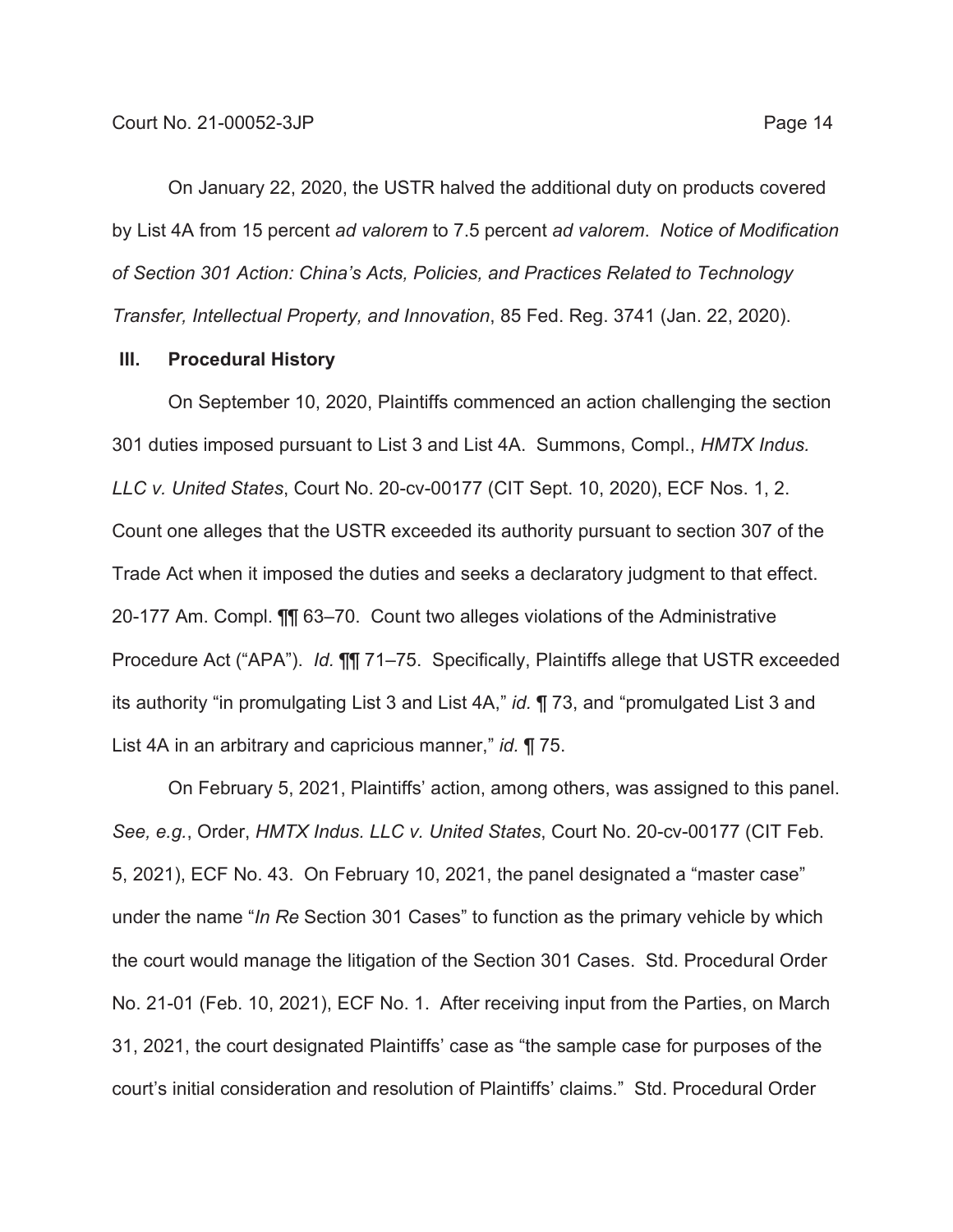On January 22, 2020, the USTR halved the additional duty on products covered by List 4A from 15 percent *ad valorem* to 7.5 percent *ad valorem*. *Notice of Modification of Section 301 Action: China's Acts, Policies, and Practices Related to Technology Transfer, Intellectual Property, and Innovation*, 85 Fed. Reg. 3741 (Jan. 22, 2020).

## III. Procedural History

On September 10, 2020, Plaintiffs commenced an action challenging the section 301 duties imposed pursuant to List 3 and List 4A. Summons, Compl., *HMTX Indus. LLC v. United States*, Court No. 20-cv-00177 (CIT Sept. 10, 2020), ECF Nos. 1, 2. Count one alleges that the USTR exceeded its authority pursuant to section 307 of the Trade Act when it imposed the duties and seeks a declaratory judgment to that effect. 20-177 Am. Compl. ¶¶ 63–70. Count two alleges violations of the Administrative Procedure Act ("APA"). *Id.* ¶¶ 71–75. Specifically, Plaintiffs allege that USTR exceeded its authority "in promulgating List 3 and List 4A," *id.* ¶ 73, and "promulgated List 3 and List 4A in an arbitrary and capricious manner," *id.* ¶ 75.

On February 5, 2021, Plaintiffs' action, among others, was assigned to this panel. *See, e.g.*, Order, *HMTX Indus. LLC v. United States*, Court No. 20-cv-00177 (CIT Feb. 5, 2021), ECF No. 43. On February 10, 2021, the panel designated a "master case" under the name "*In Re* Section 301 Cases" to function as the primary vehicle by which the court would manage the litigation of the Section 301 Cases. Std. Procedural Order No. 21-01 (Feb. 10, 2021), ECF No. 1. After receiving input from the Parties, on March 31, 2021, the court designated Plaintiffs' case as "the sample case for purposes of the court's initial consideration and resolution of Plaintiffs' claims." Std. Procedural Order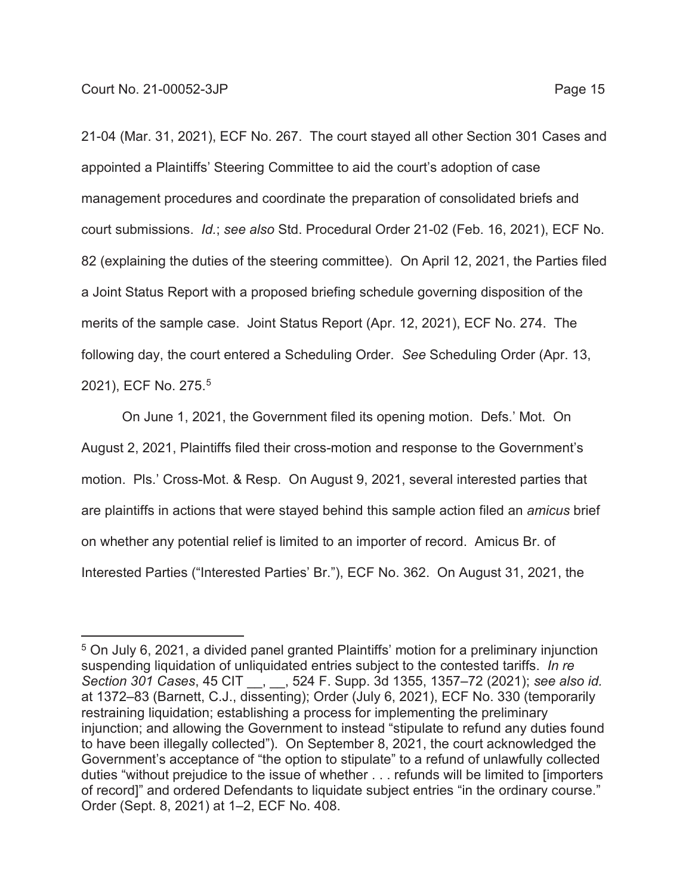21-04 (Mar. 31, 2021), ECF No. 267. The court stayed all other Section 301 Cases and appointed a Plaintiffs' Steering Committee to aid the court's adoption of case management procedures and coordinate the preparation of consolidated briefs and court submissions. *Id.*; *see also* Std. Procedural Order 21-02 (Feb. 16, 2021), ECF No. 82 (explaining the duties of the steering committee). On April 12, 2021, the Parties filed a Joint Status Report with a proposed briefing schedule governing disposition of the merits of the sample case. Joint Status Report (Apr. 12, 2021), ECF No. 274. The following day, the court entered a Scheduling Order. *See* Scheduling Order (Apr. 13, 2021), ECF No. 275.[5]

On June 1, 2021, the Government filed its opening motion. Defs.' Mot. On August 2, 2021, Plaintiffs filed their cross-motion and response to the Government's motion. Pls.' Cross-Mot. & Resp. On August 9, 2021, several interested parties that are plaintiffs in actions that were stayed behind this sample action filed an *amicus* brief on whether any potential relief is limited to an importer of record. Amicus Br. of Interested Parties ("Interested Parties' Br."), ECF No. 362. On August 31, 2021, the

---

[5] On July 6, 2021, a divided panel granted Plaintiffs' motion for a preliminary injunction suspending liquidation of unliquidated entries subject to the contested tariffs. *In re Section 301 Cases*, 45 CIT __, __, 524 F. Supp. 3d 1355, 1357–72 (2021); *see also id.* at 1372–83 (Barnett, C.J., dissenting); Order (July 6, 2021), ECF No. 330 (temporarily restraining liquidation; establishing a process for implementing the preliminary injunction; and allowing the Government to instead "stipulate to refund any duties found to have been illegally collected"). On September 8, 2021, the court acknowledged the Government's acceptance of "the option to stipulate" to a refund of unlawfully collected duties "without prejudice to the issue of whether . . . refunds will be limited to [importers of record]" and ordered Defendants to liquidate subject entries "in the ordinary course." Order (Sept. 8, 2021) at 1–2, ECF No. 408.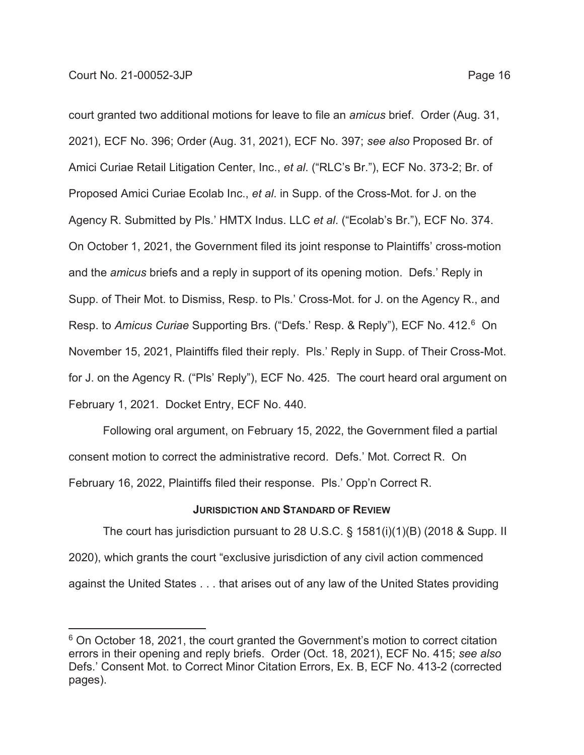court granted two additional motions for leave to file an *amicus* brief. Order (Aug. 31, 2021), ECF No. 396; Order (Aug. 31, 2021), ECF No. 397; *see also* Proposed Br. of Amici Curiae Retail Litigation Center, Inc., *et al*. ("RLC's Br."), ECF No. 373-2; Br. of Proposed Amici Curiae Ecolab Inc., *et al*. in Supp. of the Cross-Mot. for J. on the Agency R. Submitted by Pls.' HMTX Indus. LLC *et al*. ("Ecolab's Br."), ECF No. 374. On October 1, 2021, the Government filed its joint response to Plaintiffs' cross-motion and the *amicus* briefs and a reply in support of its opening motion. Defs.' Reply in Supp. of Their Mot. to Dismiss, Resp. to Pls.' Cross-Mot. for J. on the Agency R., and Resp. to *Amicus Curiae* Supporting Brs. ("Defs.' Resp. & Reply"), ECF No. 412.[6] On November 15, 2021, Plaintiffs filed their reply. Pls.' Reply in Supp. of Their Cross-Mot. for J. on the Agency R. ("Pls' Reply"), ECF No. 425. The court heard oral argument on February 1, 2021. Docket Entry, ECF No. 440.

Following oral argument, on February 15, 2022, the Government filed a partial consent motion to correct the administrative record. Defs.' Mot. Correct R. On February 16, 2022, Plaintiffs filed their response. Pls.' Opp'n Correct R.

## JURISDICTION AND STANDARD OF REVIEW

The court has jurisdiction pursuant to 28 U.S.C. § 1581(i)(1)(B) (2018 & Supp. II 2020), which grants the court "exclusive jurisdiction of any civil action commenced against the United States . . . that arises out of any law of the United States providing

---

[6] On October 18, 2021, the court granted the Government's motion to correct citation errors in their opening and reply briefs. Order (Oct. 18, 2021), ECF No. 415; *see also* Defs.' Consent Mot. to Correct Minor Citation Errors, Ex. B, ECF No. 413-2 (corrected pages).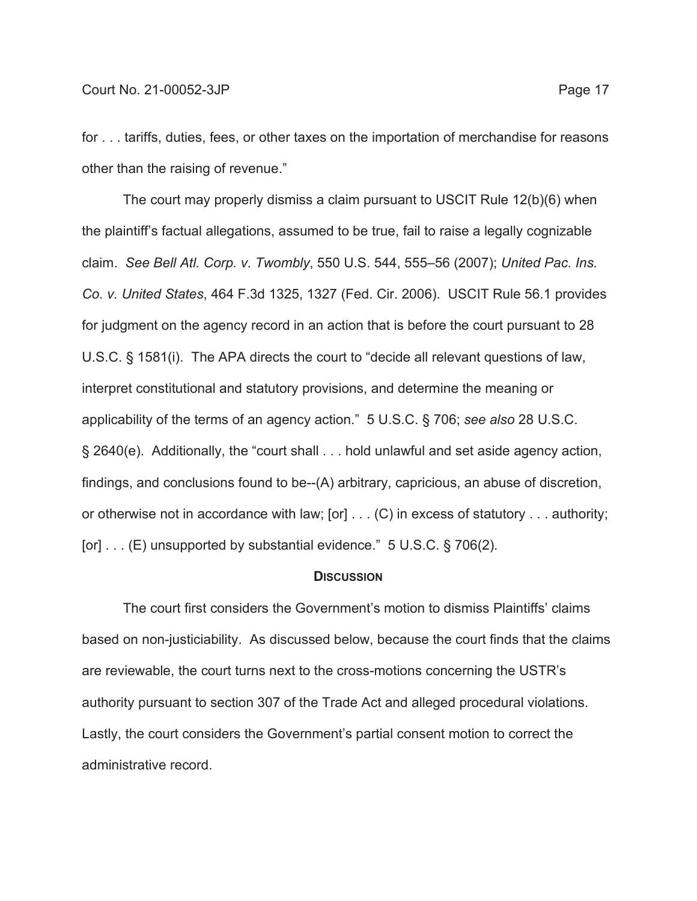for . . . tariffs, duties, fees, or other taxes on the importation of merchandise for reasons other than the raising of revenue."

The court may properly dismiss a claim pursuant to USCIT Rule 12(b)(6) when the plaintiff's factual allegations, assumed to be true, fail to raise a legally cognizable claim. *See Bell Atl. Corp. v. Twombly*, 550 U.S. 544, 555–56 (2007); *United Pac. Ins. Co. v. United States*, 464 F.3d 1325, 1327 (Fed. Cir. 2006). USCIT Rule 56.1 provides for judgment on the agency record in an action that is before the court pursuant to 28 U.S.C. § 1581(i). The APA directs the court to "decide all relevant questions of law, interpret constitutional and statutory provisions, and determine the meaning or applicability of the terms of an agency action." 5 U.S.C. § 706; *see also* 28 U.S.C. § 2640(e). Additionally, the "court shall . . . hold unlawful and set aside agency action, findings, and conclusions found to be--(A) arbitrary, capricious, an abuse of discretion, or otherwise not in accordance with law; [or] . . . (C) in excess of statutory . . . authority; [or] . . . (E) unsupported by substantial evidence." 5 U.S.C. § 706(2).

## DISCUSSION

The court first considers the Government's motion to dismiss Plaintiffs' claims based on non-justiciability. As discussed below, because the court finds that the claims are reviewable, the court turns next to the cross-motions concerning the USTR's authority pursuant to section 307 of the Trade Act and alleged procedural violations. Lastly, the court considers the Government's partial consent motion to correct the administrative record.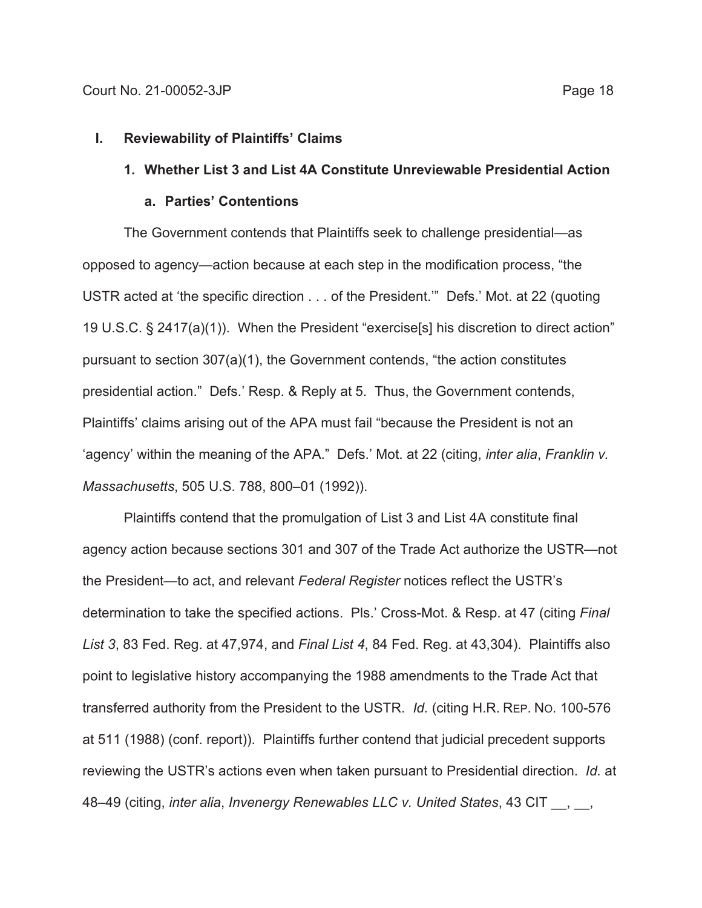## I. Reviewability of Plaintiffs' Claims

### 1. Whether List 3 and List 4A Constitute Unreviewable Presidential Action

#### a. Parties' Contentions

The Government contends that Plaintiffs seek to challenge presidential—as opposed to agency—action because at each step in the modification process, "the USTR acted at 'the specific direction . . . of the President.'" Defs.' Mot. at 22 (quoting 19 U.S.C. § 2417(a)(1)). When the President "exercise[s] his discretion to direct action" pursuant to section 307(a)(1), the Government contends, "the action constitutes presidential action." Defs.' Resp. & Reply at 5. Thus, the Government contends, Plaintiffs' claims arising out of the APA must fail "because the President is not an 'agency' within the meaning of the APA." Defs.' Mot. at 22 (citing, *inter alia*, *Franklin v. Massachusetts*, 505 U.S. 788, 800–01 (1992)).

Plaintiffs contend that the promulgation of List 3 and List 4A constitute final agency action because sections 301 and 307 of the Trade Act authorize the USTR—not the President—to act, and relevant *Federal Register* notices reflect the USTR's determination to take the specified actions. Pls.' Cross-Mot. & Resp. at 47 (citing *Final List 3*, 83 Fed. Reg. at 47,974, and *Final List 4*, 84 Fed. Reg. at 43,304). Plaintiffs also point to legislative history accompanying the 1988 amendments to the Trade Act that transferred authority from the President to the USTR. *Id.* (citing H.R. REP. NO. 100-576 at 511 (1988) (conf. report)). Plaintiffs further contend that judicial precedent supports reviewing the USTR's actions even when taken pursuant to Presidential direction. *Id.* at 48–49 (citing, *inter alia*, *Invenergy Renewables LLC v. United States*, 43 CIT __, __,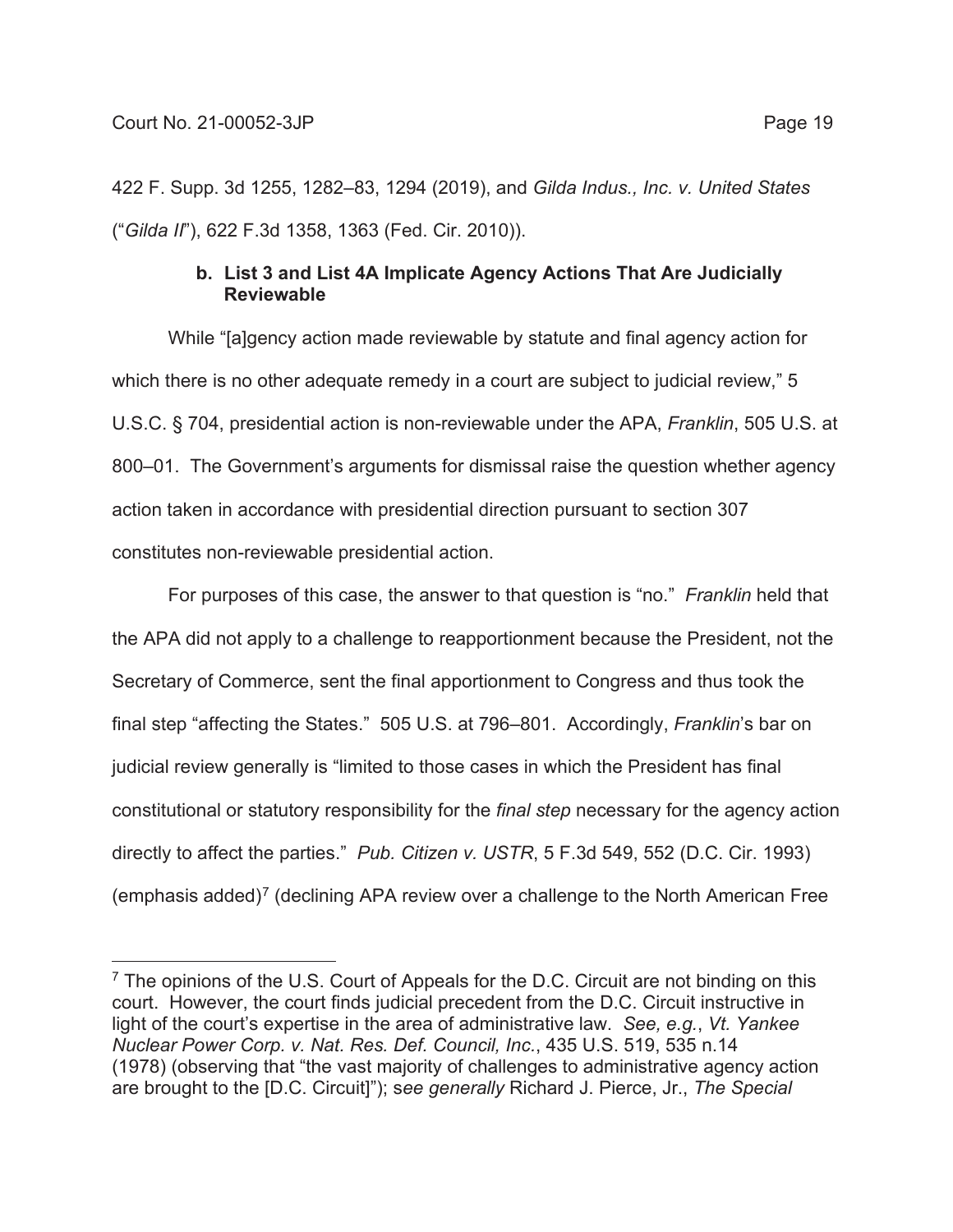422 F. Supp. 3d 1255, 1282–83, 1294 (2019), and *Gilda Indus., Inc. v. United States* ("*Gilda II*"), 622 F.3d 1358, 1363 (Fed. Cir. 2010)).

#### b. List 3 and List 4A Implicate Agency Actions That Are Judicially Reviewable

While "[a]gency action made reviewable by statute and final agency action for which there is no other adequate remedy in a court are subject to judicial review," 5 U.S.C. § 704, presidential action is non-reviewable under the APA, *Franklin*, 505 U.S. at 800–01. The Government's arguments for dismissal raise the question whether agency action taken in accordance with presidential direction pursuant to section 307 constitutes non-reviewable presidential action.

For purposes of this case, the answer to that question is "no." *Franklin* held that the APA did not apply to a challenge to reapportionment because the President, not the Secretary of Commerce, sent the final apportionment to Congress and thus took the final step "affecting the States." 505 U.S. at 796–801. Accordingly, *Franklin*'s bar on judicial review generally is "limited to those cases in which the President has final constitutional or statutory responsibility for the *final step* necessary for the agency action directly to affect the parties." *Pub. Citizen v. USTR*, 5 F.3d 549, 552 (D.C. Cir. 1993) (emphasis added)[7] (declining APA review over a challenge to the North American Free

[7] The opinions of the U.S. Court of Appeals for the D.C. Circuit are not binding on this court. However, the court finds judicial precedent from the D.C. Circuit instructive in light of the court's expertise in the area of administrative law. *See, e.g.*, *Vt. Yankee Nuclear Power Corp. v. Nat. Res. Def. Council, Inc.*, 435 U.S. 519, 535 n.14 (1978) (observing that "the vast majority of challenges to administrative agency action are brought to the [D.C. Circuit]"); *see generally* Richard J. Pierce, Jr., *The Special*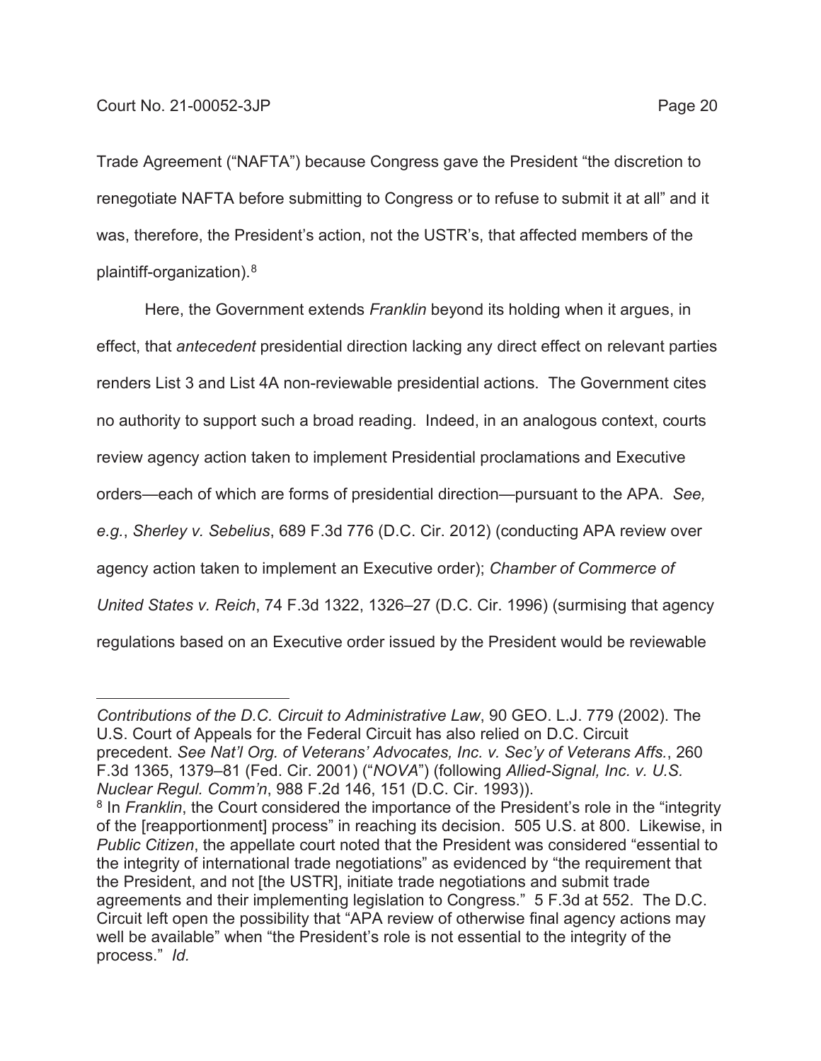Trade Agreement ("NAFTA") because Congress gave the President "the discretion to renegotiate NAFTA before submitting to Congress or to refuse to submit it at all" and it was, therefore, the President's action, not the USTR's, that affected members of the plaintiff-organization).[8]

Here, the Government extends *Franklin* beyond its holding when it argues, in effect, that *antecedent* presidential direction lacking any direct effect on relevant parties renders List 3 and List 4A non-reviewable presidential actions. The Government cites no authority to support such a broad reading. Indeed, in an analogous context, courts review agency action taken to implement Presidential proclamations and Executive orders—each of which are forms of presidential direction—pursuant to the APA. *See, e.g.*, *Sherley v. Sebelius*, 689 F.3d 776 (D.C. Cir. 2012) (conducting APA review over agency action taken to implement an Executive order); *Chamber of Commerce of United States v. Reich*, 74 F.3d 1322, 1326–27 (D.C. Cir. 1996) (surmising that agency regulations based on an Executive order issued by the President would be reviewable

---

*Contributions of the D.C. Circuit to Administrative Law*, 90 GEO. L.J. 779 (2002). The U.S. Court of Appeals for the Federal Circuit has also relied on D.C. Circuit precedent. *See Nat'l Org. of Veterans' Advocates, Inc. v. Sec'y of Veterans Affs.*, 260 F.3d 1365, 1379–81 (Fed. Cir. 2001) ("*NOVA*") (following *Allied-Signal, Inc. v. U.S. Nuclear Regul. Comm'n*, 988 F.2d 146, 151 (D.C. Cir. 1993)).

[8] In *Franklin*, the Court considered the importance of the President's role in the "integrity of the [reapportionment] process" in reaching its decision. 505 U.S. at 800. Likewise, in *Public Citizen*, the appellate court noted that the President was considered "essential to the integrity of international trade negotiations" as evidenced by "the requirement that the President, and not [the USTR], initiate trade negotiations and submit trade agreements and their implementing legislation to Congress." 5 F.3d at 552. The D.C. Circuit left open the possibility that "APA review of otherwise final agency actions may well be available" when "the President's role is not essential to the integrity of the process." *Id.*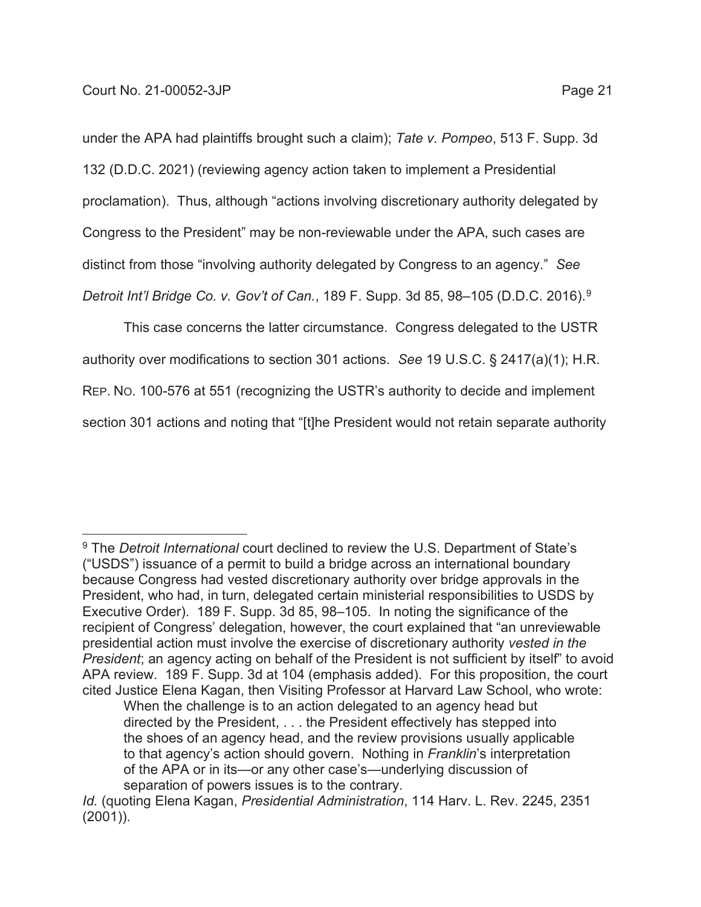under the APA had plaintiffs brought such a claim); *Tate v. Pompeo*, 513 F. Supp. 3d 132 (D.D.C. 2021) (reviewing agency action taken to implement a Presidential proclamation). Thus, although "actions involving discretionary authority delegated by Congress to the President" may be non-reviewable under the APA, such cases are distinct from those "involving authority delegated by Congress to an agency." *See Detroit Int'l Bridge Co. v. Gov't of Can.*, 189 F. Supp. 3d 85, 98–105 (D.D.C. 2016).[9]

This case concerns the latter circumstance. Congress delegated to the USTR authority over modifications to section 301 actions. *See* 19 U.S.C. § 2417(a)(1); H.R. REP. NO. 100-576 at 551 (recognizing the USTR's authority to decide and implement section 301 actions and noting that "[t]he President would not retain separate authority

---

[9] The *Detroit International* court declined to review the U.S. Department of State's ("USDS") issuance of a permit to build a bridge across an international boundary because Congress had vested discretionary authority over bridge approvals in the President, who had, in turn, delegated certain ministerial responsibilities to USDS by Executive Order). 189 F. Supp. 3d 85, 98–105. In noting the significance of the recipient of Congress' delegation, however, the court explained that "an unreviewable presidential action must involve the exercise of discretionary authority *vested in the President*; an agency acting on behalf of the President is not sufficient by itself" to avoid APA review. 189 F. Supp. 3d at 104 (emphasis added). For this proposition, the court cited Justice Elena Kagan, then Visiting Professor at Harvard Law School, who wrote:

> When the challenge is to an action delegated to an agency head but directed by the President, . . . the President effectively has stepped into the shoes of an agency head, and the review provisions usually applicable to that agency's action should govern. Nothing in *Franklin*'s interpretation of the APA or in its—or any other case's—underlying discussion of separation of powers issues is to the contrary.

*Id.* (quoting Elena Kagan, *Presidential Administration*, 114 Harv. L. Rev. 2245, 2351 (2001)).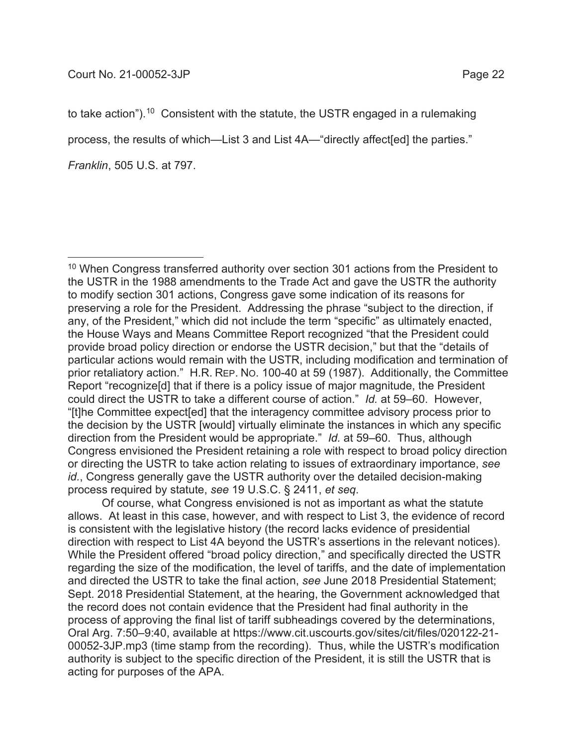to take action").[10] Consistent with the statute, the USTR engaged in a rulemaking process, the results of which—List 3 and List 4A—"directly affect[ed] the parties." *Franklin*, 505 U.S. at 797.

---

[10] When Congress transferred authority over section 301 actions from the President to the USTR in the 1988 amendments to the Trade Act and gave the USTR the authority to modify section 301 actions, Congress gave some indication of its reasons for preserving a role for the President. Addressing the phrase "subject to the direction, if any, of the President," which did not include the term "specific" as ultimately enacted, the House Ways and Means Committee Report recognized "that the President could provide broad policy direction or endorse the USTR decision," but that the "details of particular actions would remain with the USTR, including modification and termination of prior retaliatory action." H.R. REP. NO. 100-40 at 59 (1987). Additionally, the Committee Report "recognize[d] that if there is a policy issue of major magnitude, the President could direct the USTR to take a different course of action." *Id.* at 59–60. However, "[t]he Committee expect[ed] that the interagency committee advisory process prior to the decision by the USTR [would] virtually eliminate the instances in which any specific direction from the President would be appropriate." *Id.* at 59–60. Thus, although Congress envisioned the President retaining a role with respect to broad policy direction or directing the USTR to take action relating to issues of extraordinary importance, *see id.*, Congress generally gave the USTR authority over the detailed decision-making process required by statute, *see* 19 U.S.C. § 2411, *et seq*.

Of course, what Congress envisioned is not as important as what the statute allows. At least in this case, however, and with respect to List 3, the evidence of record is consistent with the legislative history (the record lacks evidence of presidential direction with respect to List 4A beyond the USTR's assertions in the relevant notices). While the President offered "broad policy direction," and specifically directed the USTR regarding the size of the modification, the level of tariffs, and the date of implementation and directed the USTR to take the final action, *see* June 2018 Presidential Statement; Sept. 2018 Presidential Statement, at the hearing, the Government acknowledged that the record does not contain evidence that the President had final authority in the process of approving the final list of tariff subheadings covered by the determinations, Oral Arg. 7:50–9:40, available at https://www.cit.uscourts.gov/sites/cit/files/020122-21-00052-3JP.mp3 (time stamp from the recording). Thus, while the USTR's modification authority is subject to the specific direction of the President, it is still the USTR that is acting for purposes of the APA.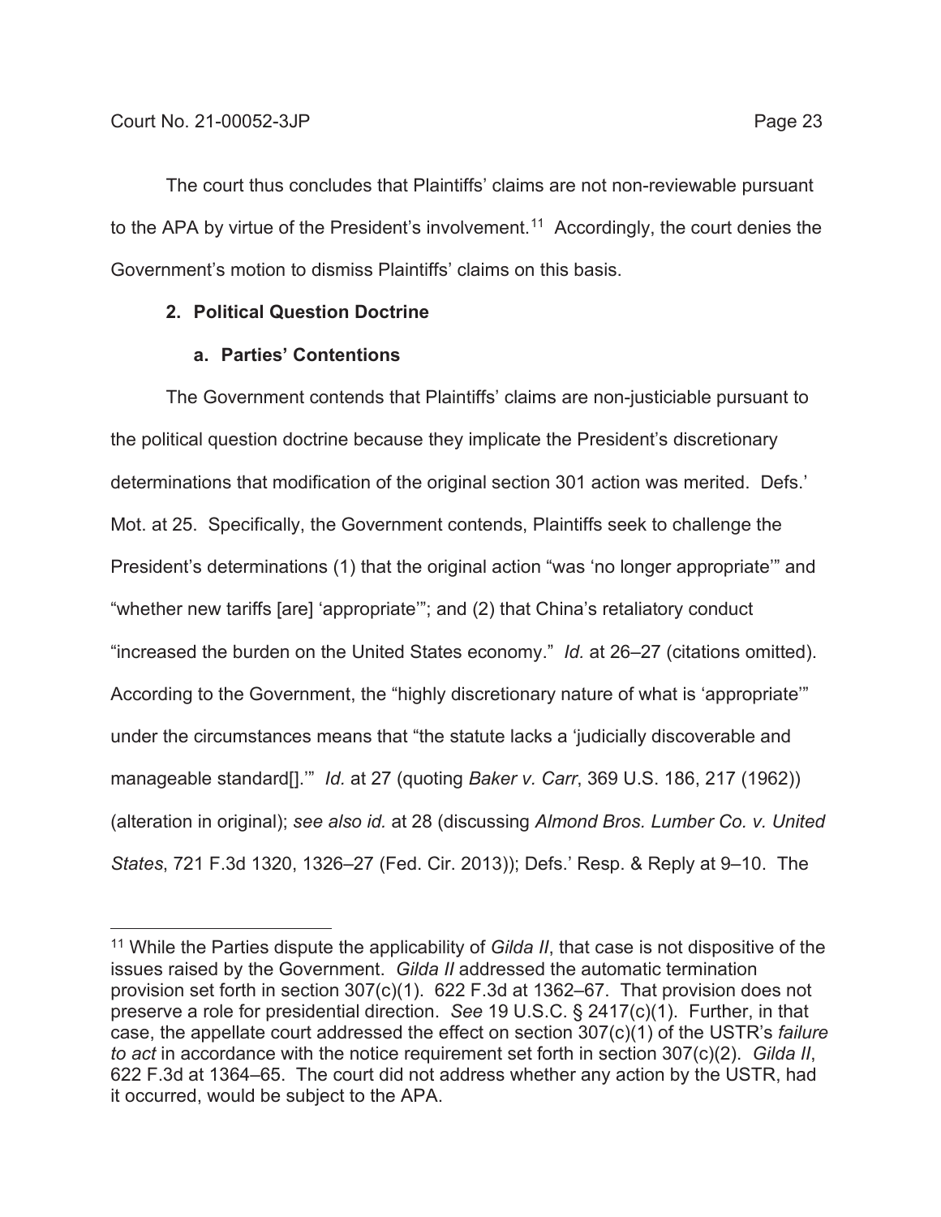The court thus concludes that Plaintiffs' claims are not non-reviewable pursuant to the APA by virtue of the President's involvement.[11] Accordingly, the court denies the Government's motion to dismiss Plaintiffs' claims on this basis.

### 2. Political Question Doctrine

#### a. Parties' Contentions

The Government contends that Plaintiffs' claims are non-justiciable pursuant to the political question doctrine because they implicate the President's discretionary determinations that modification of the original section 301 action was merited. Defs.' Mot. at 25. Specifically, the Government contends, Plaintiffs seek to challenge the President's determinations (1) that the original action "was 'no longer appropriate'" and "whether new tariffs [are] 'appropriate'"; and (2) that China's retaliatory conduct "increased the burden on the United States economy." *Id.* at 26–27 (citations omitted). According to the Government, the "highly discretionary nature of what is 'appropriate'" under the circumstances means that "the statute lacks a 'judicially discoverable and manageable standard[].'" *Id.* at 27 (quoting *Baker v. Carr*, 369 U.S. 186, 217 (1962)) (alteration in original); *see also id.* at 28 (discussing *Almond Bros. Lumber Co. v. United States*, 721 F.3d 1320, 1326–27 (Fed. Cir. 2013)); Defs.' Resp. & Reply at 9–10. The

---

[11] While the Parties dispute the applicability of *Gilda II*, that case is not dispositive of the issues raised by the Government. *Gilda II* addressed the automatic termination provision set forth in section 307(c)(1). 622 F.3d at 1362–67. That provision does not preserve a role for presidential direction. *See* 19 U.S.C. § 2417(c)(1). Further, in that case, the appellate court addressed the effect on section 307(c)(1) of the USTR's *failure to act* in accordance with the notice requirement set forth in section 307(c)(2). *Gilda II*, 622 F.3d at 1364–65. The court did not address whether any action by the USTR, had it occurred, would be subject to the APA.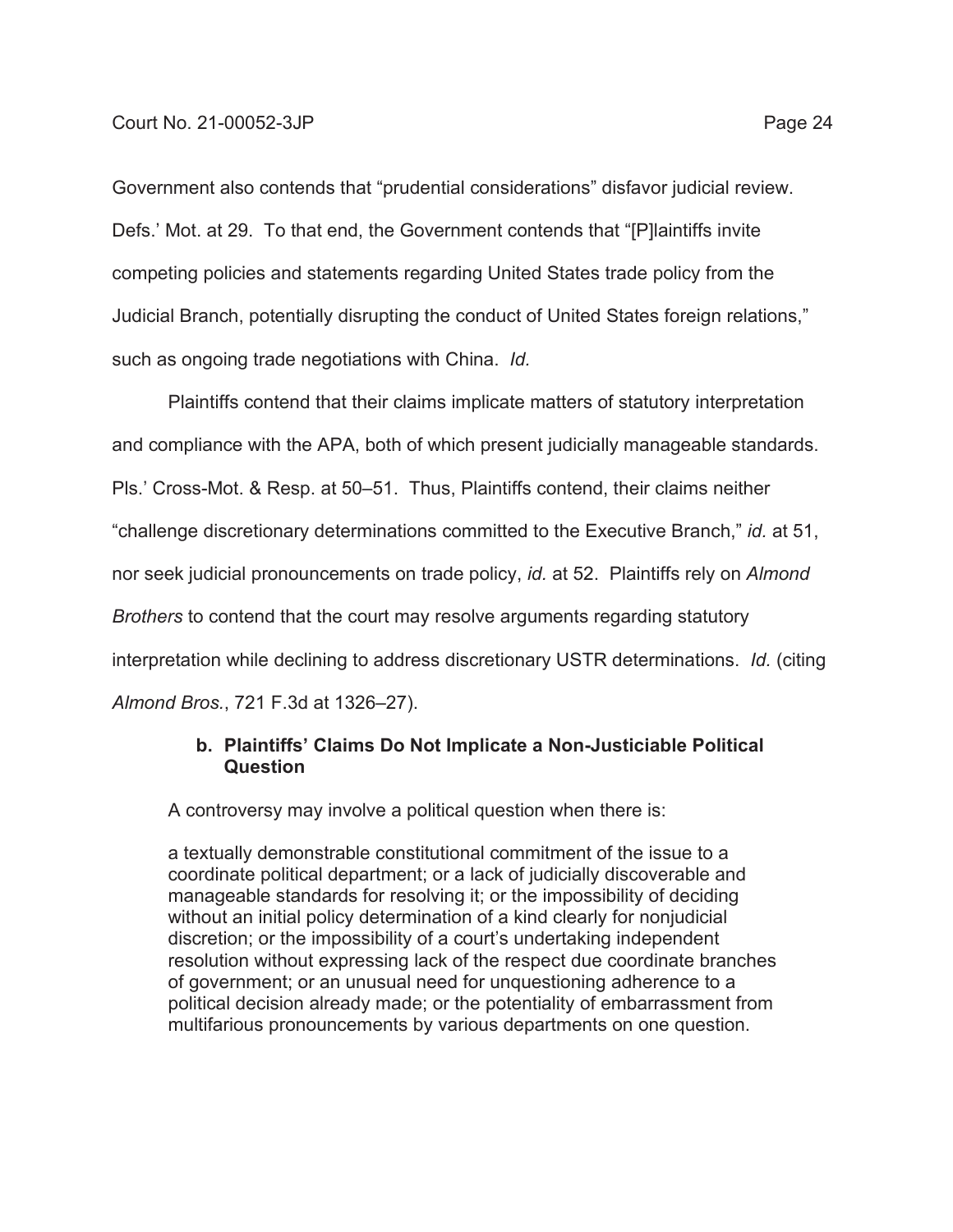Government also contends that "prudential considerations" disfavor judicial review. Defs.' Mot. at 29. To that end, the Government contends that "[P]laintiffs invite competing policies and statements regarding United States trade policy from the Judicial Branch, potentially disrupting the conduct of United States foreign relations," such as ongoing trade negotiations with China. *Id.*

Plaintiffs contend that their claims implicate matters of statutory interpretation and compliance with the APA, both of which present judicially manageable standards. Pls.' Cross-Mot. & Resp. at 50–51. Thus, Plaintiffs contend, their claims neither "challenge discretionary determinations committed to the Executive Branch," *id.* at 51, nor seek judicial pronouncements on trade policy, *id.* at 52. Plaintiffs rely on *Almond Brothers* to contend that the court may resolve arguments regarding statutory interpretation while declining to address discretionary USTR determinations. *Id.* (citing *Almond Bros.*, 721 F.3d at 1326–27).

#### b. Plaintiffs' Claims Do Not Implicate a Non-Justiciable Political Question

A controversy may involve a political question when there is:

> a textually demonstrable constitutional commitment of the issue to a coordinate political department; or a lack of judicially discoverable and manageable standards for resolving it; or the impossibility of deciding without an initial policy determination of a kind clearly for nonjudicial discretion; or the impossibility of a court's undertaking independent resolution without expressing lack of the respect due coordinate branches of government; or an unusual need for unquestioning adherence to a political decision already made; or the potentiality of embarrassment from multifarious pronouncements by various departments on one question.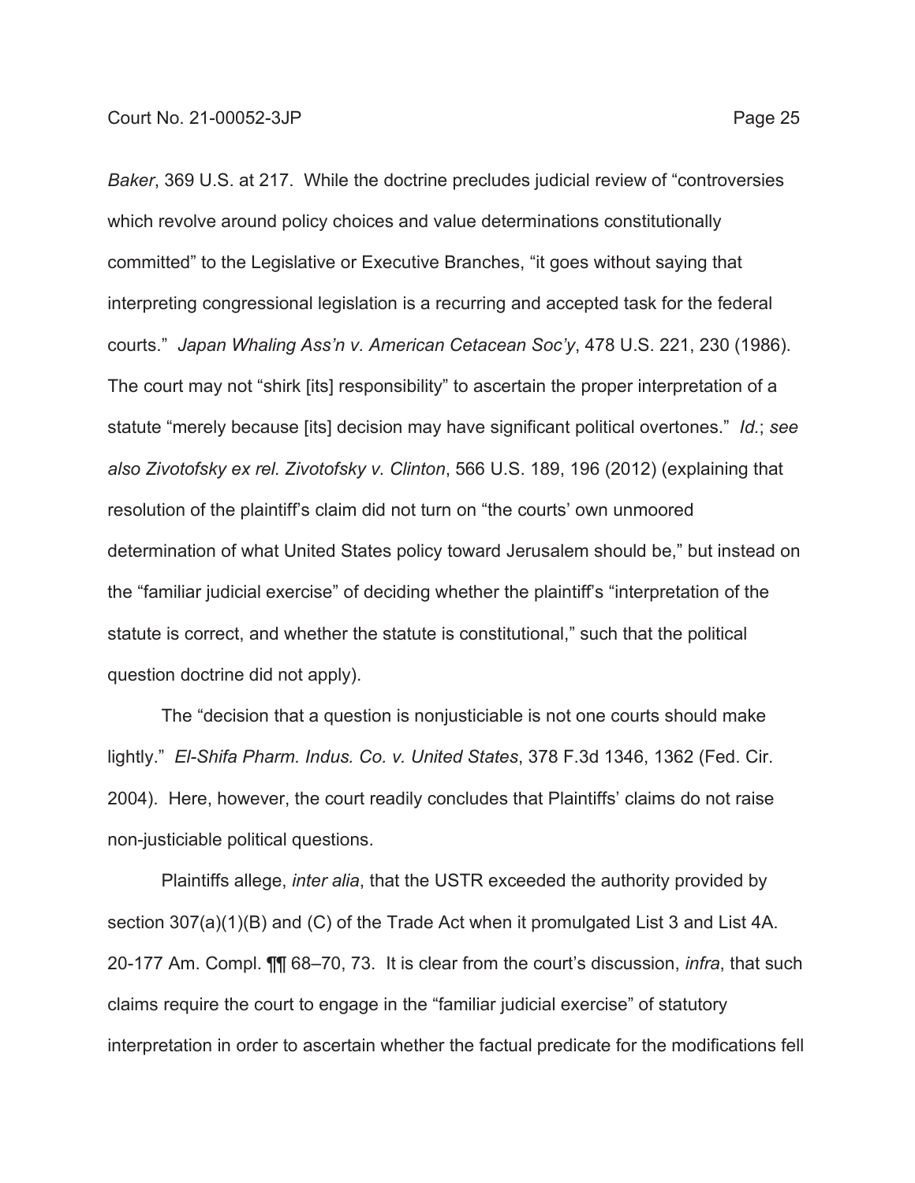*Baker*, 369 U.S. at 217. While the doctrine precludes judicial review of "controversies which revolve around policy choices and value determinations constitutionally committed" to the Legislative or Executive Branches, "it goes without saying that interpreting congressional legislation is a recurring and accepted task for the federal courts." *Japan Whaling Ass'n v. American Cetacean Soc'y*, 478 U.S. 221, 230 (1986). The court may not "shirk [its] responsibility" to ascertain the proper interpretation of a statute "merely because [its] decision may have significant political overtones." *Id.*; *see also Zivotofsky ex rel. Zivotofsky v. Clinton*, 566 U.S. 189, 196 (2012) (explaining that resolution of the plaintiff's claim did not turn on "the courts' own unmoored determination of what United States policy toward Jerusalem should be," but instead on the "familiar judicial exercise" of deciding whether the plaintiff's "interpretation of the statute is correct, and whether the statute is constitutional," such that the political question doctrine did not apply).

The "decision that a question is nonjusticiable is not one courts should make lightly." *El-Shifa Pharm. Indus. Co. v. United States*, 378 F.3d 1346, 1362 (Fed. Cir. 2004). Here, however, the court readily concludes that Plaintiffs' claims do not raise non-justiciable political questions.

Plaintiffs allege, *inter alia*, that the USTR exceeded the authority provided by section 307(a)(1)(B) and (C) of the Trade Act when it promulgated List 3 and List 4A. 20-177 Am. Compl. ¶¶ 68–70, 73. It is clear from the court's discussion, *infra*, that such claims require the court to engage in the "familiar judicial exercise" of statutory interpretation in order to ascertain whether the factual predicate for the modifications fell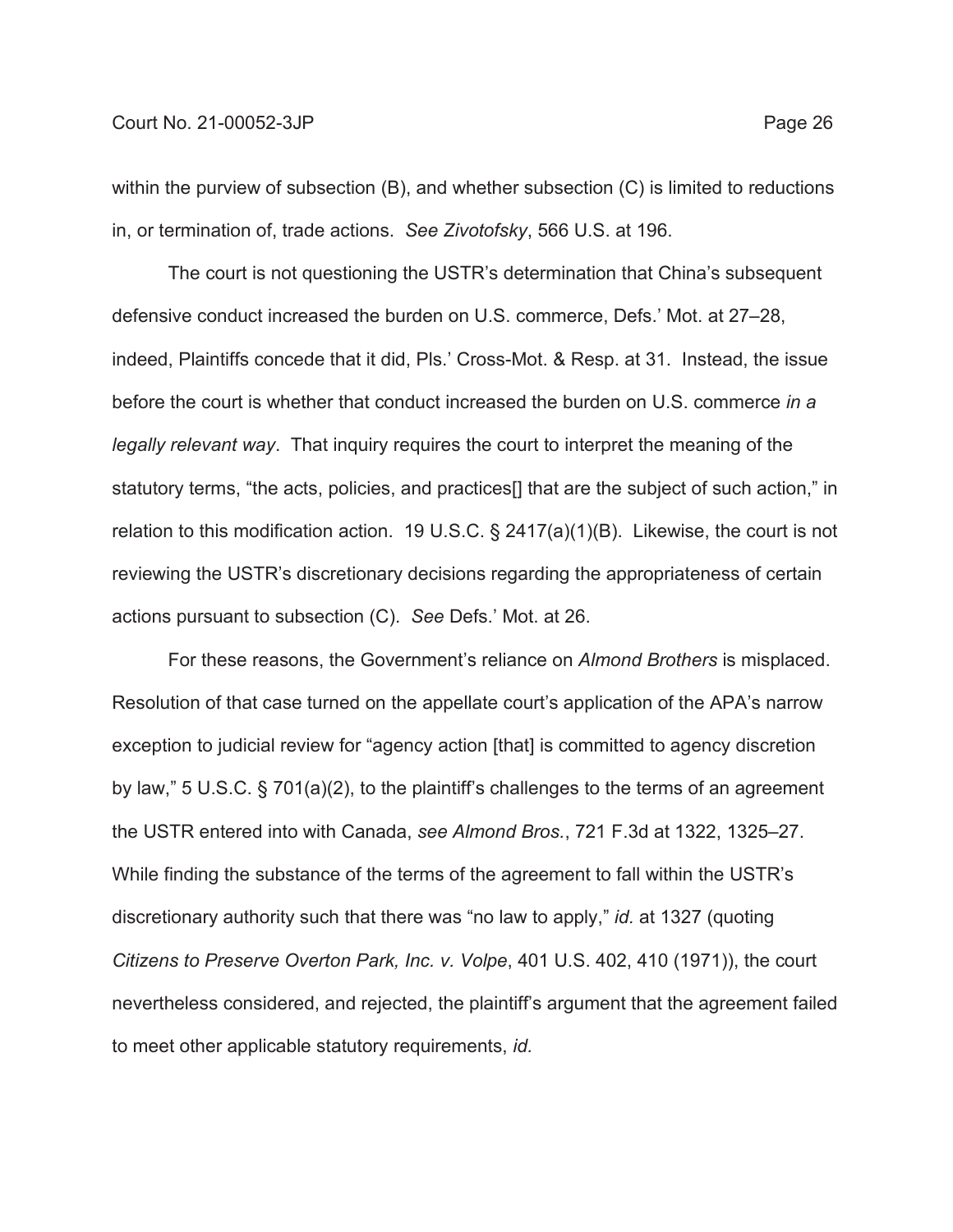within the purview of subsection (B), and whether subsection (C) is limited to reductions in, or termination of, trade actions. *See Zivotofsky*, 566 U.S. at 196.

The court is not questioning the USTR's determination that China's subsequent defensive conduct increased the burden on U.S. commerce, Defs.' Mot. at 27–28, indeed, Plaintiffs concede that it did, Pls.' Cross-Mot. & Resp. at 31. Instead, the issue before the court is whether that conduct increased the burden on U.S. commerce *in a legally relevant way*. That inquiry requires the court to interpret the meaning of the statutory terms, "the acts, policies, and practices[] that are the subject of such action," in relation to this modification action. 19 U.S.C. § 2417(a)(1)(B). Likewise, the court is not reviewing the USTR's discretionary decisions regarding the appropriateness of certain actions pursuant to subsection (C). *See* Defs.' Mot. at 26.

For these reasons, the Government's reliance on *Almond Brothers* is misplaced. Resolution of that case turned on the appellate court's application of the APA's narrow exception to judicial review for "agency action [that] is committed to agency discretion by law," 5 U.S.C. § 701(a)(2), to the plaintiff's challenges to the terms of an agreement the USTR entered into with Canada, *see Almond Bros.*, 721 F.3d at 1322, 1325–27. While finding the substance of the terms of the agreement to fall within the USTR's discretionary authority such that there was "no law to apply," *id.* at 1327 (quoting *Citizens to Preserve Overton Park, Inc. v. Volpe*, 401 U.S. 402, 410 (1971)), the court nevertheless considered, and rejected, the plaintiff's argument that the agreement failed to meet other applicable statutory requirements, *id.*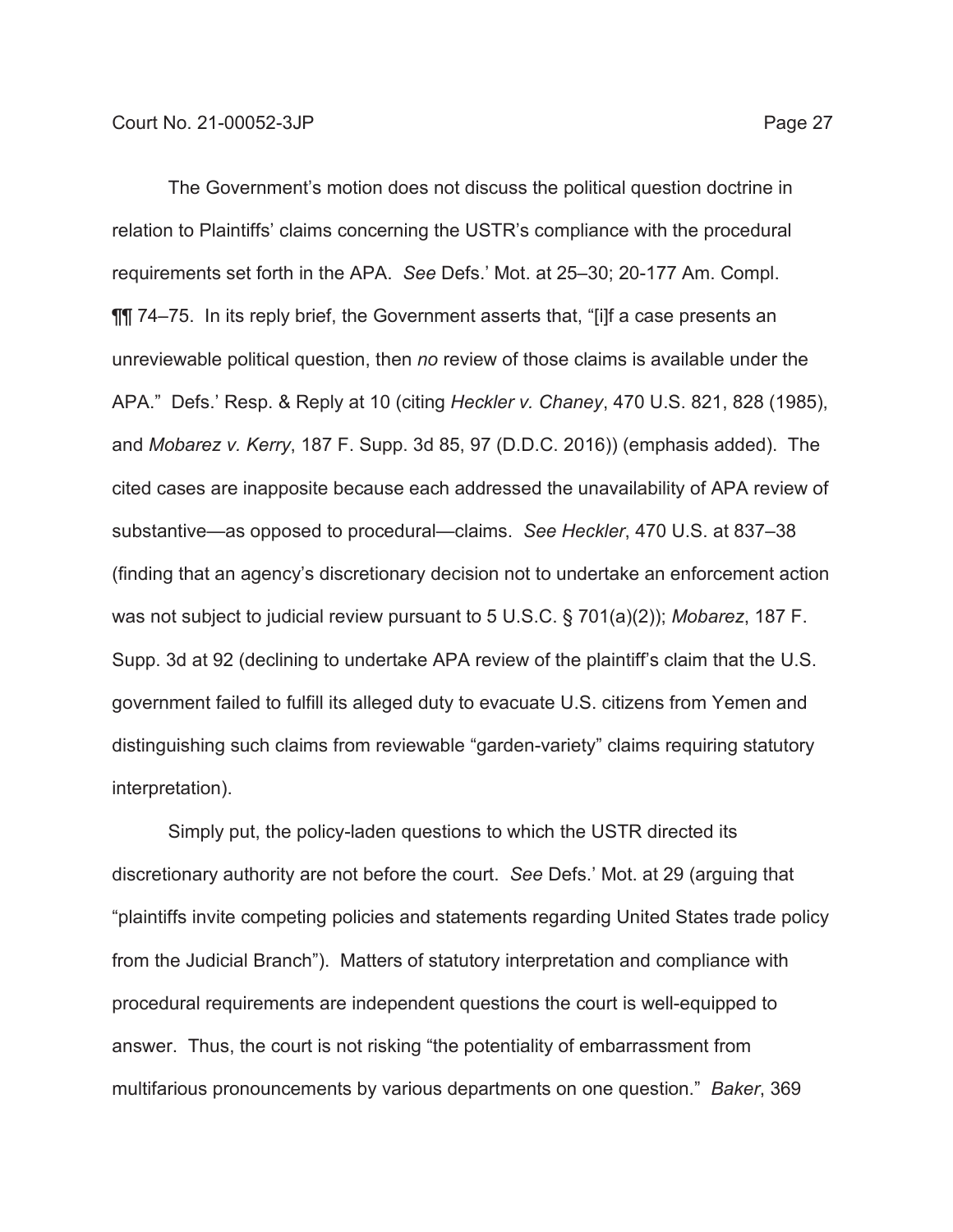The Government's motion does not discuss the political question doctrine in relation to Plaintiffs' claims concerning the USTR's compliance with the procedural requirements set forth in the APA. *See* Defs.' Mot. at 25–30; 20-177 Am. Compl. ¶¶ 74–75. In its reply brief, the Government asserts that, "[i]f a case presents an unreviewable political question, then *no* review of those claims is available under the APA." Defs.' Resp. & Reply at 10 (citing *Heckler v. Chaney*, 470 U.S. 821, 828 (1985), and *Mobarez v. Kerry*, 187 F. Supp. 3d 85, 97 (D.D.C. 2016)) (emphasis added). The cited cases are inapposite because each addressed the unavailability of APA review of substantive—as opposed to procedural—claims. *See Heckler*, 470 U.S. at 837–38 (finding that an agency's discretionary decision not to undertake an enforcement action was not subject to judicial review pursuant to 5 U.S.C. § 701(a)(2)); *Mobarez*, 187 F. Supp. 3d at 92 (declining to undertake APA review of the plaintiff's claim that the U.S. government failed to fulfill its alleged duty to evacuate U.S. citizens from Yemen and distinguishing such claims from reviewable "garden-variety" claims requiring statutory interpretation).

Simply put, the policy-laden questions to which the USTR directed its discretionary authority are not before the court. *See* Defs.' Mot. at 29 (arguing that "plaintiffs invite competing policies and statements regarding United States trade policy from the Judicial Branch"). Matters of statutory interpretation and compliance with procedural requirements are independent questions the court is well-equipped to answer. Thus, the court is not risking "the potentiality of embarrassment from multifarious pronouncements by various departments on one question." *Baker*, 369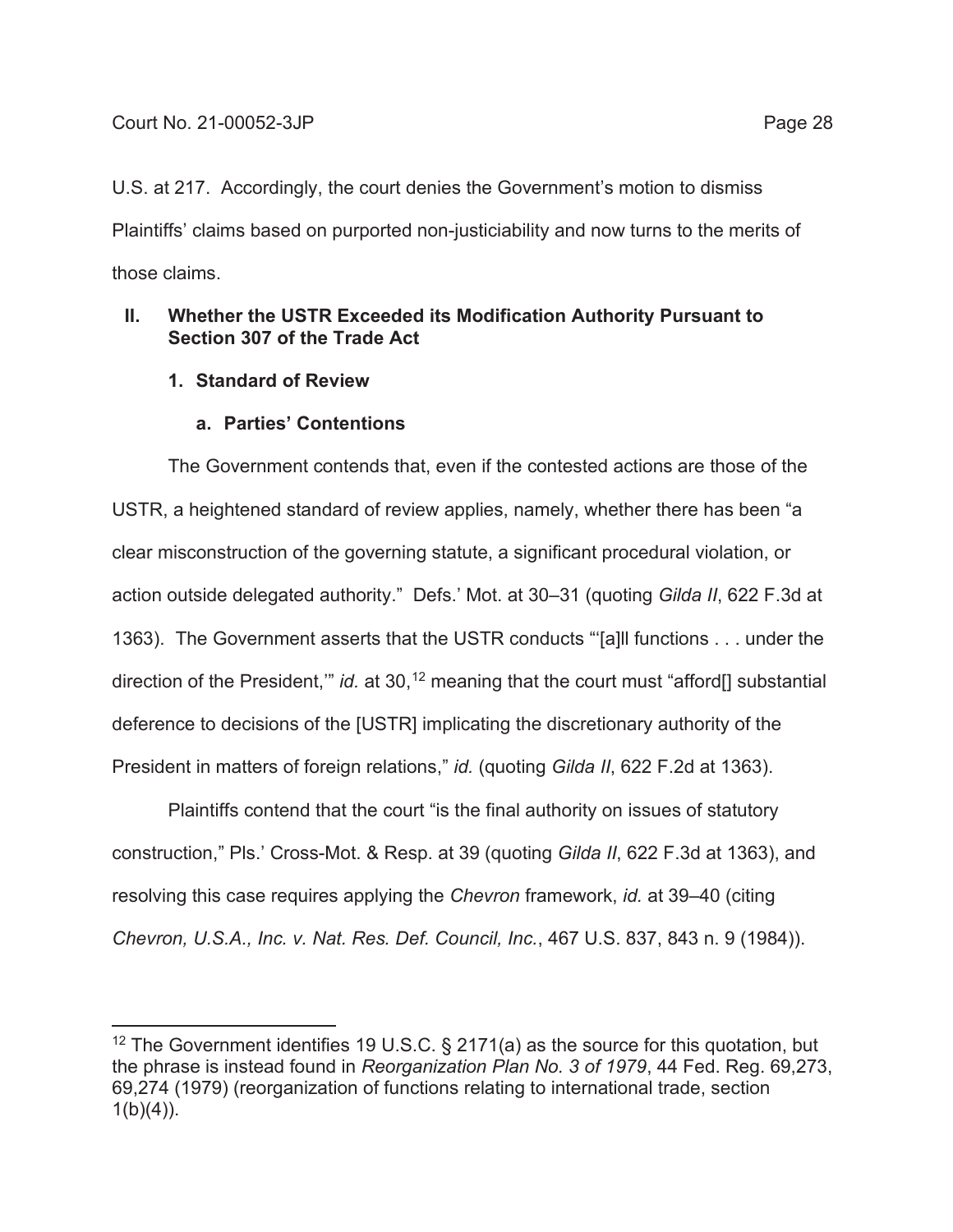U.S. at 217. Accordingly, the court denies the Government's motion to dismiss Plaintiffs' claims based on purported non-justiciability and now turns to the merits of those claims.

## II. Whether the USTR Exceeded its Modification Authority Pursuant to Section 307 of the Trade Act

### 1. Standard of Review

#### a. Parties' Contentions

The Government contends that, even if the contested actions are those of the USTR, a heightened standard of review applies, namely, whether there has been "a clear misconstruction of the governing statute, a significant procedural violation, or action outside delegated authority." Defs.' Mot. at 30–31 (quoting *Gilda II*, 622 F.3d at 1363). The Government asserts that the USTR conducts "'[a]ll functions . . . under the direction of the President,'" *id.* at 30,[12] meaning that the court must "afford[] substantial deference to decisions of the [USTR] implicating the discretionary authority of the President in matters of foreign relations," *id.* (quoting *Gilda II*, 622 F.2d at 1363).

Plaintiffs contend that the court "is the final authority on issues of statutory construction," Pls.' Cross-Mot. & Resp. at 39 (quoting *Gilda II*, 622 F.3d at 1363), and resolving this case requires applying the *Chevron* framework, *id.* at 39–40 (citing *Chevron, U.S.A., Inc. v. Nat. Res. Def. Council, Inc.*, 467 U.S. 837, 843 n. 9 (1984)).

---

[12] The Government identifies 19 U.S.C. § 2171(a) as the source for this quotation, but the phrase is instead found in *Reorganization Plan No. 3 of 1979*, 44 Fed. Reg. 69,273, 69,274 (1979) (reorganization of functions relating to international trade, section 1(b)(4)).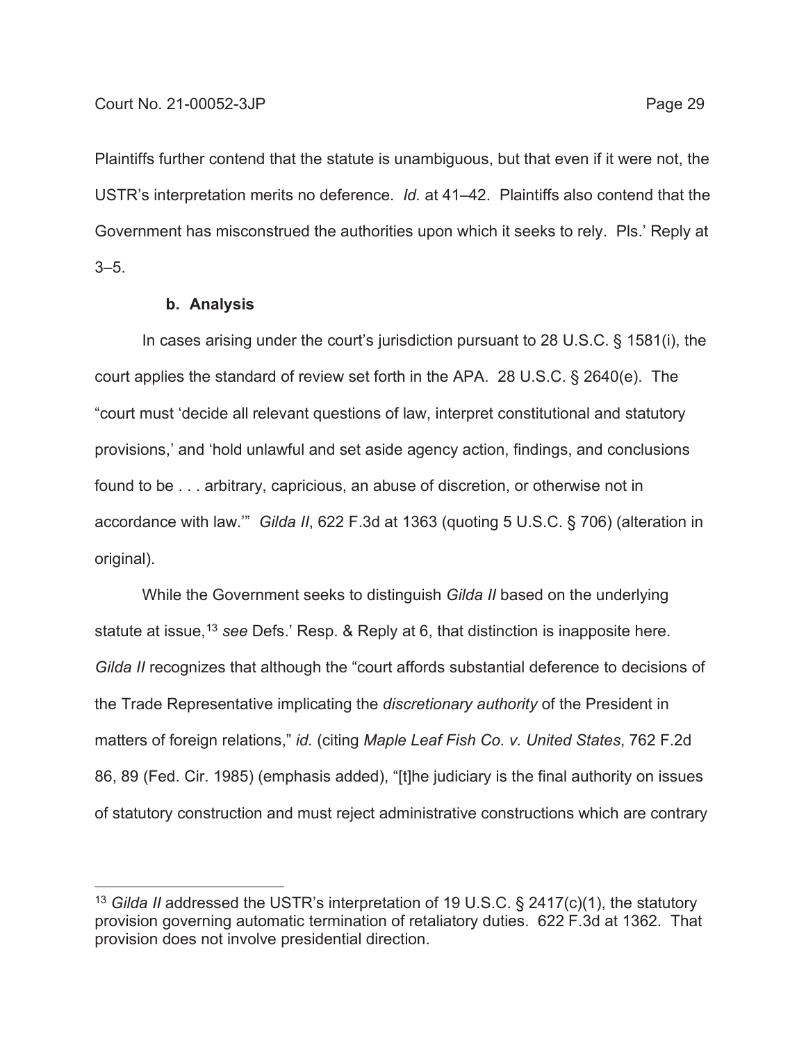Plaintiffs further contend that the statute is unambiguous, but that even if it were not, the USTR's interpretation merits no deference. *Id.* at 41–42. Plaintiffs also contend that the Government has misconstrued the authorities upon which it seeks to rely. Pls.' Reply at 3–5.

**b. Analysis**

In cases arising under the court's jurisdiction pursuant to 28 U.S.C. § 1581(i), the court applies the standard of review set forth in the APA. 28 U.S.C. § 2640(e). The "court must 'decide all relevant questions of law, interpret constitutional and statutory provisions,' and 'hold unlawful and set aside agency action, findings, and conclusions found to be . . . arbitrary, capricious, an abuse of discretion, or otherwise not in accordance with law.'" *Gilda II*, 622 F.3d at 1363 (quoting 5 U.S.C. § 706) (alteration in original).

While the Government seeks to distinguish *Gilda II* based on the underlying statute at issue,[13] *see* Defs.' Resp. & Reply at 6, that distinction is inapposite here. *Gilda II* recognizes that although the "court affords substantial deference to decisions of the Trade Representative implicating the *discretionary authority* of the President in matters of foreign relations," *id.* (citing *Maple Leaf Fish Co. v. United States*, 762 F.2d 86, 89 (Fed. Cir. 1985) (emphasis added), "[t]he judiciary is the final authority on issues of statutory construction and must reject administrative constructions which are contrary

[13] *Gilda II* addressed the USTR's interpretation of 19 U.S.C. § 2417(c)(1), the statutory provision governing automatic termination of retaliatory duties. 622 F.3d at 1362. That provision does not involve presidential direction.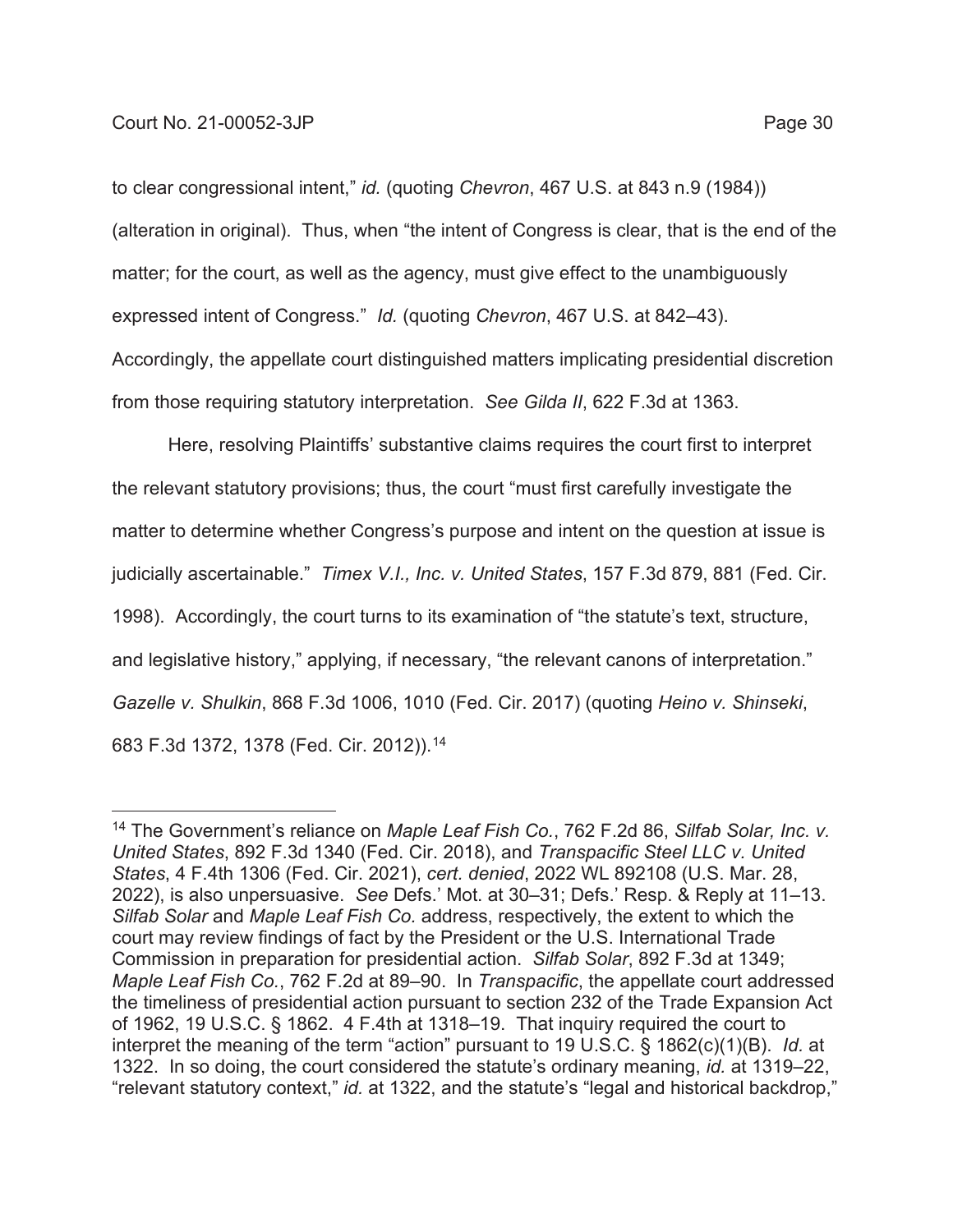to clear congressional intent," *id.* (quoting *Chevron*, 467 U.S. at 843 n.9 (1984)) (alteration in original). Thus, when "the intent of Congress is clear, that is the end of the matter; for the court, as well as the agency, must give effect to the unambiguously expressed intent of Congress." *Id.* (quoting *Chevron*, 467 U.S. at 842–43). Accordingly, the appellate court distinguished matters implicating presidential discretion from those requiring statutory interpretation. *See Gilda II*, 622 F.3d at 1363.

Here, resolving Plaintiffs' substantive claims requires the court first to interpret the relevant statutory provisions; thus, the court "must first carefully investigate the matter to determine whether Congress's purpose and intent on the question at issue is judicially ascertainable." *Timex V.I., Inc. v. United States*, 157 F.3d 879, 881 (Fed. Cir. 1998). Accordingly, the court turns to its examination of "the statute's text, structure, and legislative history," applying, if necessary, "the relevant canons of interpretation." *Gazelle v. Shulkin*, 868 F.3d 1006, 1010 (Fed. Cir. 2017) (quoting *Heino v. Shinseki*, 683 F.3d 1372, 1378 (Fed. Cir. 2012)).[14]

---

[14] The Government's reliance on *Maple Leaf Fish Co.*, 762 F.2d 86, *Silfab Solar, Inc. v. United States*, 892 F.3d 1340 (Fed. Cir. 2018), and *Transpacific Steel LLC v. United States*, 4 F.4th 1306 (Fed. Cir. 2021), *cert. denied*, 2022 WL 892108 (U.S. Mar. 28, 2022), is also unpersuasive. *See* Defs.' Mot. at 30–31; Defs.' Resp. & Reply at 11–13. *Silfab Solar* and *Maple Leaf Fish Co.* address, respectively, the extent to which the court may review findings of fact by the President or the U.S. International Trade Commission in preparation for presidential action. *Silfab Solar*, 892 F.3d at 1349; *Maple Leaf Fish Co.*, 762 F.2d at 89–90. In *Transpacific*, the appellate court addressed the timeliness of presidential action pursuant to section 232 of the Trade Expansion Act of 1962, 19 U.S.C. § 1862. 4 F.4th at 1318–19. That inquiry required the court to interpret the meaning of the term "action" pursuant to 19 U.S.C. § 1862(c)(1)(B). *Id.* at 1322. In so doing, the court considered the statute's ordinary meaning, *id.* at 1319–22, "relevant statutory context," *id.* at 1322, and the statute's "legal and historical backdrop,"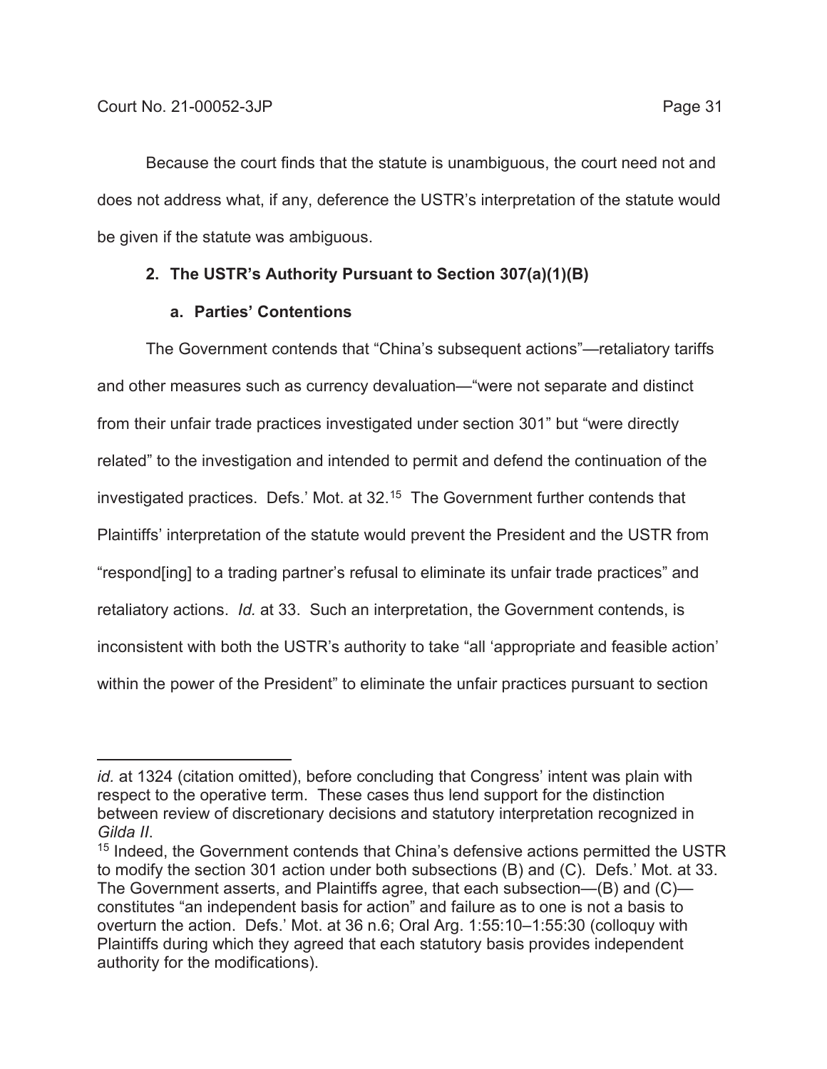Because the court finds that the statute is unambiguous, the court need not and does not address what, if any, deference the USTR's interpretation of the statute would be given if the statute was ambiguous.

### 2. The USTR's Authority Pursuant to Section 307(a)(1)(B)

#### a. Parties' Contentions

The Government contends that "China's subsequent actions"—retaliatory tariffs and other measures such as currency devaluation—"were not separate and distinct from their unfair trade practices investigated under section 301" but "were directly related" to the investigation and intended to permit and defend the continuation of the investigated practices. Defs.' Mot. at 32.[15] The Government further contends that Plaintiffs' interpretation of the statute would prevent the President and the USTR from "respond[ing] to a trading partner's refusal to eliminate its unfair trade practices" and retaliatory actions. *Id.* at 33. Such an interpretation, the Government contends, is inconsistent with both the USTR's authority to take "all 'appropriate and feasible action' within the power of the President" to eliminate the unfair practices pursuant to section

---

*id.* at 1324 (citation omitted), before concluding that Congress' intent was plain with respect to the operative term. These cases thus lend support for the distinction between review of discretionary decisions and statutory interpretation recognized in *Gilda II*.

[15] Indeed, the Government contends that China's defensive actions permitted the USTR to modify the section 301 action under both subsections (B) and (C). Defs.' Mot. at 33. The Government asserts, and Plaintiffs agree, that each subsection—(B) and (C)—constitutes "an independent basis for action" and failure as to one is not a basis to overturn the action. Defs.' Mot. at 36 n.6; Oral Arg. 1:55:10–1:55:30 (colloquy with Plaintiffs during which they agreed that each statutory basis provides independent authority for the modifications).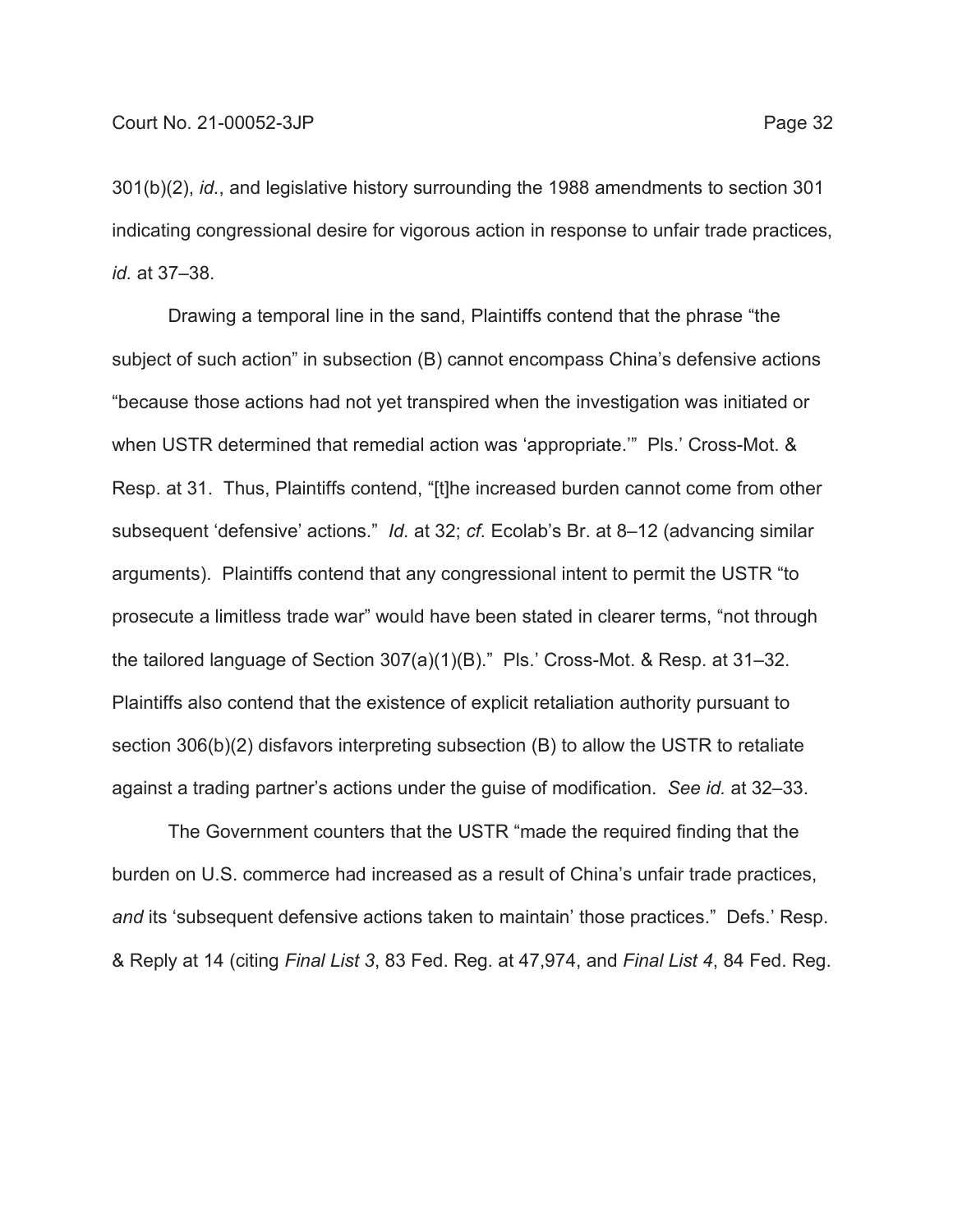301(b)(2), *id.*, and legislative history surrounding the 1988 amendments to section 301 indicating congressional desire for vigorous action in response to unfair trade practices, *id.* at 37–38.

Drawing a temporal line in the sand, Plaintiffs contend that the phrase "the subject of such action" in subsection (B) cannot encompass China's defensive actions "because those actions had not yet transpired when the investigation was initiated or when USTR determined that remedial action was 'appropriate.'" Pls.' Cross-Mot. & Resp. at 31. Thus, Plaintiffs contend, "[t]he increased burden cannot come from other subsequent 'defensive' actions." *Id.* at 32; *cf.* Ecolab's Br. at 8–12 (advancing similar arguments). Plaintiffs contend that any congressional intent to permit the USTR "to prosecute a limitless trade war" would have been stated in clearer terms, "not through the tailored language of Section 307(a)(1)(B)." Pls.' Cross-Mot. & Resp. at 31–32. Plaintiffs also contend that the existence of explicit retaliation authority pursuant to section 306(b)(2) disfavors interpreting subsection (B) to allow the USTR to retaliate against a trading partner's actions under the guise of modification. *See id.* at 32–33.

The Government counters that the USTR "made the required finding that the burden on U.S. commerce had increased as a result of China's unfair trade practices, *and* its 'subsequent defensive actions taken to maintain' those practices." Defs.' Resp. & Reply at 14 (citing *Final List 3*, 83 Fed. Reg. at 47,974, and *Final List 4*, 84 Fed. Reg.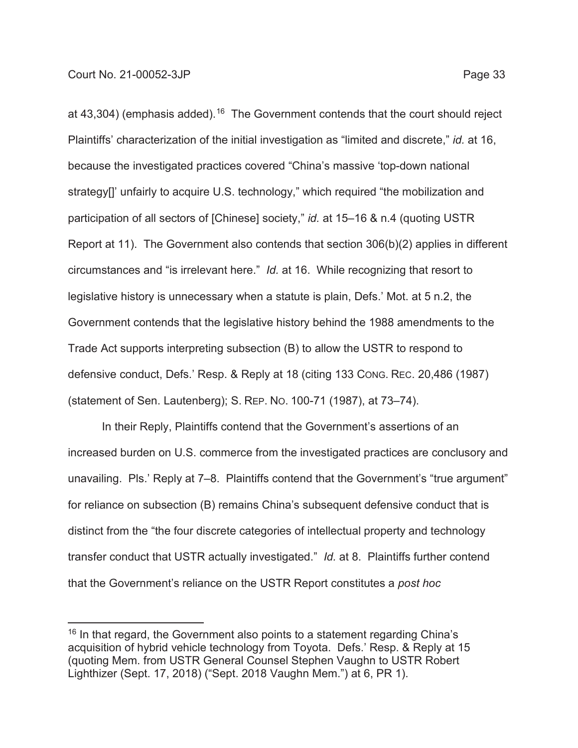at 43,304) (emphasis added).[16] The Government contends that the court should reject Plaintiffs' characterization of the initial investigation as "limited and discrete," *id.* at 16, because the investigated practices covered "China's massive 'top-down national strategy[]' unfairly to acquire U.S. technology," which required "the mobilization and participation of all sectors of [Chinese] society," *id.* at 15–16 & n.4 (quoting USTR Report at 11). The Government also contends that section 306(b)(2) applies in different circumstances and "is irrelevant here." *Id.* at 16. While recognizing that resort to legislative history is unnecessary when a statute is plain, Defs.' Mot. at 5 n.2, the Government contends that the legislative history behind the 1988 amendments to the Trade Act supports interpreting subsection (B) to allow the USTR to respond to defensive conduct, Defs.' Resp. & Reply at 18 (citing 133 CONG. REC. 20,486 (1987) (statement of Sen. Lautenberg); S. REP. NO. 100-71 (1987), at 73–74).

In their Reply, Plaintiffs contend that the Government's assertions of an increased burden on U.S. commerce from the investigated practices are conclusory and unavailing. Pls.' Reply at 7–8. Plaintiffs contend that the Government's "true argument" for reliance on subsection (B) remains China's subsequent defensive conduct that is distinct from the "the four discrete categories of intellectual property and technology transfer conduct that USTR actually investigated." *Id.* at 8. Plaintiffs further contend that the Government's reliance on the USTR Report constitutes a *post hoc*

---

[16] In that regard, the Government also points to a statement regarding China's acquisition of hybrid vehicle technology from Toyota. Defs.' Resp. & Reply at 15 (quoting Mem. from USTR General Counsel Stephen Vaughn to USTR Robert Lighthizer (Sept. 17, 2018) ("Sept. 2018 Vaughn Mem.") at 6, PR 1).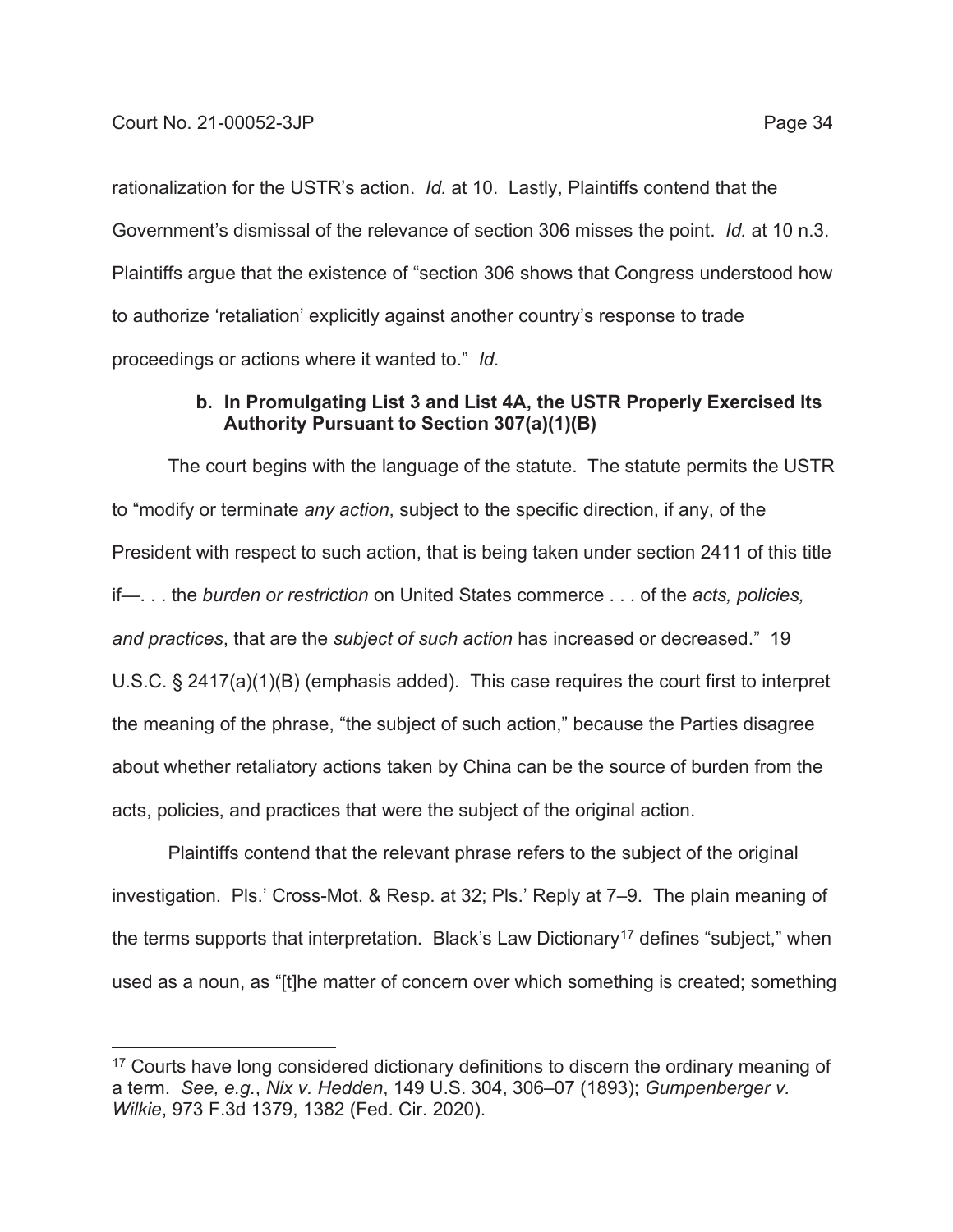rationalization for the USTR's action. *Id.* at 10. Lastly, Plaintiffs contend that the Government's dismissal of the relevance of section 306 misses the point. *Id.* at 10 n.3. Plaintiffs argue that the existence of "section 306 shows that Congress understood how to authorize 'retaliation' explicitly against another country's response to trade proceedings or actions where it wanted to." *Id.*

#### b. In Promulgating List 3 and List 4A, the USTR Properly Exercised Its Authority Pursuant to Section 307(a)(1)(B)

The court begins with the language of the statute. The statute permits the USTR to "modify or terminate *any action*, subject to the specific direction, if any, of the President with respect to such action, that is being taken under section 2411 of this title if—. . . the *burden or restriction* on United States commerce . . . of the *acts, policies, and practices*, that are the *subject of such action* has increased or decreased." 19 U.S.C. § 2417(a)(1)(B) (emphasis added). This case requires the court first to interpret the meaning of the phrase, "the subject of such action," because the Parties disagree about whether retaliatory actions taken by China can be the source of burden from the acts, policies, and practices that were the subject of the original action.

Plaintiffs contend that the relevant phrase refers to the subject of the original investigation. Pls.' Cross-Mot. & Resp. at 32; Pls.' Reply at 7–9. The plain meaning of the terms supports that interpretation. Black's Law Dictionary[17] defines "subject," when used as a noun, as "[t]he matter of concern over which something is created; something

[17] Courts have long considered dictionary definitions to discern the ordinary meaning of a term. *See, e.g.*, *Nix v. Hedden*, 149 U.S. 304, 306–07 (1893); *Gumpenberger v. Wilkie*, 973 F.3d 1379, 1382 (Fed. Cir. 2020).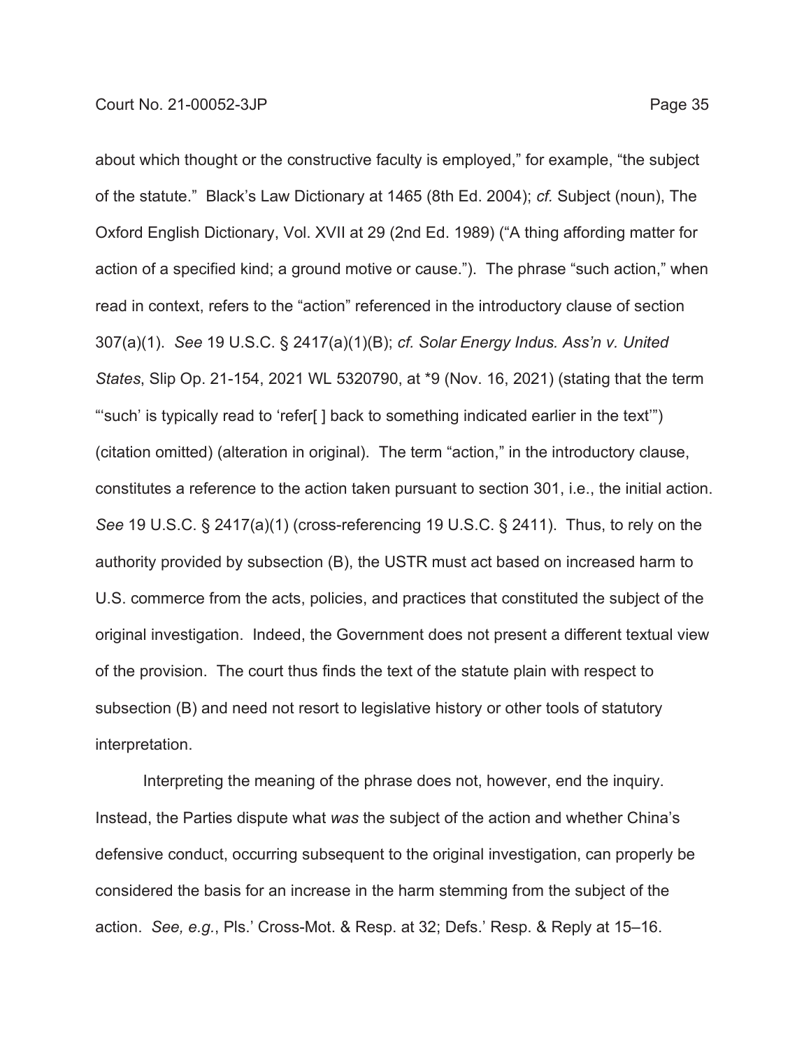about which thought or the constructive faculty is employed," for example, "the subject of the statute." Black's Law Dictionary at 1465 (8th Ed. 2004); *cf.* Subject (noun), The Oxford English Dictionary, Vol. XVII at 29 (2nd Ed. 1989) ("A thing affording matter for action of a specified kind; a ground motive or cause."). The phrase "such action," when read in context, refers to the "action" referenced in the introductory clause of section 307(a)(1). *See* 19 U.S.C. § 2417(a)(1)(B); *cf. Solar Energy Indus. Ass'n v. United States*, Slip Op. 21-154, 2021 WL 5320790, at *9 (Nov. 16, 2021) (stating that the term "'such' is typically read to 'refer[ ] back to something indicated earlier in the text'") (citation omitted) (alteration in original). The term "action," in the introductory clause, constitutes a reference to the action taken pursuant to section 301, i.e., the initial action. *See* 19 U.S.C. § 2417(a)(1) (cross-referencing 19 U.S.C. § 2411). Thus, to rely on the authority provided by subsection (B), the USTR must act based on increased harm to U.S. commerce from the acts, policies, and practices that constituted the subject of the original investigation. Indeed, the Government does not present a different textual view of the provision. The court thus finds the text of the statute plain with respect to subsection (B) and need not resort to legislative history or other tools of statutory interpretation.

Interpreting the meaning of the phrase does not, however, end the inquiry. Instead, the Parties dispute what *was* the subject of the action and whether China's defensive conduct, occurring subsequent to the original investigation, can properly be considered the basis for an increase in the harm stemming from the subject of the action. *See, e.g.*, Pls.' Cross-Mot. & Resp. at 32; Defs.' Resp. & Reply at 15–16.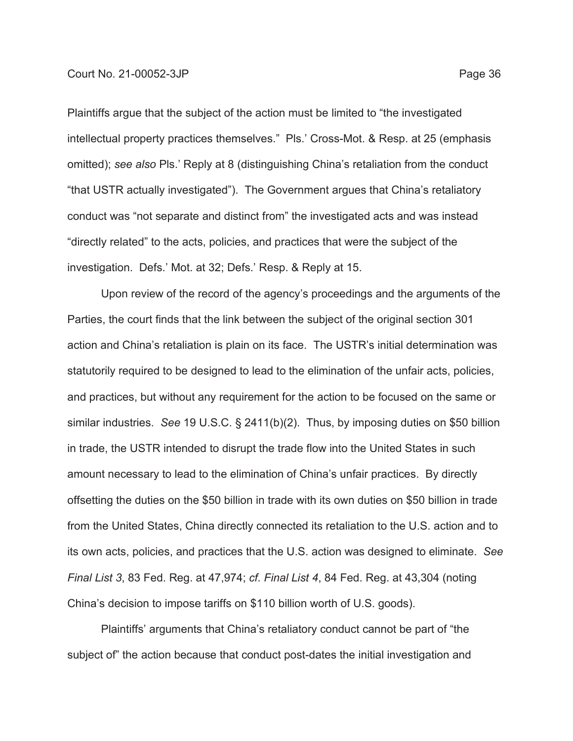Plaintiffs argue that the subject of the action must be limited to "the investigated intellectual property practices themselves." Pls.' Cross-Mot. & Resp. at 25 (emphasis omitted); *see also* Pls.' Reply at 8 (distinguishing China's retaliation from the conduct "that USTR actually investigated"). The Government argues that China's retaliatory conduct was "not separate and distinct from" the investigated acts and was instead "directly related" to the acts, policies, and practices that were the subject of the investigation. Defs.' Mot. at 32; Defs.' Resp. & Reply at 15.

Upon review of the record of the agency's proceedings and the arguments of the Parties, the court finds that the link between the subject of the original section 301 action and China's retaliation is plain on its face. The USTR's initial determination was statutorily required to be designed to lead to the elimination of the unfair acts, policies, and practices, but without any requirement for the action to be focused on the same or similar industries. *See* 19 U.S.C. § 2411(b)(2). Thus, by imposing duties on \$50 billion in trade, the USTR intended to disrupt the trade flow into the United States in such amount necessary to lead to the elimination of China's unfair practices. By directly offsetting the duties on the \$50 billion in trade with its own duties on \$50 billion in trade from the United States, China directly connected its retaliation to the U.S. action and to its own acts, policies, and practices that the U.S. action was designed to eliminate. *See Final List 3*, 83 Fed. Reg. at 47,974; *cf. Final List 4*, 84 Fed. Reg. at 43,304 (noting China's decision to impose tariffs on \$110 billion worth of U.S. goods).

Plaintiffs' arguments that China's retaliatory conduct cannot be part of "the subject of" the action because that conduct post-dates the initial investigation and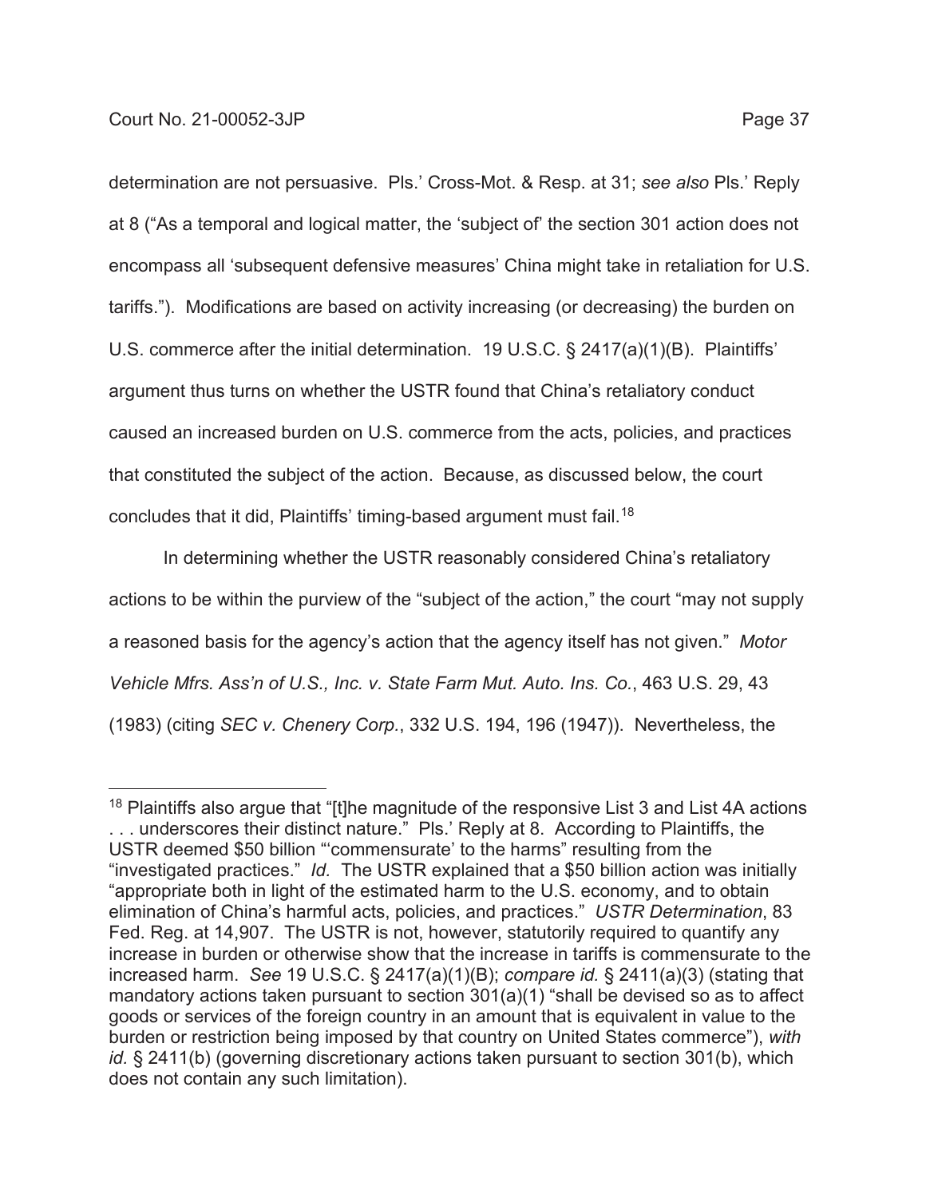determination are not persuasive. Pls.' Cross-Mot. & Resp. at 31; *see also* Pls.' Reply at 8 ("As a temporal and logical matter, the 'subject of' the section 301 action does not encompass all 'subsequent defensive measures' China might take in retaliation for U.S. tariffs."). Modifications are based on activity increasing (or decreasing) the burden on U.S. commerce after the initial determination. 19 U.S.C. § 2417(a)(1)(B). Plaintiffs' argument thus turns on whether the USTR found that China's retaliatory conduct caused an increased burden on U.S. commerce from the acts, policies, and practices that constituted the subject of the action. Because, as discussed below, the court concludes that it did, Plaintiffs' timing-based argument must fail.[18]

In determining whether the USTR reasonably considered China's retaliatory actions to be within the purview of the "subject of the action," the court "may not supply a reasoned basis for the agency's action that the agency itself has not given." *Motor Vehicle Mfrs. Ass'n of U.S., Inc. v. State Farm Mut. Auto. Ins. Co.*, 463 U.S. 29, 43 (1983) (citing *SEC v. Chenery Corp.*, 332 U.S. 194, 196 (1947)). Nevertheless, the

---

[18] Plaintiffs also argue that "[t]he magnitude of the responsive List 3 and List 4A actions . . . underscores their distinct nature." Pls.' Reply at 8. According to Plaintiffs, the USTR deemed $50 billion "'commensurate' to the harms" resulting from the "investigated practices." *Id.* The USTR explained that a $50 billion action was initially "appropriate both in light of the estimated harm to the U.S. economy, and to obtain elimination of China's harmful acts, policies, and practices." *USTR Determination*, 83 Fed. Reg. at 14,907. The USTR is not, however, statutorily required to quantify any increase in burden or otherwise show that the increase in tariffs is commensurate to the increased harm. *See* 19 U.S.C. § 2417(a)(1)(B); *compare id.* § 2411(a)(3) (stating that mandatory actions taken pursuant to section 301(a)(1) "shall be devised so as to affect goods or services of the foreign country in an amount that is equivalent in value to the burden or restriction being imposed by that country on United States commerce"), *with id.* § 2411(b) (governing discretionary actions taken pursuant to section 301(b), which does not contain any such limitation).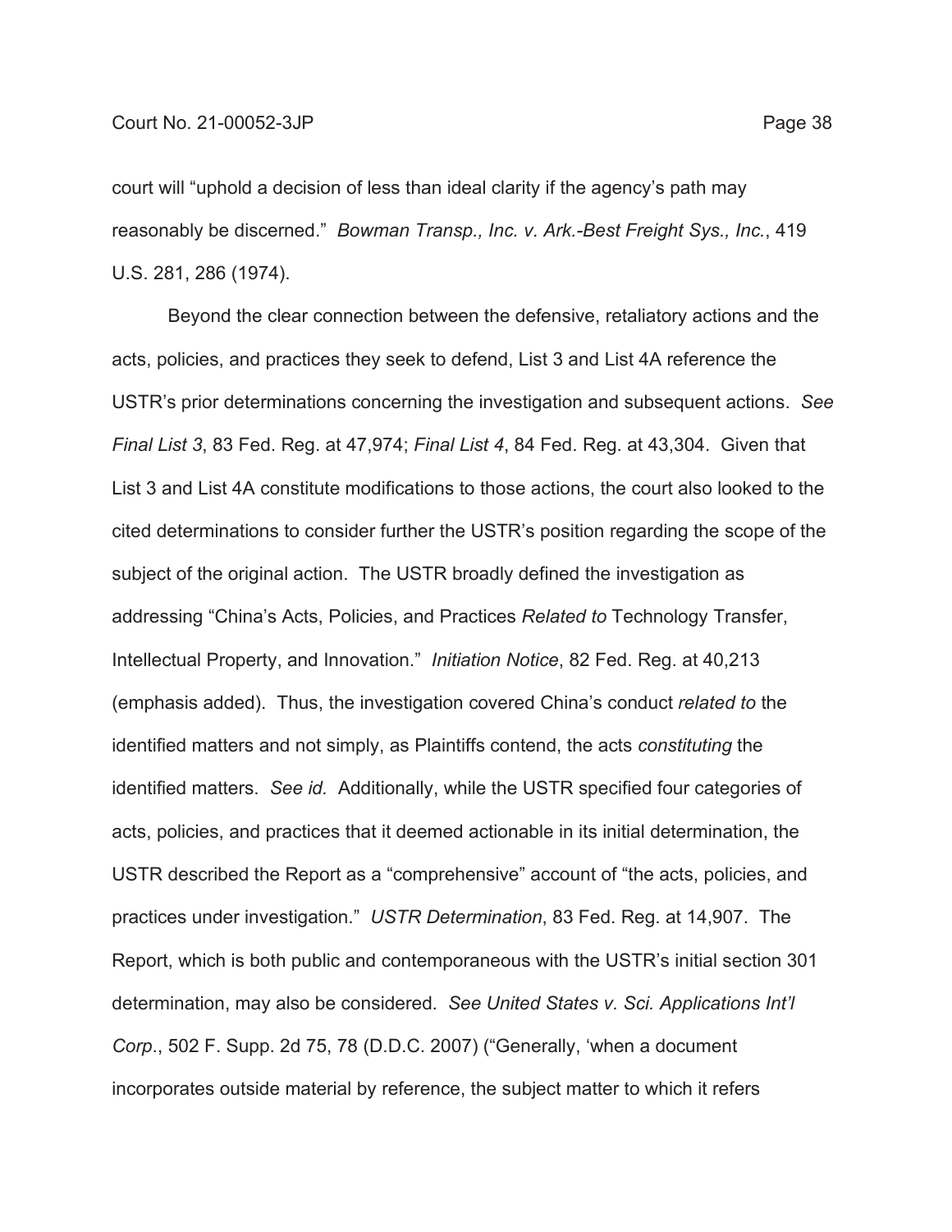court will "uphold a decision of less than ideal clarity if the agency's path may reasonably be discerned." *Bowman Transp., Inc. v. Ark.-Best Freight Sys., Inc.*, 419 U.S. 281, 286 (1974).

Beyond the clear connection between the defensive, retaliatory actions and the acts, policies, and practices they seek to defend, List 3 and List 4A reference the USTR's prior determinations concerning the investigation and subsequent actions. *See Final List 3*, 83 Fed. Reg. at 47,974; *Final List 4*, 84 Fed. Reg. at 43,304. Given that List 3 and List 4A constitute modifications to those actions, the court also looked to the cited determinations to consider further the USTR's position regarding the scope of the subject of the original action. The USTR broadly defined the investigation as addressing "China's Acts, Policies, and Practices *Related to* Technology Transfer, Intellectual Property, and Innovation." *Initiation Notice*, 82 Fed. Reg. at 40,213 (emphasis added). Thus, the investigation covered China's conduct *related to* the identified matters and not simply, as Plaintiffs contend, the acts *constituting* the identified matters. *See id.* Additionally, while the USTR specified four categories of acts, policies, and practices that it deemed actionable in its initial determination, the USTR described the Report as a "comprehensive" account of "the acts, policies, and practices under investigation." *USTR Determination*, 83 Fed. Reg. at 14,907. The Report, which is both public and contemporaneous with the USTR's initial section 301 determination, may also be considered. *See United States v. Sci. Applications Int'l Corp.*, 502 F. Supp. 2d 75, 78 (D.D.C. 2007) ("Generally, 'when a document incorporates outside material by reference, the subject matter to which it refers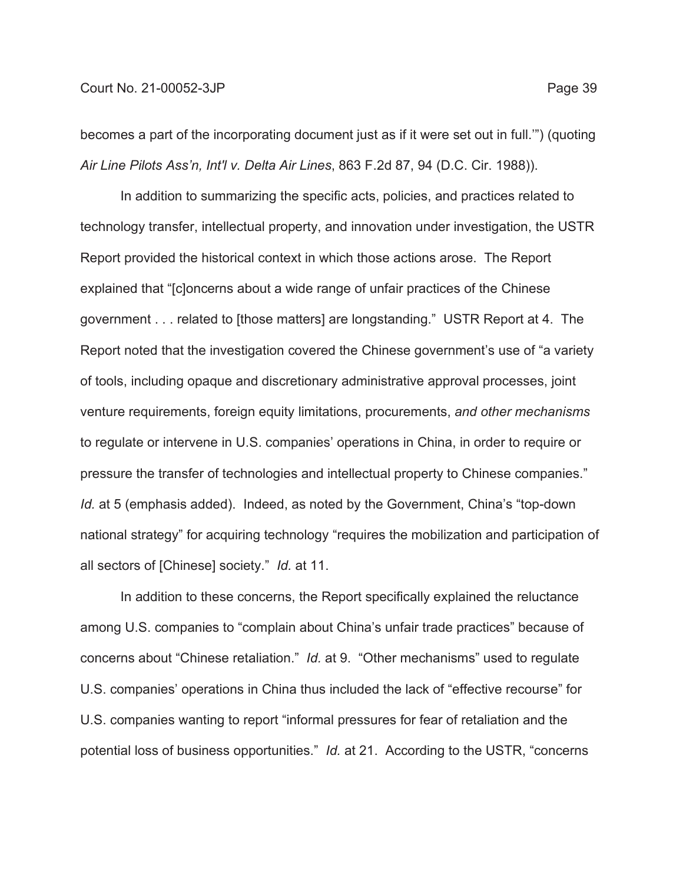becomes a part of the incorporating document just as if it were set out in full.'") (quoting *Air Line Pilots Ass'n, Int'l v. Delta Air Lines*, 863 F.2d 87, 94 (D.C. Cir. 1988)).

In addition to summarizing the specific acts, policies, and practices related to technology transfer, intellectual property, and innovation under investigation, the USTR Report provided the historical context in which those actions arose. The Report explained that "[c]oncerns about a wide range of unfair practices of the Chinese government . . . related to [those matters] are longstanding." USTR Report at 4. The Report noted that the investigation covered the Chinese government's use of "a variety of tools, including opaque and discretionary administrative approval processes, joint venture requirements, foreign equity limitations, procurements, *and other mechanisms* to regulate or intervene in U.S. companies' operations in China, in order to require or pressure the transfer of technologies and intellectual property to Chinese companies." *Id.* at 5 (emphasis added). Indeed, as noted by the Government, China's "top-down national strategy" for acquiring technology "requires the mobilization and participation of all sectors of [Chinese] society." *Id.* at 11.

In addition to these concerns, the Report specifically explained the reluctance among U.S. companies to "complain about China's unfair trade practices" because of concerns about "Chinese retaliation." *Id.* at 9. "Other mechanisms" used to regulate U.S. companies' operations in China thus included the lack of "effective recourse" for U.S. companies wanting to report "informal pressures for fear of retaliation and the potential loss of business opportunities." *Id.* at 21. According to the USTR, "concerns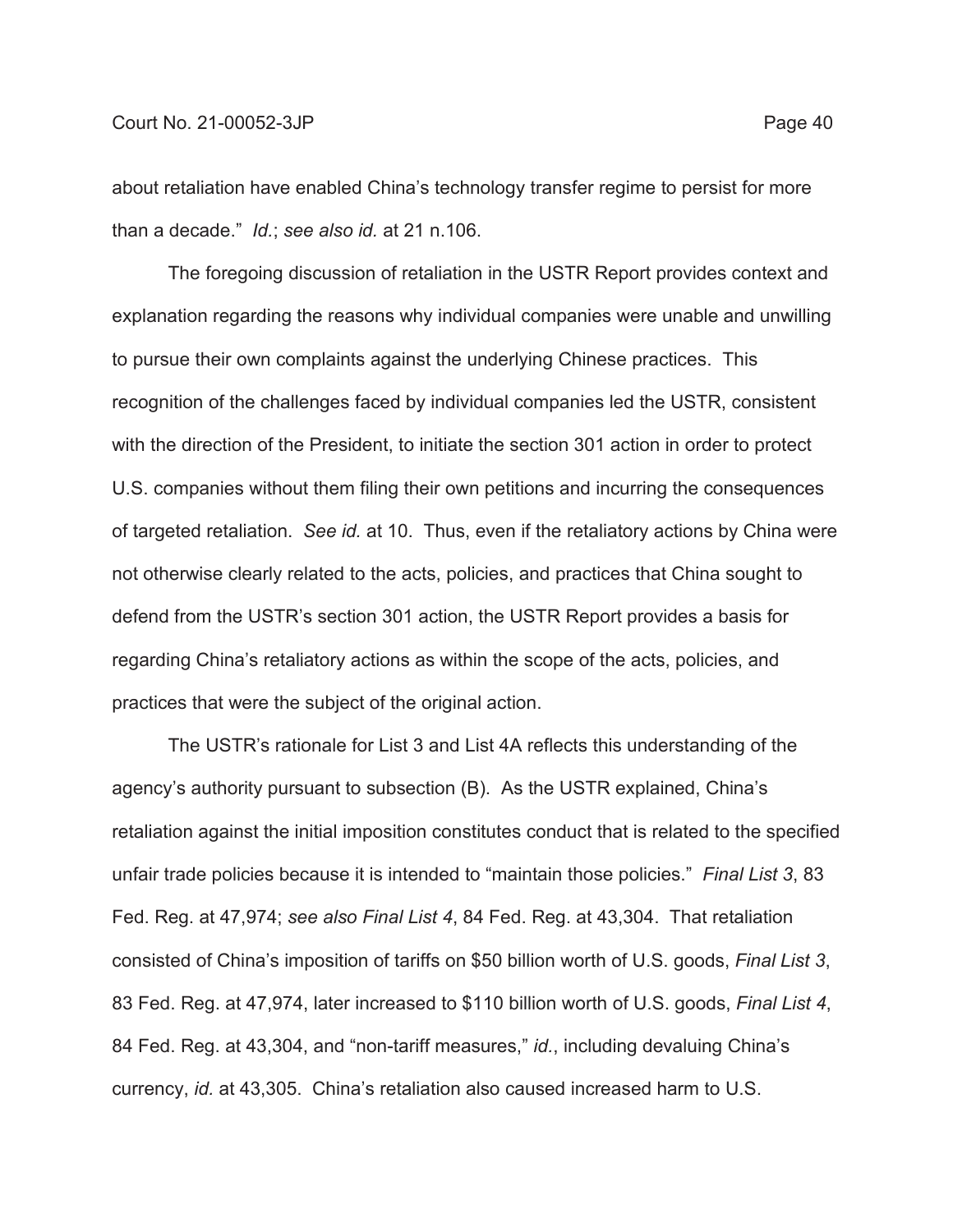about retaliation have enabled China's technology transfer regime to persist for more than a decade." *Id.*; *see also id.* at 21 n.106.

The foregoing discussion of retaliation in the USTR Report provides context and explanation regarding the reasons why individual companies were unable and unwilling to pursue their own complaints against the underlying Chinese practices. This recognition of the challenges faced by individual companies led the USTR, consistent with the direction of the President, to initiate the section 301 action in order to protect U.S. companies without them filing their own petitions and incurring the consequences of targeted retaliation. *See id.* at 10. Thus, even if the retaliatory actions by China were not otherwise clearly related to the acts, policies, and practices that China sought to defend from the USTR's section 301 action, the USTR Report provides a basis for regarding China's retaliatory actions as within the scope of the acts, policies, and practices that were the subject of the original action.

The USTR's rationale for List 3 and List 4A reflects this understanding of the agency's authority pursuant to subsection (B). As the USTR explained, China's retaliation against the initial imposition constitutes conduct that is related to the specified unfair trade policies because it is intended to "maintain those policies." *Final List 3*, 83 Fed. Reg. at 47,974; *see also Final List 4*, 84 Fed. Reg. at 43,304. That retaliation consisted of China's imposition of tariffs on $50 billion worth of U.S. goods, *Final List 3*, 83 Fed. Reg. at 47,974, later increased to $110 billion worth of U.S. goods, *Final List 4*, 84 Fed. Reg. at 43,304, and "non-tariff measures," *id.*, including devaluing China's currency, *id.* at 43,305. China's retaliation also caused increased harm to U.S.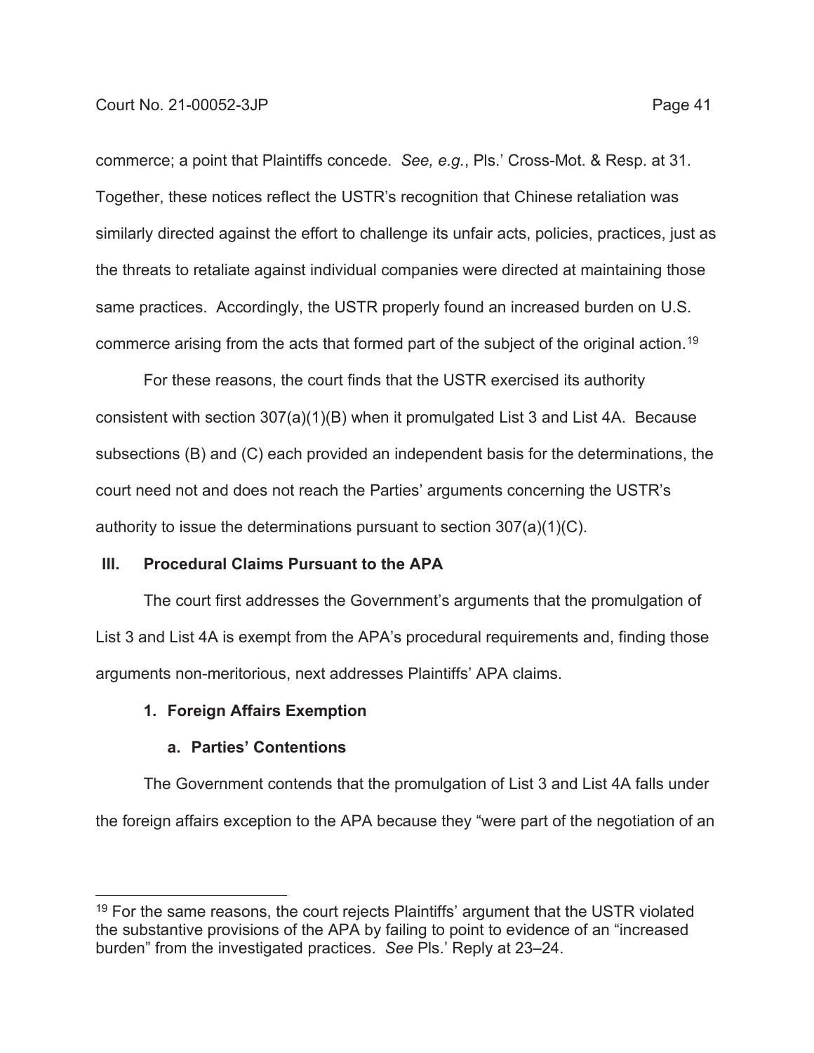commerce; a point that Plaintiffs concede. *See, e.g.*, Pls.' Cross-Mot. & Resp. at 31. Together, these notices reflect the USTR's recognition that Chinese retaliation was similarly directed against the effort to challenge its unfair acts, policies, practices, just as the threats to retaliate against individual companies were directed at maintaining those same practices. Accordingly, the USTR properly found an increased burden on U.S. commerce arising from the acts that formed part of the subject of the original action.[19]

For these reasons, the court finds that the USTR exercised its authority consistent with section 307(a)(1)(B) when it promulgated List 3 and List 4A. Because subsections (B) and (C) each provided an independent basis for the determinations, the court need not and does not reach the Parties' arguments concerning the USTR's authority to issue the determinations pursuant to section 307(a)(1)(C).

## III. Procedural Claims Pursuant to the APA

The court first addresses the Government's arguments that the promulgation of List 3 and List 4A is exempt from the APA's procedural requirements and, finding those arguments non-meritorious, next addresses Plaintiffs' APA claims.

### 1. Foreign Affairs Exemption

#### a. Parties' Contentions

The Government contends that the promulgation of List 3 and List 4A falls under the foreign affairs exception to the APA because they "were part of the negotiation of an

---

[19] For the same reasons, the court rejects Plaintiffs' argument that the USTR violated the substantive provisions of the APA by failing to point to evidence of an "increased burden" from the investigated practices. *See* Pls.' Reply at 23–24.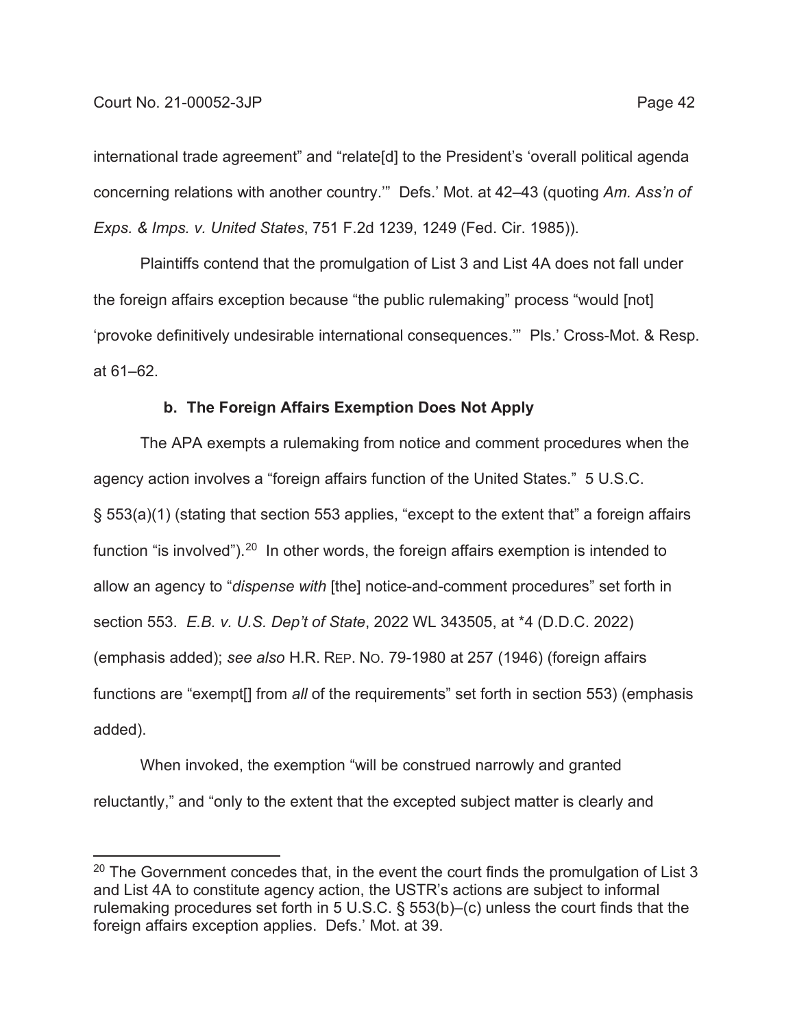international trade agreement" and "relate[d] to the President's 'overall political agenda concerning relations with another country.'" Defs.' Mot. at 42–43 (quoting *Am. Ass'n of Exps. & Imps. v. United States*, 751 F.2d 1239, 1249 (Fed. Cir. 1985)).

Plaintiffs contend that the promulgation of List 3 and List 4A does not fall under the foreign affairs exception because "the public rulemaking" process "would [not] 'provoke definitively undesirable international consequences.'" Pls.' Cross-Mot. & Resp. at 61–62.

**b. The Foreign Affairs Exemption Does Not Apply**

The APA exempts a rulemaking from notice and comment procedures when the agency action involves a "foreign affairs function of the United States." 5 U.S.C. § 553(a)(1) (stating that section 553 applies, "except to the extent that" a foreign affairs function "is involved").[20] In other words, the foreign affairs exemption is intended to allow an agency to "*dispense with* [the] notice-and-comment procedures" set forth in section 553. *E.B. v. U.S. Dep't of State*, 2022 WL 343505, at *4 (D.D.C. 2022) (emphasis added); *see also* H.R. REP. NO. 79-1980 at 257 (1946) (foreign affairs functions are "exempt[] from *all* of the requirements" set forth in section 553) (emphasis added).

When invoked, the exemption "will be construed narrowly and granted reluctantly," and "only to the extent that the excepted subject matter is clearly and

[20] The Government concedes that, in the event the court finds the promulgation of List 3 and List 4A to constitute agency action, the USTR's actions are subject to informal rulemaking procedures set forth in 5 U.S.C. § 553(b)–(c) unless the court finds that the foreign affairs exception applies. Defs.' Mot. at 39.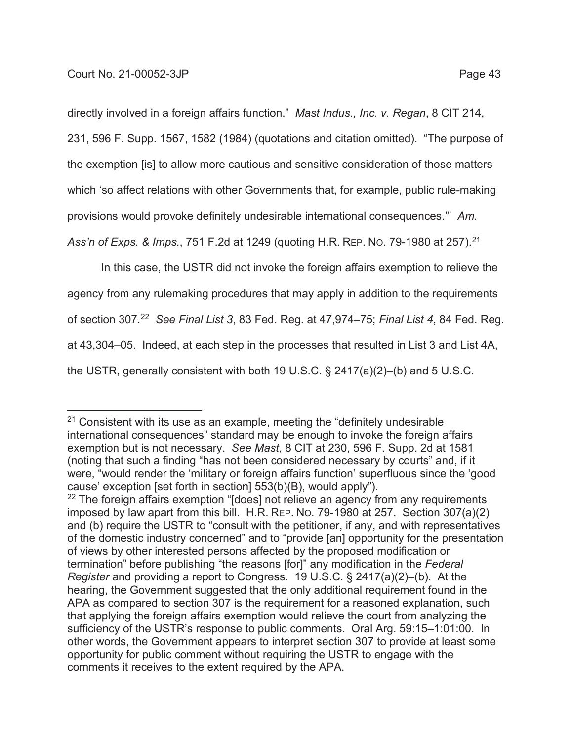directly involved in a foreign affairs function." *Mast Indus., Inc. v. Regan*, 8 CIT 214, 231, 596 F. Supp. 1567, 1582 (1984) (quotations and citation omitted). "The purpose of the exemption [is] to allow more cautious and sensitive consideration of those matters which 'so affect relations with other Governments that, for example, public rule-making provisions would provoke definitely undesirable international consequences.'" *Am. Ass'n of Exps. & Imps.*, 751 F.2d at 1249 (quoting H.R. REP. NO. 79-1980 at 257).[21]

In this case, the USTR did not invoke the foreign affairs exemption to relieve the agency from any rulemaking procedures that may apply in addition to the requirements of section 307.[22] *See Final List 3*, 83 Fed. Reg. at 47,974–75; *Final List 4*, 84 Fed. Reg. at 43,304–05. Indeed, at each step in the processes that resulted in List 3 and List 4A, the USTR, generally consistent with both 19 U.S.C. § 2417(a)(2)–(b) and 5 U.S.C.

---

[21] Consistent with its use as an example, meeting the "definitely undesirable international consequences" standard may be enough to invoke the foreign affairs exemption but is not necessary. *See Mast*, 8 CIT at 230, 596 F. Supp. 2d at 1581 (noting that such a finding "has not been considered necessary by courts" and, if it were, "would render the 'military or foreign affairs function' superfluous since the 'good cause' exception [set forth in section] 553(b)(B), would apply").

[22] The foreign affairs exemption "[does] not relieve an agency from any requirements imposed by law apart from this bill. H.R. REP. NO. 79-1980 at 257. Section 307(a)(2) and (b) require the USTR to "consult with the petitioner, if any, and with representatives of the domestic industry concerned" and to "provide [an] opportunity for the presentation of views by other interested persons affected by the proposed modification or termination" before publishing "the reasons [for]" any modification in the *Federal Register* and providing a report to Congress. 19 U.S.C. § 2417(a)(2)–(b). At the hearing, the Government suggested that the only additional requirement found in the APA as compared to section 307 is the requirement for a reasoned explanation, such that applying the foreign affairs exemption would relieve the court from analyzing the sufficiency of the USTR's response to public comments. Oral Arg. 59:15–1:01:00. In other words, the Government appears to interpret section 307 to provide at least some opportunity for public comment without requiring the USTR to engage with the comments it receives to the extent required by the APA.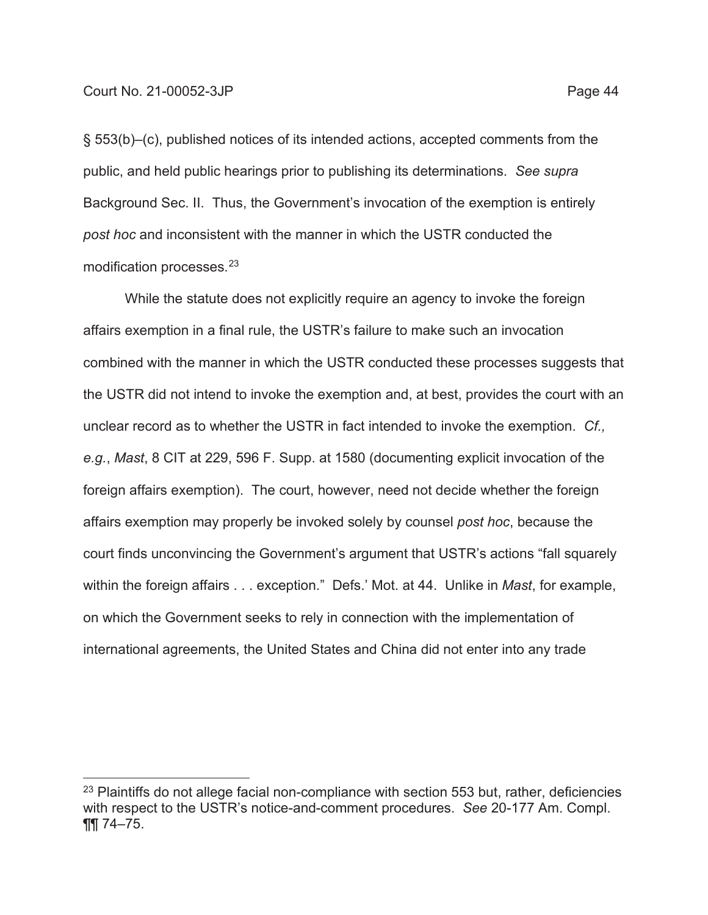§ 553(b)–(c), published notices of its intended actions, accepted comments from the public, and held public hearings prior to publishing its determinations. *See supra* Background Sec. II. Thus, the Government's invocation of the exemption is entirely *post hoc* and inconsistent with the manner in which the USTR conducted the modification processes.[23]

While the statute does not explicitly require an agency to invoke the foreign affairs exemption in a final rule, the USTR's failure to make such an invocation combined with the manner in which the USTR conducted these processes suggests that the USTR did not intend to invoke the exemption and, at best, provides the court with an unclear record as to whether the USTR in fact intended to invoke the exemption. *Cf., e.g.*, *Mast*, 8 CIT at 229, 596 F. Supp. at 1580 (documenting explicit invocation of the foreign affairs exemption). The court, however, need not decide whether the foreign affairs exemption may properly be invoked solely by counsel *post hoc*, because the court finds unconvincing the Government's argument that USTR's actions "fall squarely within the foreign affairs . . . exception." Defs.' Mot. at 44. Unlike in *Mast*, for example, on which the Government seeks to rely in connection with the implementation of international agreements, the United States and China did not enter into any trade

[23] Plaintiffs do not allege facial non-compliance with section 553 but, rather, deficiencies with respect to the USTR's notice-and-comment procedures. *See* 20-177 Am. Compl. ¶¶ 74–75.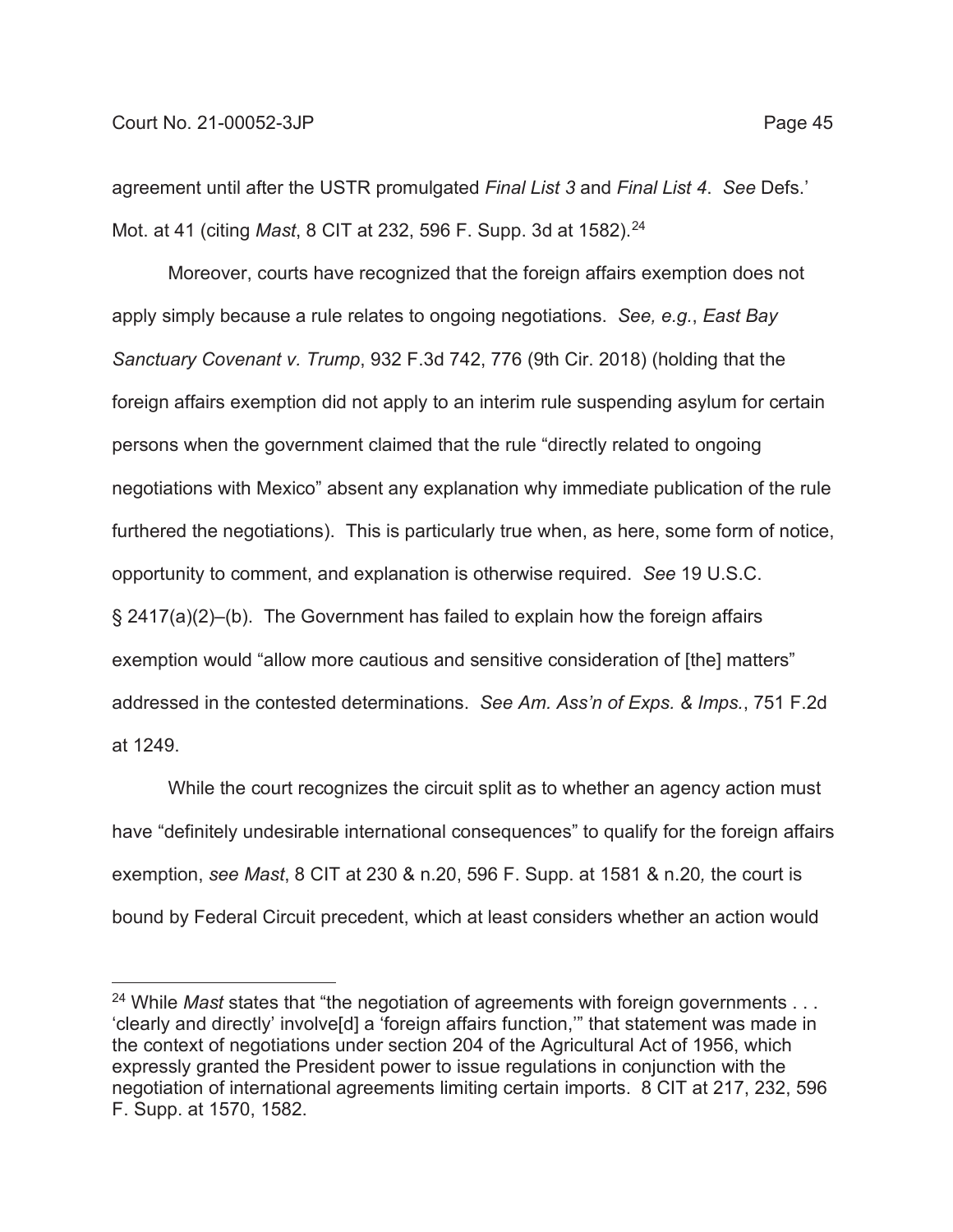agreement until after the USTR promulgated *Final List 3* and *Final List 4*. *See* Defs.' Mot. at 41 (citing *Mast*, 8 CIT at 232, 596 F. Supp. 3d at 1582).[24]

Moreover, courts have recognized that the foreign affairs exemption does not apply simply because a rule relates to ongoing negotiations. *See, e.g.*, *East Bay Sanctuary Covenant v. Trump*, 932 F.3d 742, 776 (9th Cir. 2018) (holding that the foreign affairs exemption did not apply to an interim rule suspending asylum for certain persons when the government claimed that the rule "directly related to ongoing negotiations with Mexico" absent any explanation why immediate publication of the rule furthered the negotiations). This is particularly true when, as here, some form of notice, opportunity to comment, and explanation is otherwise required. *See* 19 U.S.C. § 2417(a)(2)–(b). The Government has failed to explain how the foreign affairs exemption would "allow more cautious and sensitive consideration of [the] matters" addressed in the contested determinations. *See Am. Ass'n of Exps. & Imps.*, 751 F.2d at 1249.

While the court recognizes the circuit split as to whether an agency action must have "definitely undesirable international consequences" to qualify for the foreign affairs exemption, *see Mast*, 8 CIT at 230 & n.20, 596 F. Supp. at 1581 & n.20*,* the court is bound by Federal Circuit precedent, which at least considers whether an action would

---

[24] While *Mast* states that "the negotiation of agreements with foreign governments . . . 'clearly and directly' involve[d] a 'foreign affairs function,'" that statement was made in the context of negotiations under section 204 of the Agricultural Act of 1956, which expressly granted the President power to issue regulations in conjunction with the negotiation of international agreements limiting certain imports. 8 CIT at 217, 232, 596 F. Supp. at 1570, 1582.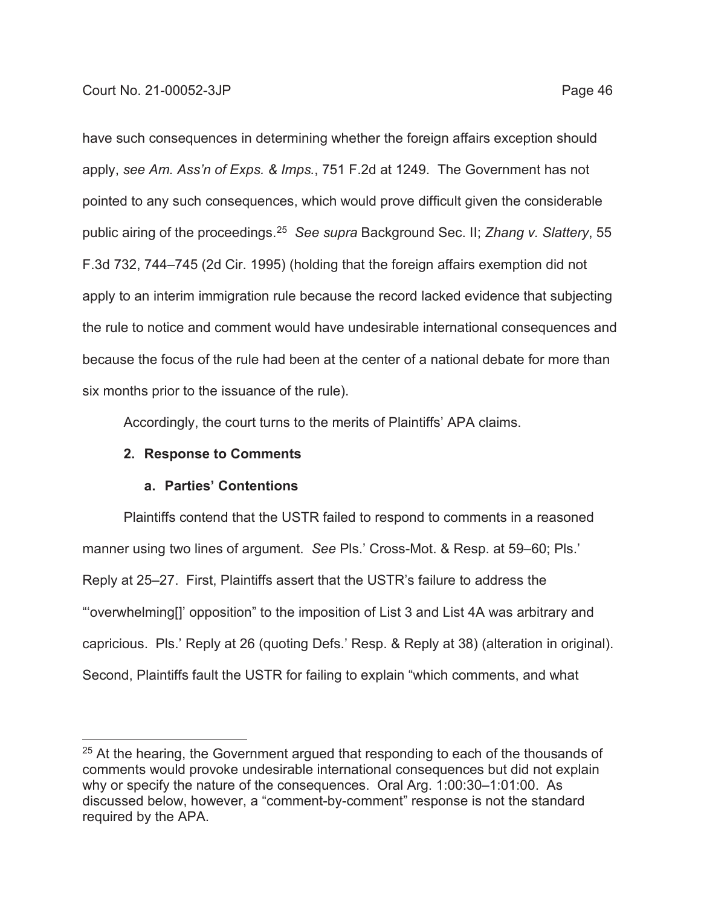have such consequences in determining whether the foreign affairs exception should apply, *see Am. Ass'n of Exps. & Imps.*, 751 F.2d at 1249. The Government has not pointed to any such consequences, which would prove difficult given the considerable public airing of the proceedings.[25] *See supra* Background Sec. II; *Zhang v. Slattery*, 55 F.3d 732, 744–745 (2d Cir. 1995) (holding that the foreign affairs exemption did not apply to an interim immigration rule because the record lacked evidence that subjecting the rule to notice and comment would have undesirable international consequences and because the focus of the rule had been at the center of a national debate for more than six months prior to the issuance of the rule).

Accordingly, the court turns to the merits of Plaintiffs' APA claims.

**2. Response to Comments**

**a. Parties' Contentions**

Plaintiffs contend that the USTR failed to respond to comments in a reasoned manner using two lines of argument. *See* Pls.' Cross-Mot. & Resp. at 59–60; Pls.' Reply at 25–27. First, Plaintiffs assert that the USTR's failure to address the "'overwhelming[]' opposition" to the imposition of List 3 and List 4A was arbitrary and capricious. Pls.' Reply at 26 (quoting Defs.' Resp. & Reply at 38) (alteration in original). Second, Plaintiffs fault the USTR for failing to explain "which comments, and what

[25] At the hearing, the Government argued that responding to each of the thousands of comments would provoke undesirable international consequences but did not explain why or specify the nature of the consequences. Oral Arg. 1:00:30–1:01:00. As discussed below, however, a "comment-by-comment" response is not the standard required by the APA.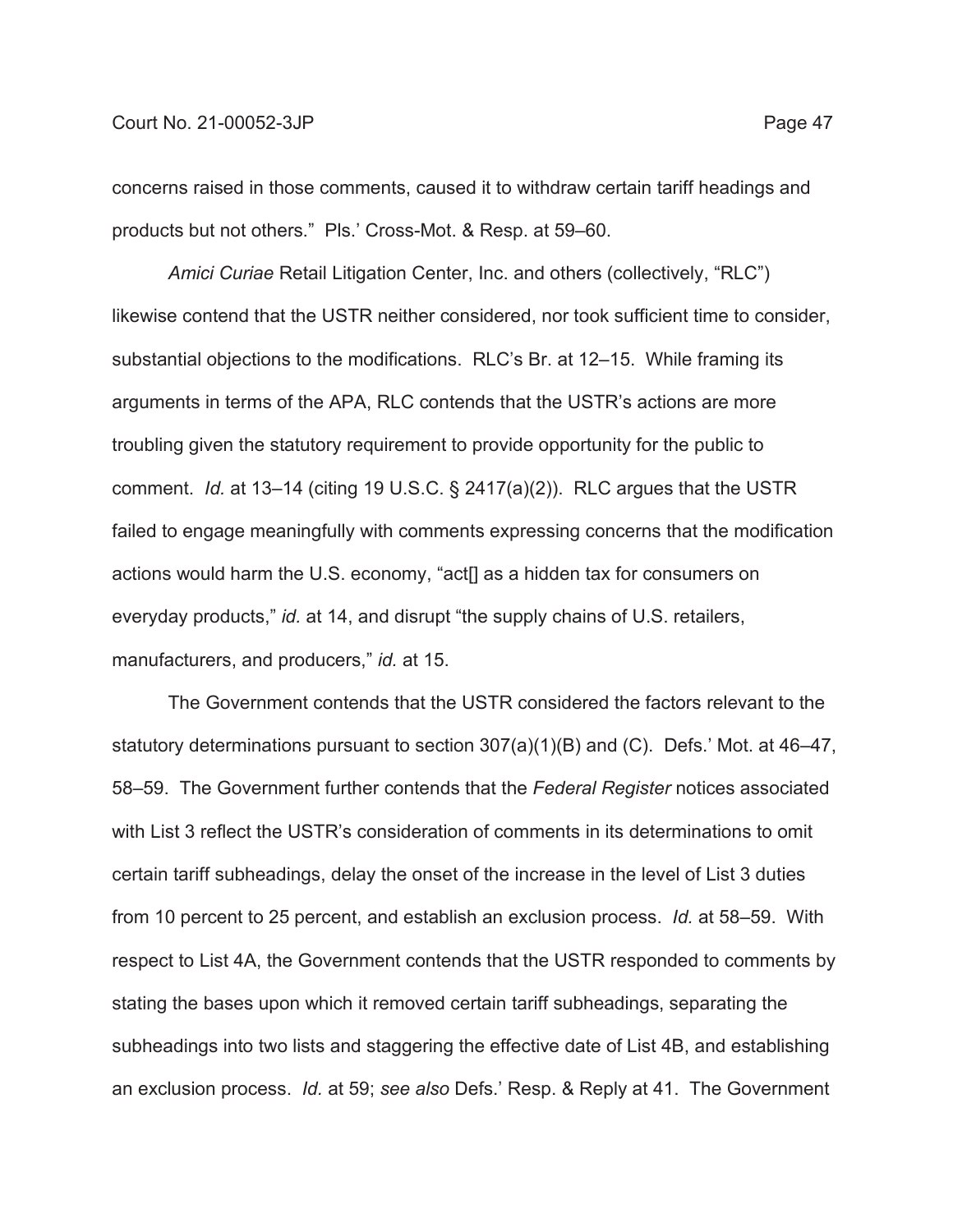concerns raised in those comments, caused it to withdraw certain tariff headings and products but not others." Pls.' Cross-Mot. & Resp. at 59–60.

*Amici Curiae* Retail Litigation Center, Inc. and others (collectively, "RLC") likewise contend that the USTR neither considered, nor took sufficient time to consider, substantial objections to the modifications. RLC's Br. at 12–15. While framing its arguments in terms of the APA, RLC contends that the USTR's actions are more troubling given the statutory requirement to provide opportunity for the public to comment. *Id.* at 13–14 (citing 19 U.S.C. § 2417(a)(2)). RLC argues that the USTR failed to engage meaningfully with comments expressing concerns that the modification actions would harm the U.S. economy, "act[] as a hidden tax for consumers on everyday products," *id.* at 14, and disrupt "the supply chains of U.S. retailers, manufacturers, and producers," *id.* at 15.

The Government contends that the USTR considered the factors relevant to the statutory determinations pursuant to section 307(a)(1)(B) and (C). Defs.' Mot. at 46–47, 58–59. The Government further contends that the *Federal Register* notices associated with List 3 reflect the USTR's consideration of comments in its determinations to omit certain tariff subheadings, delay the onset of the increase in the level of List 3 duties from 10 percent to 25 percent, and establish an exclusion process. *Id.* at 58–59. With respect to List 4A, the Government contends that the USTR responded to comments by stating the bases upon which it removed certain tariff subheadings, separating the subheadings into two lists and staggering the effective date of List 4B, and establishing an exclusion process. *Id.* at 59; *see also* Defs.' Resp. & Reply at 41. The Government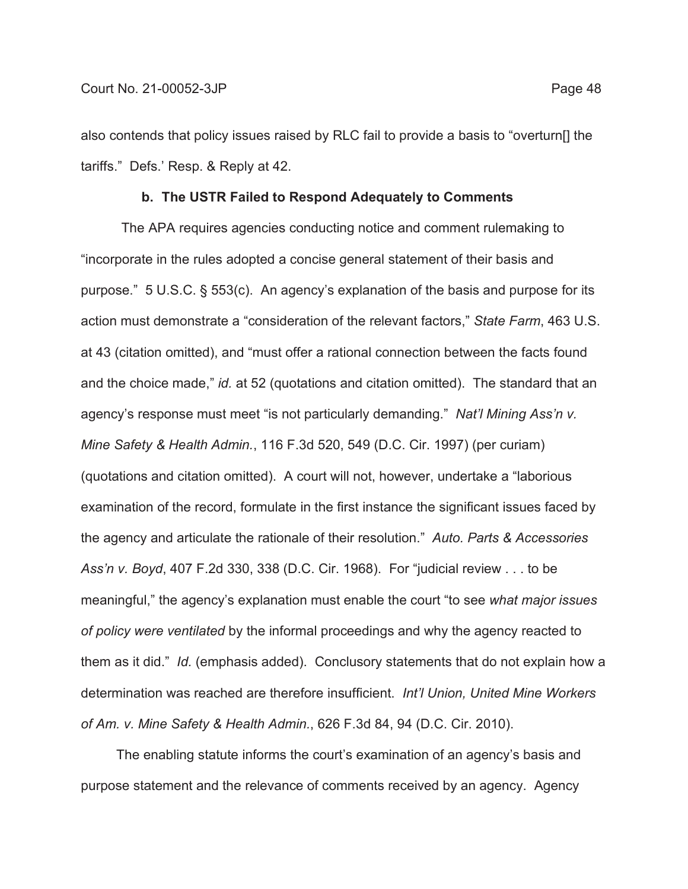also contends that policy issues raised by RLC fail to provide a basis to "overturn[] the tariffs." Defs.' Resp. & Reply at 42.

### b. The USTR Failed to Respond Adequately to Comments

The APA requires agencies conducting notice and comment rulemaking to "incorporate in the rules adopted a concise general statement of their basis and purpose." 5 U.S.C. § 553(c). An agency's explanation of the basis and purpose for its action must demonstrate a "consideration of the relevant factors," *State Farm*, 463 U.S. at 43 (citation omitted), and "must offer a rational connection between the facts found and the choice made," *id.* at 52 (quotations and citation omitted). The standard that an agency's response must meet "is not particularly demanding." *Nat'l Mining Ass'n v. Mine Safety & Health Admin.*, 116 F.3d 520, 549 (D.C. Cir. 1997) (per curiam) (quotations and citation omitted). A court will not, however, undertake a "laborious examination of the record, formulate in the first instance the significant issues faced by the agency and articulate the rationale of their resolution." *Auto. Parts & Accessories Ass'n v. Boyd*, 407 F.2d 330, 338 (D.C. Cir. 1968). For "judicial review . . . to be meaningful," the agency's explanation must enable the court "to see *what major issues of policy were ventilated* by the informal proceedings and why the agency reacted to them as it did." *Id.* (emphasis added). Conclusory statements that do not explain how a determination was reached are therefore insufficient. *Int'l Union, United Mine Workers of Am. v. Mine Safety & Health Admin.*, 626 F.3d 84, 94 (D.C. Cir. 2010).

The enabling statute informs the court's examination of an agency's basis and purpose statement and the relevance of comments received by an agency. Agency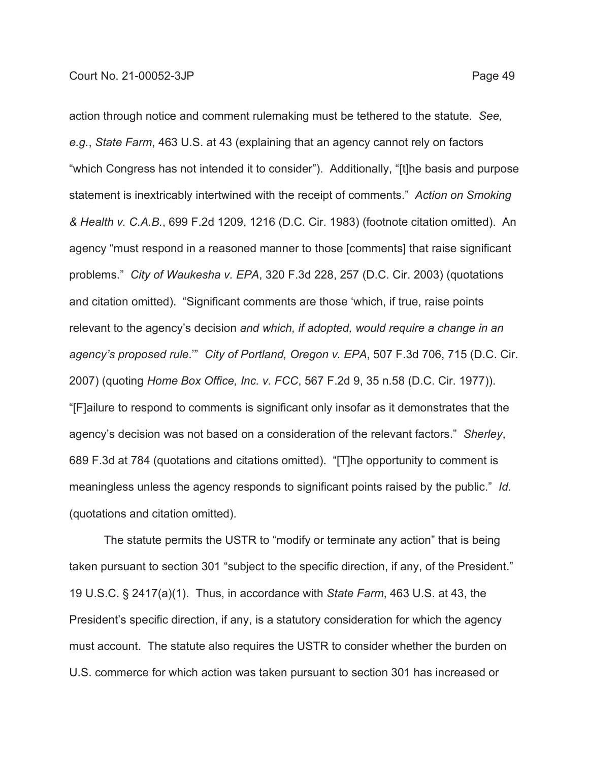action through notice and comment rulemaking must be tethered to the statute. *See, e.g.*, *State Farm*, 463 U.S. at 43 (explaining that an agency cannot rely on factors "which Congress has not intended it to consider"). Additionally, "[t]he basis and purpose statement is inextricably intertwined with the receipt of comments." *Action on Smoking & Health v. C.A.B.*, 699 F.2d 1209, 1216 (D.C. Cir. 1983) (footnote citation omitted). An agency "must respond in a reasoned manner to those [comments] that raise significant problems." *City of Waukesha v. EPA*, 320 F.3d 228, 257 (D.C. Cir. 2003) (quotations and citation omitted). "Significant comments are those 'which, if true, raise points relevant to the agency's decision *and which, if adopted, would require a change in an agency's proposed rule*.'" *City of Portland, Oregon v. EPA*, 507 F.3d 706, 715 (D.C. Cir. 2007) (quoting *Home Box Office, Inc. v. FCC*, 567 F.2d 9, 35 n.58 (D.C. Cir. 1977)). "[F]ailure to respond to comments is significant only insofar as it demonstrates that the agency's decision was not based on a consideration of the relevant factors." *Sherley*, 689 F.3d at 784 (quotations and citations omitted). "[T]he opportunity to comment is meaningless unless the agency responds to significant points raised by the public." *Id.* (quotations and citation omitted).

The statute permits the USTR to "modify or terminate any action" that is being taken pursuant to section 301 "subject to the specific direction, if any, of the President." 19 U.S.C. § 2417(a)(1). Thus, in accordance with *State Farm*, 463 U.S. at 43, the President's specific direction, if any, is a statutory consideration for which the agency must account. The statute also requires the USTR to consider whether the burden on U.S. commerce for which action was taken pursuant to section 301 has increased or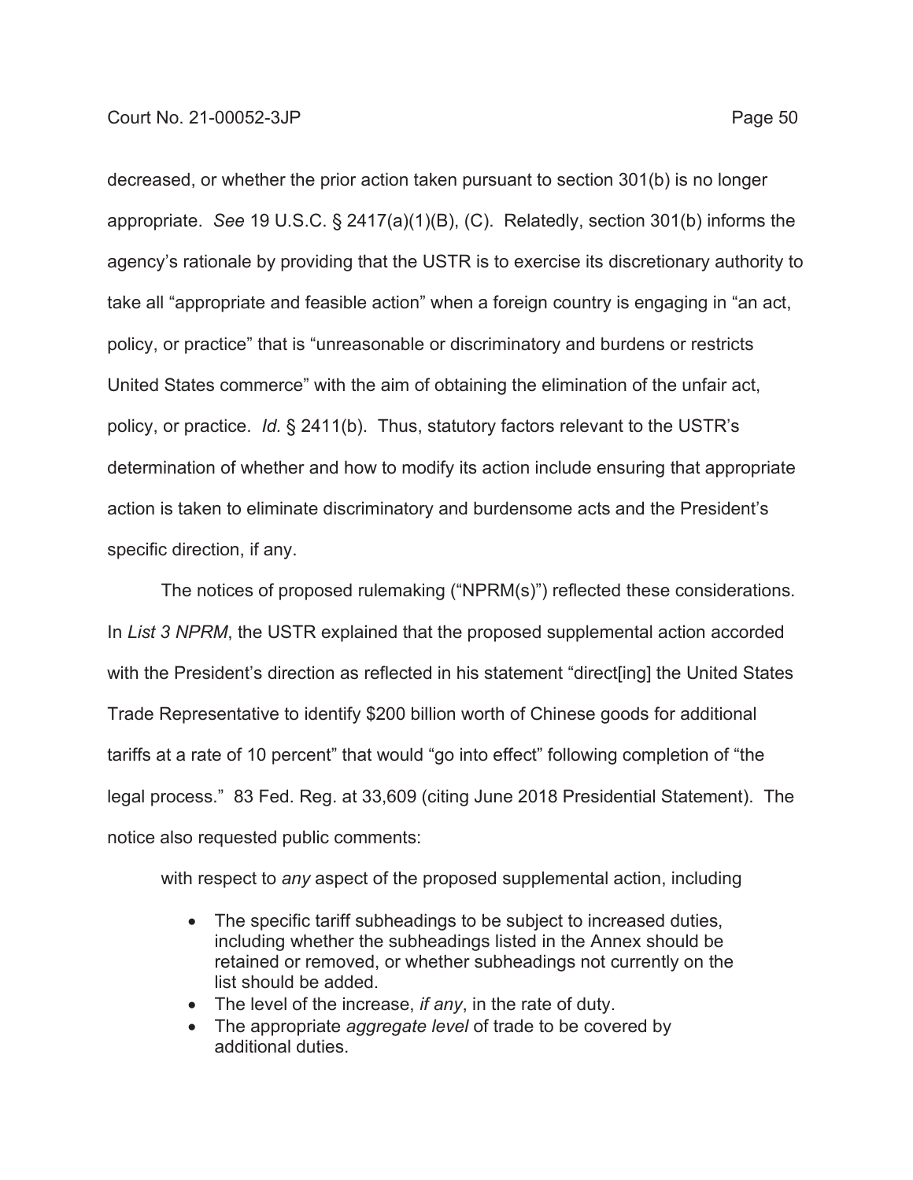decreased, or whether the prior action taken pursuant to section 301(b) is no longer appropriate. *See* 19 U.S.C. § 2417(a)(1)(B), (C). Relatedly, section 301(b) informs the agency's rationale by providing that the USTR is to exercise its discretionary authority to take all "appropriate and feasible action" when a foreign country is engaging in "an act, policy, or practice" that is "unreasonable or discriminatory and burdens or restricts United States commerce" with the aim of obtaining the elimination of the unfair act, policy, or practice. *Id.* § 2411(b). Thus, statutory factors relevant to the USTR's determination of whether and how to modify its action include ensuring that appropriate action is taken to eliminate discriminatory and burdensome acts and the President's specific direction, if any.

The notices of proposed rulemaking ("NPRM(s)") reflected these considerations. In *List 3 NPRM*, the USTR explained that the proposed supplemental action accorded with the President's direction as reflected in his statement "direct[ing] the United States Trade Representative to identify $200 billion worth of Chinese goods for additional tariffs at a rate of 10 percent" that would "go into effect" following completion of "the legal process." 83 Fed. Reg. at 33,609 (citing June 2018 Presidential Statement). The notice also requested public comments:

> with respect to *any* aspect of the proposed supplemental action, including
>
> - The specific tariff subheadings to be subject to increased duties, including whether the subheadings listed in the Annex should be retained or removed, or whether subheadings not currently on the list should be added.
> - The level of the increase, *if any*, in the rate of duty.
> - The appropriate *aggregate level* of trade to be covered by additional duties.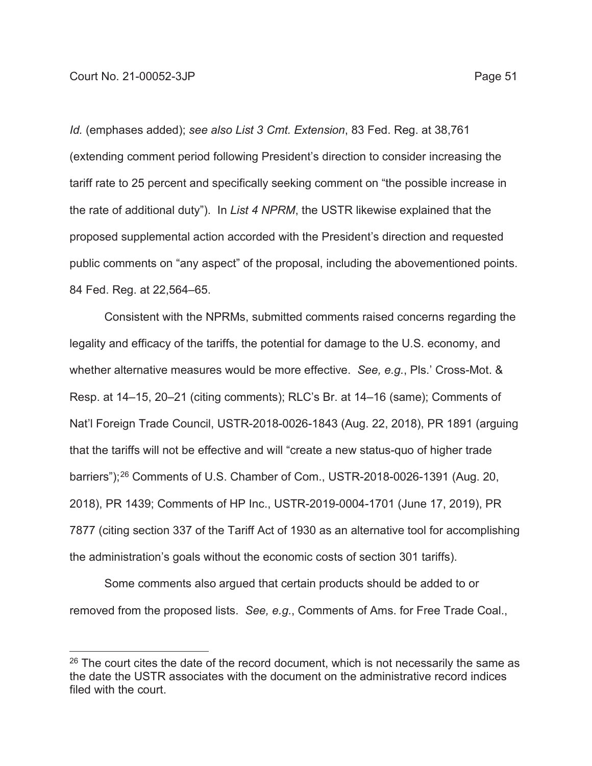*Id.* (emphases added); *see also List 3 Cmt. Extension*, 83 Fed. Reg. at 38,761 (extending comment period following President's direction to consider increasing the tariff rate to 25 percent and specifically seeking comment on "the possible increase in the rate of additional duty"). In *List 4 NPRM*, the USTR likewise explained that the proposed supplemental action accorded with the President's direction and requested public comments on "any aspect" of the proposal, including the abovementioned points. 84 Fed. Reg. at 22,564–65.

Consistent with the NPRMs, submitted comments raised concerns regarding the legality and efficacy of the tariffs, the potential for damage to the U.S. economy, and whether alternative measures would be more effective. *See, e.g.*, Pls.' Cross-Mot. & Resp. at 14–15, 20–21 (citing comments); RLC's Br. at 14–16 (same); Comments of Nat'l Foreign Trade Council, USTR-2018-0026-1843 (Aug. 22, 2018), PR 1891 (arguing that the tariffs will not be effective and will "create a new status-quo of higher trade barriers");[26] Comments of U.S. Chamber of Com., USTR-2018-0026-1391 (Aug. 20, 2018), PR 1439; Comments of HP Inc., USTR-2019-0004-1701 (June 17, 2019), PR 7877 (citing section 337 of the Tariff Act of 1930 as an alternative tool for accomplishing the administration's goals without the economic costs of section 301 tariffs).

Some comments also argued that certain products should be added to or removed from the proposed lists. *See, e.g.*, Comments of Ams. for Free Trade Coal.,

---

[26] The court cites the date of the record document, which is not necessarily the same as the date the USTR associates with the document on the administrative record indices filed with the court.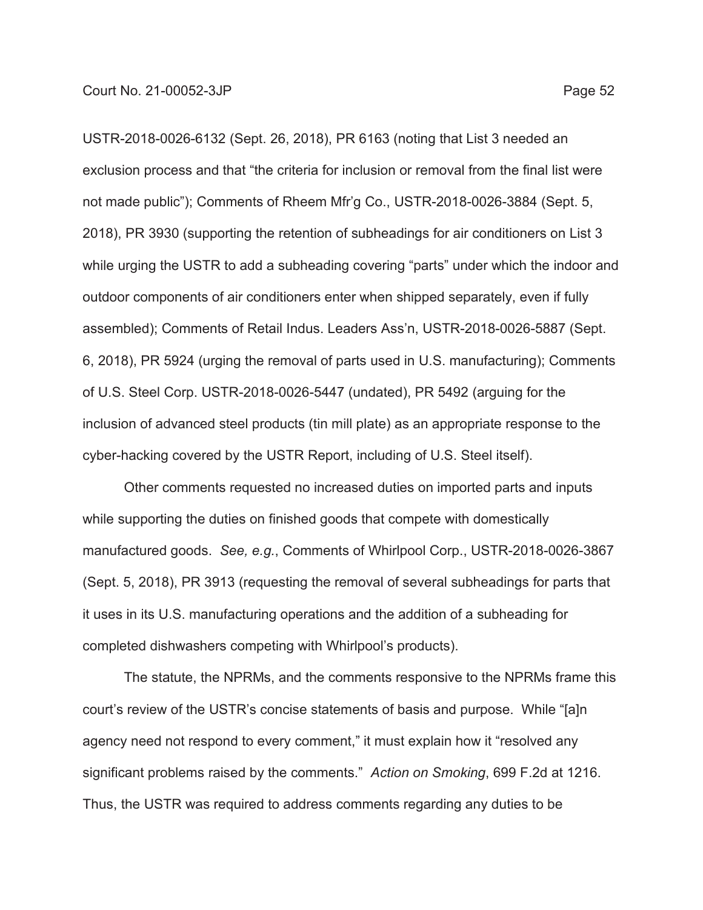USTR-2018-0026-6132 (Sept. 26, 2018), PR 6163 (noting that List 3 needed an exclusion process and that "the criteria for inclusion or removal from the final list were not made public"); Comments of Rheem Mfr'g Co., USTR-2018-0026-3884 (Sept. 5, 2018), PR 3930 (supporting the retention of subheadings for air conditioners on List 3 while urging the USTR to add a subheading covering "parts" under which the indoor and outdoor components of air conditioners enter when shipped separately, even if fully assembled); Comments of Retail Indus. Leaders Ass'n, USTR-2018-0026-5887 (Sept. 6, 2018), PR 5924 (urging the removal of parts used in U.S. manufacturing); Comments of U.S. Steel Corp. USTR-2018-0026-5447 (undated), PR 5492 (arguing for the inclusion of advanced steel products (tin mill plate) as an appropriate response to the cyber-hacking covered by the USTR Report, including of U.S. Steel itself).

Other comments requested no increased duties on imported parts and inputs while supporting the duties on finished goods that compete with domestically manufactured goods. *See, e.g.*, Comments of Whirlpool Corp., USTR-2018-0026-3867 (Sept. 5, 2018), PR 3913 (requesting the removal of several subheadings for parts that it uses in its U.S. manufacturing operations and the addition of a subheading for completed dishwashers competing with Whirlpool's products).

The statute, the NPRMs, and the comments responsive to the NPRMs frame this court's review of the USTR's concise statements of basis and purpose. While "[a]n agency need not respond to every comment," it must explain how it "resolved any significant problems raised by the comments." *Action on Smoking*, 699 F.2d at 1216. Thus, the USTR was required to address comments regarding any duties to be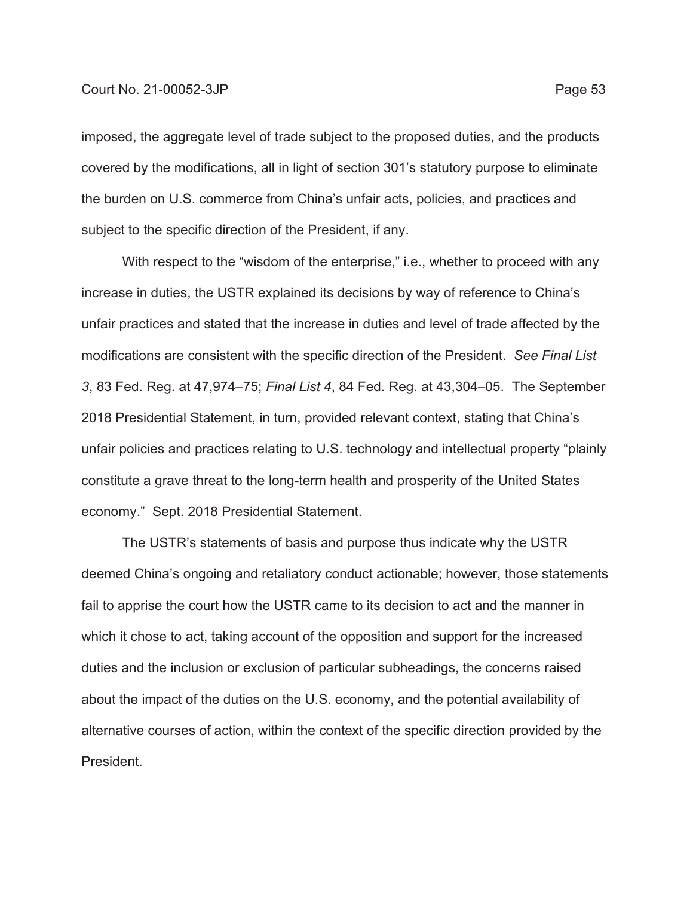imposed, the aggregate level of trade subject to the proposed duties, and the products covered by the modifications, all in light of section 301's statutory purpose to eliminate the burden on U.S. commerce from China's unfair acts, policies, and practices and subject to the specific direction of the President, if any.

With respect to the "wisdom of the enterprise," i.e., whether to proceed with any increase in duties, the USTR explained its decisions by way of reference to China's unfair practices and stated that the increase in duties and level of trade affected by the modifications are consistent with the specific direction of the President. *See Final List 3*, 83 Fed. Reg. at 47,974–75; *Final List 4*, 84 Fed. Reg. at 43,304–05. The September 2018 Presidential Statement, in turn, provided relevant context, stating that China's unfair policies and practices relating to U.S. technology and intellectual property "plainly constitute a grave threat to the long-term health and prosperity of the United States economy." Sept. 2018 Presidential Statement.

The USTR's statements of basis and purpose thus indicate why the USTR deemed China's ongoing and retaliatory conduct actionable; however, those statements fail to apprise the court how the USTR came to its decision to act and the manner in which it chose to act, taking account of the opposition and support for the increased duties and the inclusion or exclusion of particular subheadings, the concerns raised about the impact of the duties on the U.S. economy, and the potential availability of alternative courses of action, within the context of the specific direction provided by the President.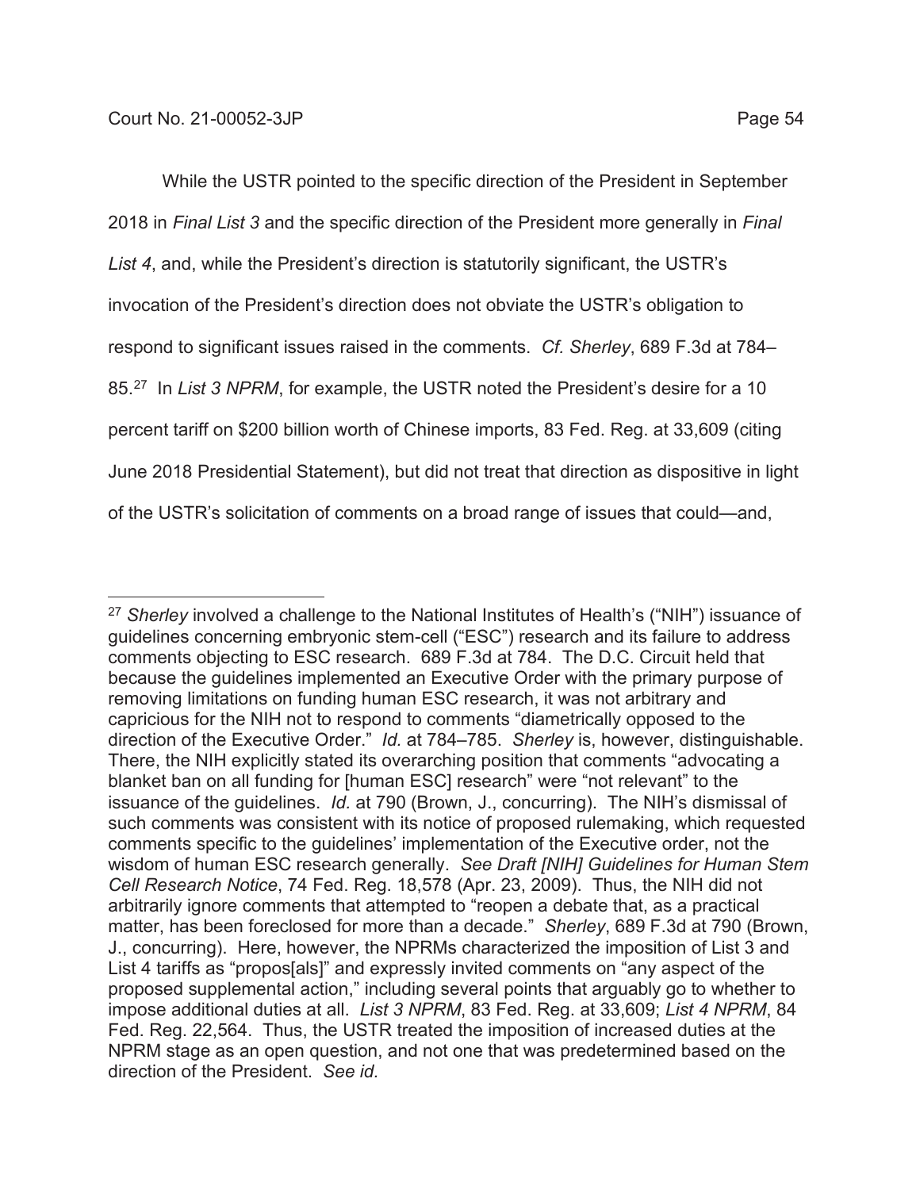While the USTR pointed to the specific direction of the President in September 2018 in *Final List 3* and the specific direction of the President more generally in *Final List 4*, and, while the President's direction is statutorily significant, the USTR's invocation of the President's direction does not obviate the USTR's obligation to respond to significant issues raised in the comments. *Cf. Sherley*, 689 F.3d at 784–85.[27] In *List 3 NPRM*, for example, the USTR noted the President's desire for a 10 percent tariff on $200 billion worth of Chinese imports, 83 Fed. Reg. at 33,609 (citing June 2018 Presidential Statement), but did not treat that direction as dispositive in light of the USTR's solicitation of comments on a broad range of issues that could—and,

---

[27] *Sherley* involved a challenge to the National Institutes of Health's ("NIH") issuance of guidelines concerning embryonic stem-cell ("ESC") research and its failure to address comments objecting to ESC research. 689 F.3d at 784. The D.C. Circuit held that because the guidelines implemented an Executive Order with the primary purpose of removing limitations on funding human ESC research, it was not arbitrary and capricious for the NIH not to respond to comments "diametrically opposed to the direction of the Executive Order." *Id.* at 784–785. *Sherley* is, however, distinguishable. There, the NIH explicitly stated its overarching position that comments "advocating a blanket ban on all funding for [human ESC] research" were "not relevant" to the issuance of the guidelines. *Id.* at 790 (Brown, J., concurring). The NIH's dismissal of such comments was consistent with its notice of proposed rulemaking, which requested comments specific to the guidelines' implementation of the Executive order, not the wisdom of human ESC research generally. *See Draft [NIH] Guidelines for Human Stem Cell Research Notice*, 74 Fed. Reg. 18,578 (Apr. 23, 2009). Thus, the NIH did not arbitrarily ignore comments that attempted to "reopen a debate that, as a practical matter, has been foreclosed for more than a decade." *Sherley*, 689 F.3d at 790 (Brown, J., concurring). Here, however, the NPRMs characterized the imposition of List 3 and List 4 tariffs as "propos[als]" and expressly invited comments on "any aspect of the proposed supplemental action," including several points that arguably go to whether to impose additional duties at all. *List 3 NPRM*, 83 Fed. Reg. at 33,609; *List 4 NPRM*, 84 Fed. Reg. 22,564. Thus, the USTR treated the imposition of increased duties at the NPRM stage as an open question, and not one that was predetermined based on the direction of the President. *See id.*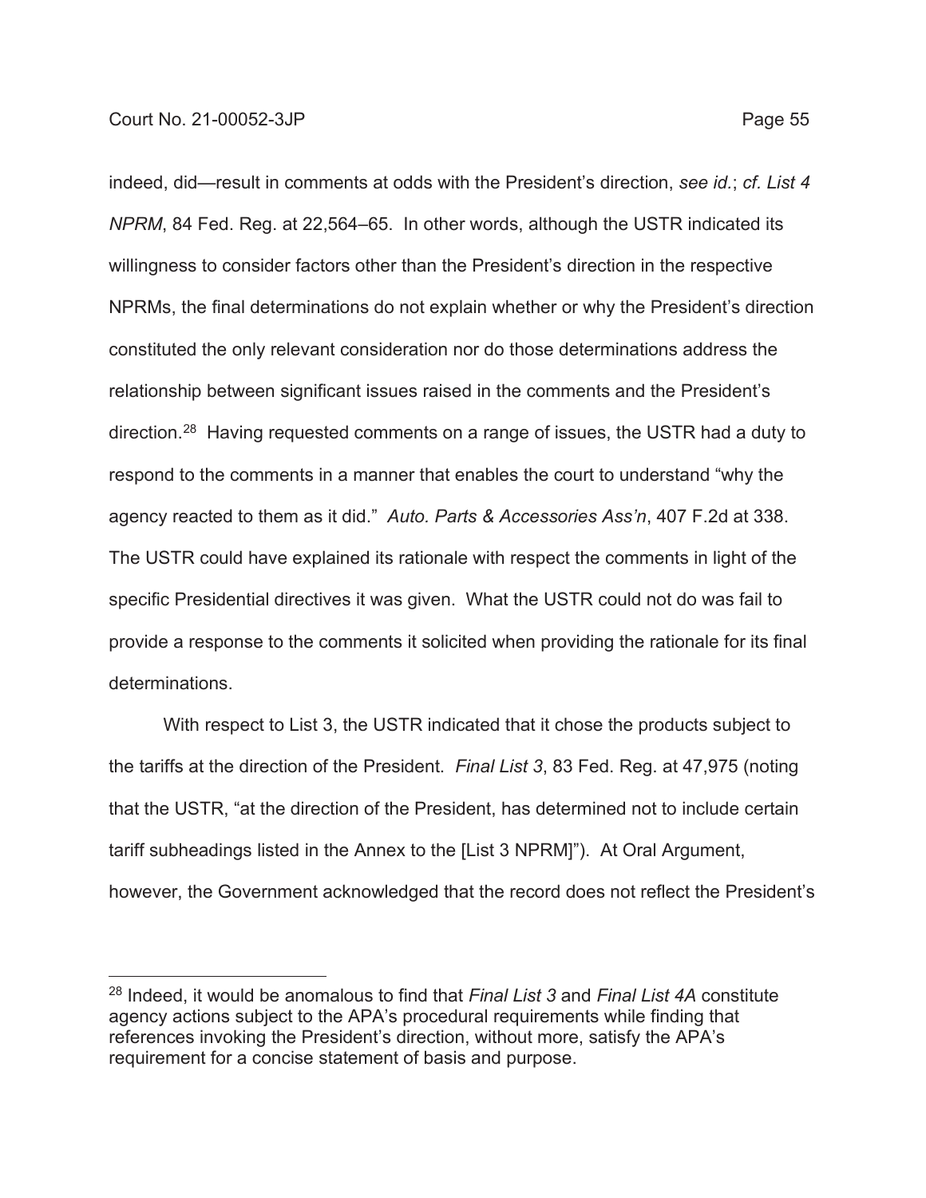indeed, did—result in comments at odds with the President's direction, *see id.*; *cf. List 4 NPRM*, 84 Fed. Reg. at 22,564–65. In other words, although the USTR indicated its willingness to consider factors other than the President's direction in the respective NPRMs, the final determinations do not explain whether or why the President's direction constituted the only relevant consideration nor do those determinations address the relationship between significant issues raised in the comments and the President's direction.[28] Having requested comments on a range of issues, the USTR had a duty to respond to the comments in a manner that enables the court to understand "why the agency reacted to them as it did." *Auto. Parts & Accessories Ass'n*, 407 F.2d at 338. The USTR could have explained its rationale with respect the comments in light of the specific Presidential directives it was given. What the USTR could not do was fail to provide a response to the comments it solicited when providing the rationale for its final determinations.

With respect to List 3, the USTR indicated that it chose the products subject to the tariffs at the direction of the President. *Final List 3*, 83 Fed. Reg. at 47,975 (noting that the USTR, "at the direction of the President, has determined not to include certain tariff subheadings listed in the Annex to the [List 3 NPRM]"). At Oral Argument, however, the Government acknowledged that the record does not reflect the President's

[28] Indeed, it would be anomalous to find that *Final List 3* and *Final List 4A* constitute agency actions subject to the APA's procedural requirements while finding that references invoking the President's direction, without more, satisfy the APA's requirement for a concise statement of basis and purpose.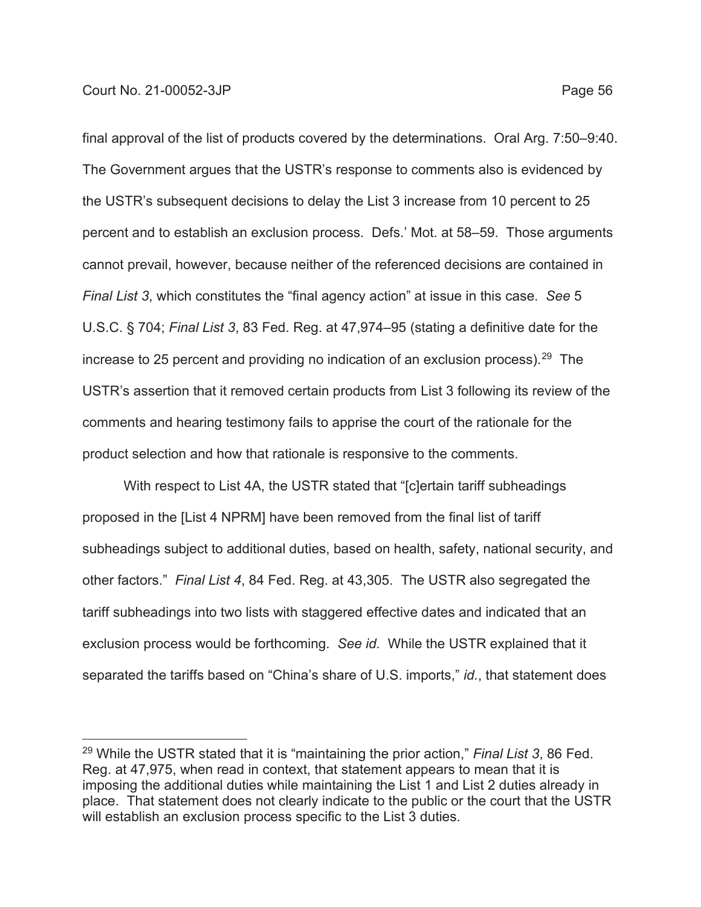final approval of the list of products covered by the determinations. Oral Arg. 7:50–9:40. The Government argues that the USTR's response to comments also is evidenced by the USTR's subsequent decisions to delay the List 3 increase from 10 percent to 25 percent and to establish an exclusion process. Defs.' Mot. at 58–59. Those arguments cannot prevail, however, because neither of the referenced decisions are contained in *Final List 3*, which constitutes the "final agency action" at issue in this case. *See* 5 U.S.C. § 704; *Final List 3*, 83 Fed. Reg. at 47,974–95 (stating a definitive date for the increase to 25 percent and providing no indication of an exclusion process).[29] The USTR's assertion that it removed certain products from List 3 following its review of the comments and hearing testimony fails to apprise the court of the rationale for the product selection and how that rationale is responsive to the comments.

With respect to List 4A, the USTR stated that "[c]ertain tariff subheadings proposed in the [List 4 NPRM] have been removed from the final list of tariff subheadings subject to additional duties, based on health, safety, national security, and other factors." *Final List 4*, 84 Fed. Reg. at 43,305. The USTR also segregated the tariff subheadings into two lists with staggered effective dates and indicated that an exclusion process would be forthcoming. *See id.* While the USTR explained that it separated the tariffs based on "China's share of U.S. imports," *id.*, that statement does

[29] While the USTR stated that it is "maintaining the prior action," *Final List 3*, 86 Fed. Reg. at 47,975, when read in context, that statement appears to mean that it is imposing the additional duties while maintaining the List 1 and List 2 duties already in place. That statement does not clearly indicate to the public or the court that the USTR will establish an exclusion process specific to the List 3 duties.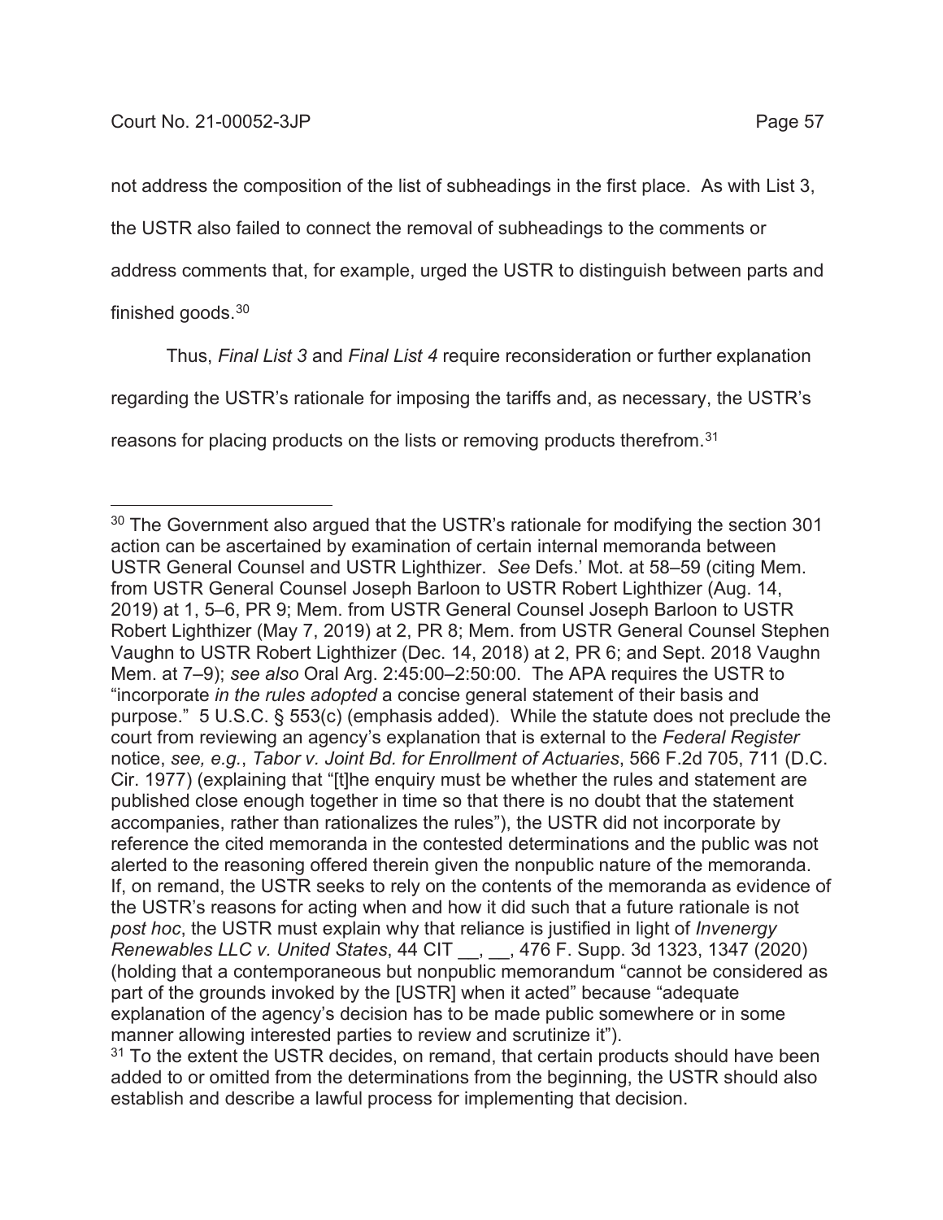not address the composition of the list of subheadings in the first place. As with List 3, the USTR also failed to connect the removal of subheadings to the comments or address comments that, for example, urged the USTR to distinguish between parts and finished goods.[30]

Thus, *Final List 3* and *Final List 4* require reconsideration or further explanation regarding the USTR's rationale for imposing the tariffs and, as necessary, the USTR's reasons for placing products on the lists or removing products therefrom.[31]

---

[30] The Government also argued that the USTR's rationale for modifying the section 301 action can be ascertained by examination of certain internal memoranda between USTR General Counsel and USTR Lighthizer. *See* Defs.' Mot. at 58–59 (citing Mem. from USTR General Counsel Joseph Barloon to USTR Robert Lighthizer (Aug. 14, 2019) at 1, 5–6, PR 9; Mem. from USTR General Counsel Joseph Barloon to USTR Robert Lighthizer (May 7, 2019) at 2, PR 8; Mem. from USTR General Counsel Stephen Vaughn to USTR Robert Lighthizer (Dec. 14, 2018) at 2, PR 6; and Sept. 2018 Vaughn Mem. at 7–9); *see also* Oral Arg. 2:45:00–2:50:00. The APA requires the USTR to "incorporate *in the rules adopted* a concise general statement of their basis and purpose." 5 U.S.C. § 553(c) (emphasis added). While the statute does not preclude the court from reviewing an agency's explanation that is external to the *Federal Register* notice, *see, e.g.*, *Tabor v. Joint Bd. for Enrollment of Actuaries*, 566 F.2d 705, 711 (D.C. Cir. 1977) (explaining that "[t]he enquiry must be whether the rules and statement are published close enough together in time so that there is no doubt that the statement accompanies, rather than rationalizes the rules"), the USTR did not incorporate by reference the cited memoranda in the contested determinations and the public was not alerted to the reasoning offered therein given the nonpublic nature of the memoranda. If, on remand, the USTR seeks to rely on the contents of the memoranda as evidence of the USTR's reasons for acting when and how it did such that a future rationale is not *post hoc*, the USTR must explain why that reliance is justified in light of *Invenergy Renewables LLC v. United States*, 44 CIT __, __, 476 F. Supp. 3d 1323, 1347 (2020) (holding that a contemporaneous but nonpublic memorandum "cannot be considered as part of the grounds invoked by the [USTR] when it acted" because "adequate explanation of the agency's decision has to be made public somewhere or in some manner allowing interested parties to review and scrutinize it").

[31] To the extent the USTR decides, on remand, that certain products should have been added to or omitted from the determinations from the beginning, the USTR should also establish and describe a lawful process for implementing that decision.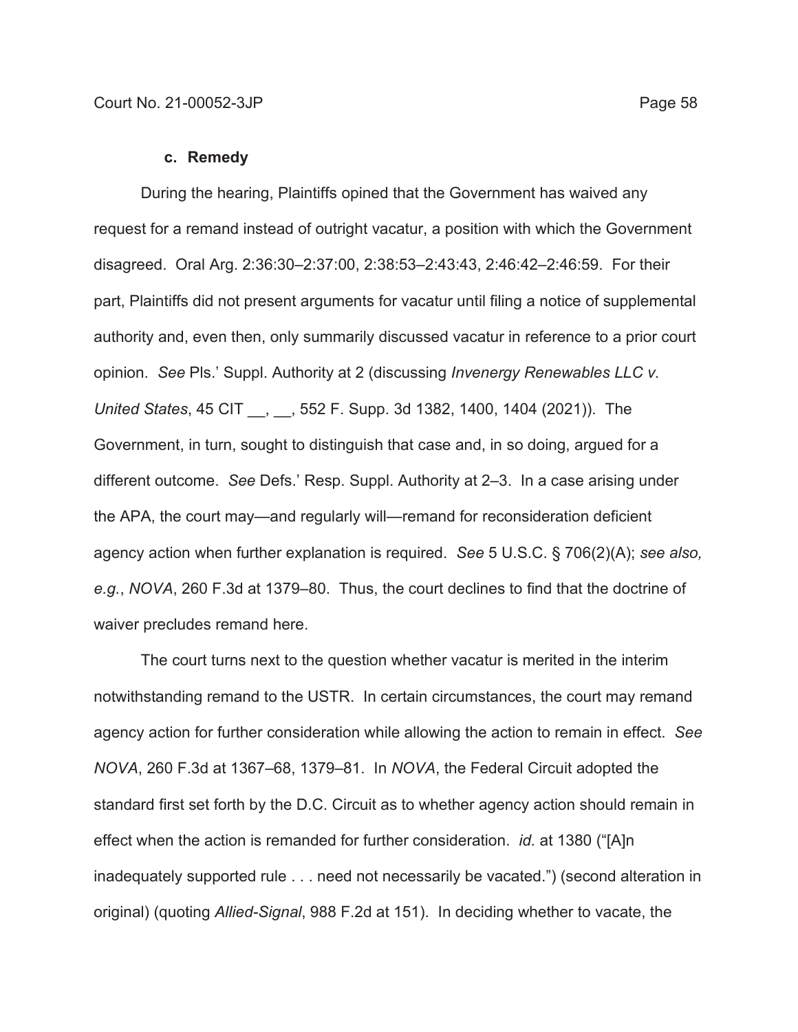### c. Remedy

During the hearing, Plaintiffs opined that the Government has waived any request for a remand instead of outright vacatur, a position with which the Government disagreed. Oral Arg. 2:36:30–2:37:00, 2:38:53–2:43:43, 2:46:42–2:46:59. For their part, Plaintiffs did not present arguments for vacatur until filing a notice of supplemental authority and, even then, only summarily discussed vacatur in reference to a prior court opinion. *See* Pls.' Suppl. Authority at 2 (discussing *Invenergy Renewables LLC v. United States*, 45 CIT __, __, 552 F. Supp. 3d 1382, 1400, 1404 (2021)). The Government, in turn, sought to distinguish that case and, in so doing, argued for a different outcome. *See* Defs.' Resp. Suppl. Authority at 2–3. In a case arising under the APA, the court may—and regularly will—remand for reconsideration deficient agency action when further explanation is required. *See* 5 U.S.C. § 706(2)(A); *see also, e.g.*, *NOVA*, 260 F.3d at 1379–80. Thus, the court declines to find that the doctrine of waiver precludes remand here.

The court turns next to the question whether vacatur is merited in the interim notwithstanding remand to the USTR. In certain circumstances, the court may remand agency action for further consideration while allowing the action to remain in effect. *See NOVA*, 260 F.3d at 1367–68, 1379–81. In *NOVA*, the Federal Circuit adopted the standard first set forth by the D.C. Circuit as to whether agency action should remain in effect when the action is remanded for further consideration. *id.* at 1380 ("[A]n inadequately supported rule . . . need not necessarily be vacated.") (second alteration in original) (quoting *Allied-Signal*, 988 F.2d at 151). In deciding whether to vacate, the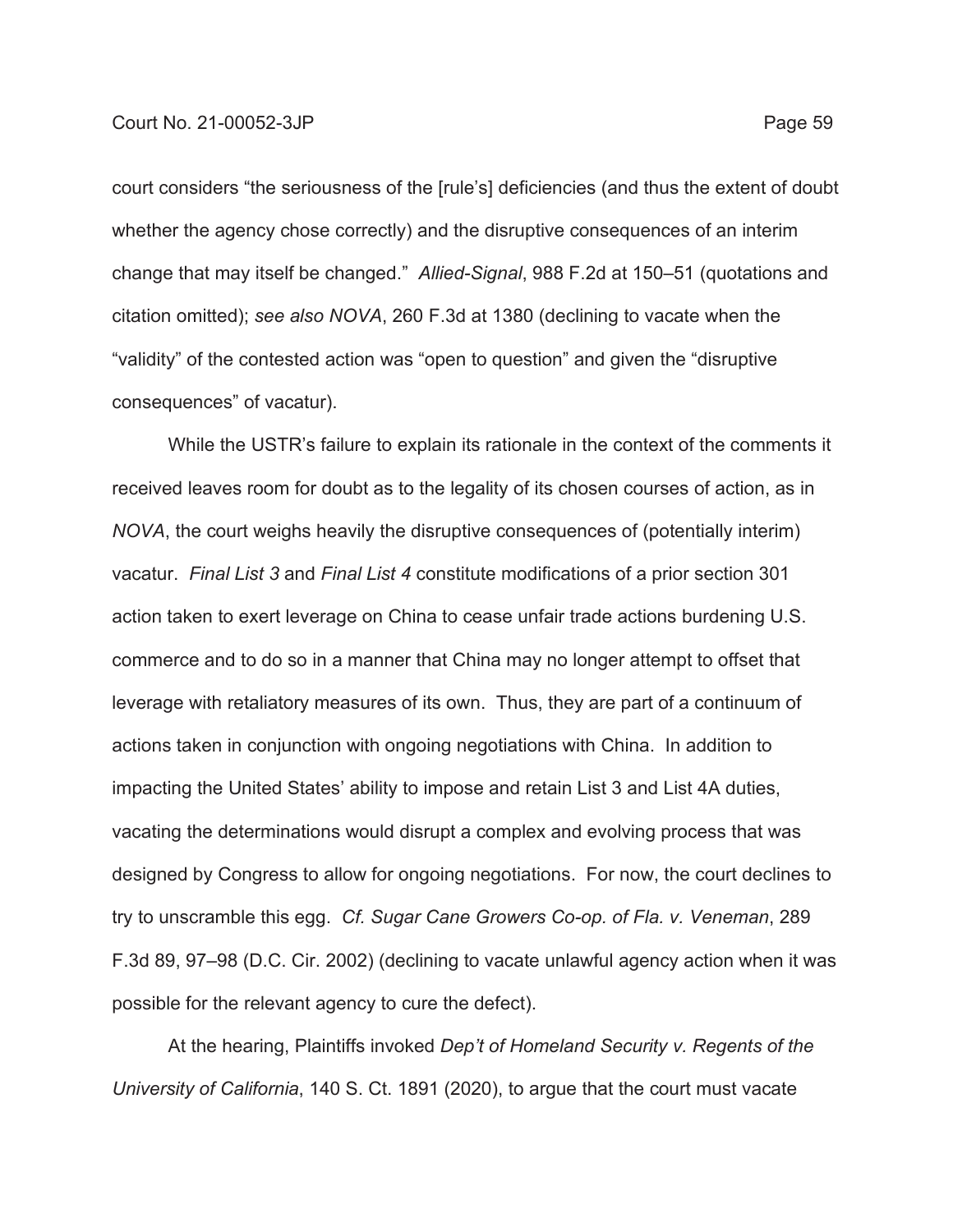court considers "the seriousness of the [rule's] deficiencies (and thus the extent of doubt whether the agency chose correctly) and the disruptive consequences of an interim change that may itself be changed." *Allied-Signal*, 988 F.2d at 150–51 (quotations and citation omitted); *see also NOVA*, 260 F.3d at 1380 (declining to vacate when the "validity" of the contested action was "open to question" and given the "disruptive consequences" of vacatur).

While the USTR's failure to explain its rationale in the context of the comments it received leaves room for doubt as to the legality of its chosen courses of action, as in *NOVA*, the court weighs heavily the disruptive consequences of (potentially interim) vacatur. *Final List 3* and *Final List 4* constitute modifications of a prior section 301 action taken to exert leverage on China to cease unfair trade actions burdening U.S. commerce and to do so in a manner that China may no longer attempt to offset that leverage with retaliatory measures of its own. Thus, they are part of a continuum of actions taken in conjunction with ongoing negotiations with China. In addition to impacting the United States' ability to impose and retain List 3 and List 4A duties, vacating the determinations would disrupt a complex and evolving process that was designed by Congress to allow for ongoing negotiations. For now, the court declines to try to unscramble this egg. *Cf. Sugar Cane Growers Co-op. of Fla. v. Veneman*, 289 F.3d 89, 97–98 (D.C. Cir. 2002) (declining to vacate unlawful agency action when it was possible for the relevant agency to cure the defect).

At the hearing, Plaintiffs invoked *Dep't of Homeland Security v. Regents of the University of California*, 140 S. Ct. 1891 (2020), to argue that the court must vacate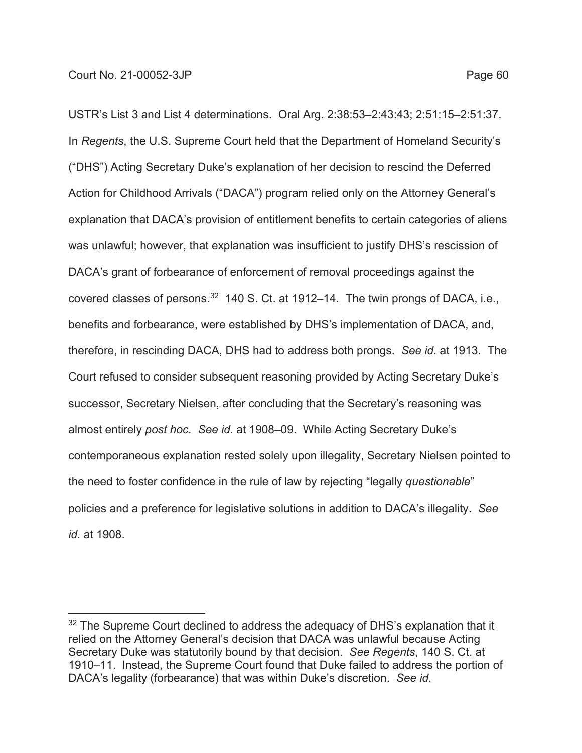USTR's List 3 and List 4 determinations. Oral Arg. 2:38:53–2:43:43; 2:51:15–2:51:37. In *Regents*, the U.S. Supreme Court held that the Department of Homeland Security's ("DHS") Acting Secretary Duke's explanation of her decision to rescind the Deferred Action for Childhood Arrivals ("DACA") program relied only on the Attorney General's explanation that DACA's provision of entitlement benefits to certain categories of aliens was unlawful; however, that explanation was insufficient to justify DHS's rescission of DACA's grant of forbearance of enforcement of removal proceedings against the covered classes of persons.[32] 140 S. Ct. at 1912–14. The twin prongs of DACA, i.e., benefits and forbearance, were established by DHS's implementation of DACA, and, therefore, in rescinding DACA, DHS had to address both prongs. *See id.* at 1913. The Court refused to consider subsequent reasoning provided by Acting Secretary Duke's successor, Secretary Nielsen, after concluding that the Secretary's reasoning was almost entirely *post hoc*. *See id.* at 1908–09. While Acting Secretary Duke's contemporaneous explanation rested solely upon illegality, Secretary Nielsen pointed to the need to foster confidence in the rule of law by rejecting "legally *questionable*" policies and a preference for legislative solutions in addition to DACA's illegality. *See id.* at 1908.

---

[32] The Supreme Court declined to address the adequacy of DHS's explanation that it relied on the Attorney General's decision that DACA was unlawful because Acting Secretary Duke was statutorily bound by that decision. *See Regents*, 140 S. Ct. at 1910–11. Instead, the Supreme Court found that Duke failed to address the portion of DACA's legality (forbearance) that was within Duke's discretion. *See id.*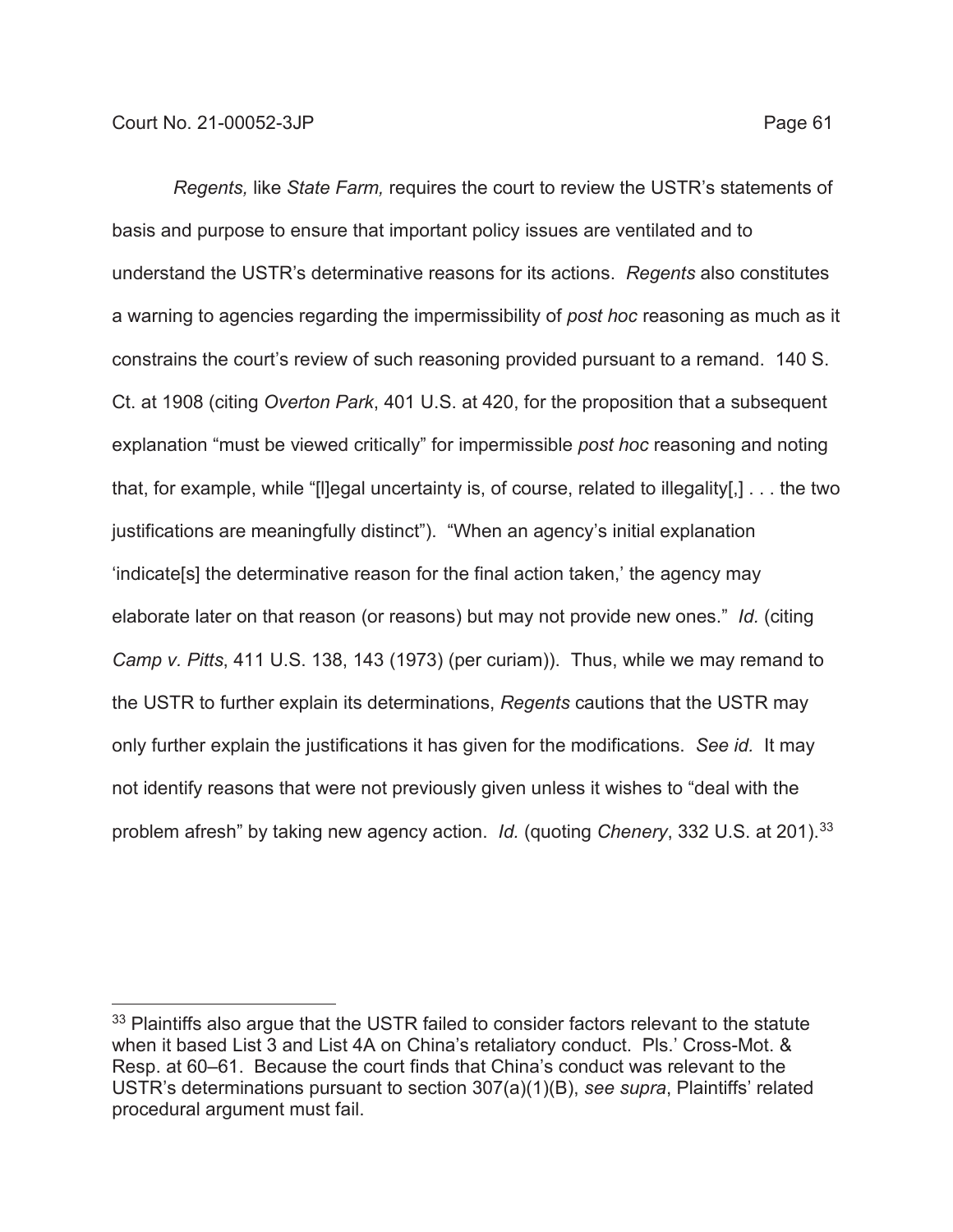*Regents,* like *State Farm,* requires the court to review the USTR's statements of basis and purpose to ensure that important policy issues are ventilated and to understand the USTR's determinative reasons for its actions. *Regents* also constitutes a warning to agencies regarding the impermissibility of *post hoc* reasoning as much as it constrains the court's review of such reasoning provided pursuant to a remand. 140 S. Ct. at 1908 (citing *Overton Park*, 401 U.S. at 420, for the proposition that a subsequent explanation "must be viewed critically" for impermissible *post hoc* reasoning and noting that, for example, while "[l]egal uncertainty is, of course, related to illegality[,] . . . the two justifications are meaningfully distinct"). "When an agency's initial explanation 'indicate[s] the determinative reason for the final action taken,' the agency may elaborate later on that reason (or reasons) but may not provide new ones." *Id.* (citing *Camp v. Pitts*, 411 U.S. 138, 143 (1973) (per curiam)). Thus, while we may remand to the USTR to further explain its determinations, *Regents* cautions that the USTR may only further explain the justifications it has given for the modifications. *See id.* It may not identify reasons that were not previously given unless it wishes to "deal with the problem afresh" by taking new agency action. *Id.* (quoting *Chenery*, 332 U.S. at 201).[33]

[33] Plaintiffs also argue that the USTR failed to consider factors relevant to the statute when it based List 3 and List 4A on China's retaliatory conduct. Pls.' Cross-Mot. & Resp. at 60–61. Because the court finds that China's conduct was relevant to the USTR's determinations pursuant to section 307(a)(1)(B), *see supra*, Plaintiffs' related procedural argument must fail.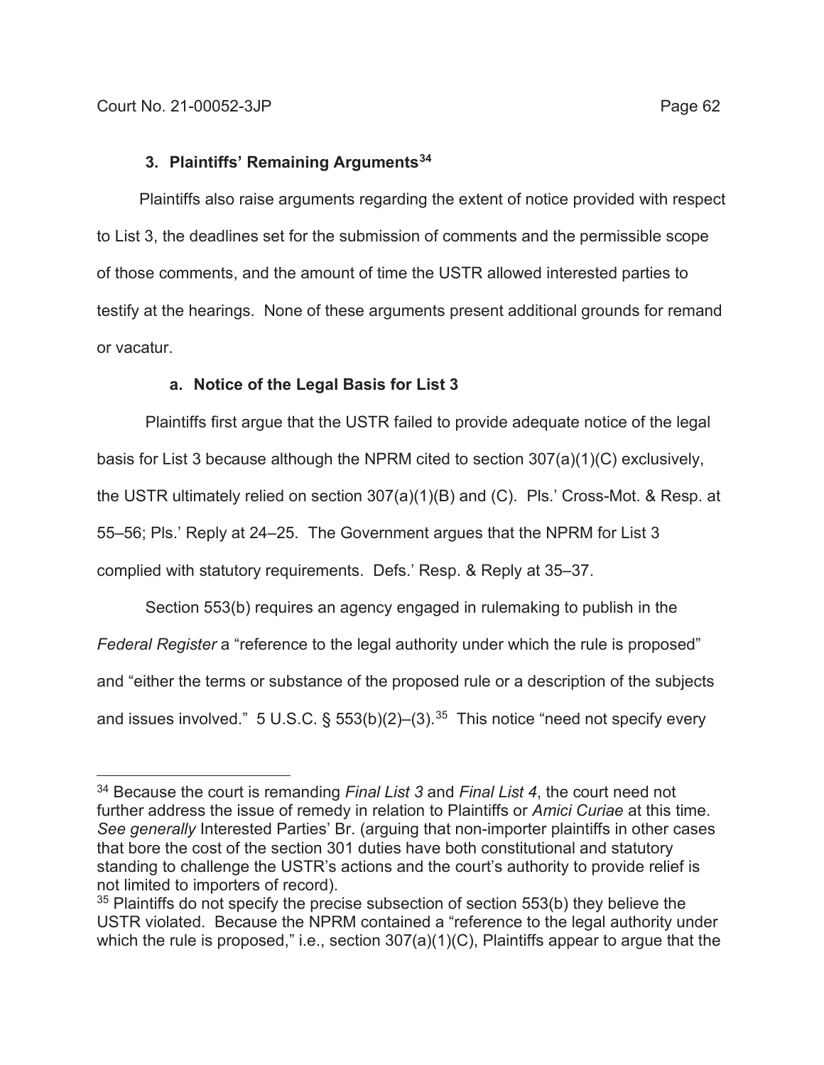### 3. Plaintiffs' Remaining Arguments[34]

Plaintiffs also raise arguments regarding the extent of notice provided with respect to List 3, the deadlines set for the submission of comments and the permissible scope of those comments, and the amount of time the USTR allowed interested parties to testify at the hearings. None of these arguments present additional grounds for remand or vacatur.

#### a. Notice of the Legal Basis for List 3

Plaintiffs first argue that the USTR failed to provide adequate notice of the legal basis for List 3 because although the NPRM cited to section 307(a)(1)(C) exclusively, the USTR ultimately relied on section 307(a)(1)(B) and (C). Pls.' Cross-Mot. & Resp. at 55–56; Pls.' Reply at 24–25. The Government argues that the NPRM for List 3 complied with statutory requirements. Defs.' Resp. & Reply at 35–37.

Section 553(b) requires an agency engaged in rulemaking to publish in the *Federal Register* a "reference to the legal authority under which the rule is proposed" and "either the terms or substance of the proposed rule or a description of the subjects and issues involved." 5 U.S.C. § 553(b)(2)–(3).[35] This notice "need not specify every

---

[34] Because the court is remanding *Final List 3* and *Final List 4*, the court need not further address the issue of remedy in relation to Plaintiffs or *Amici Curiae* at this time. *See generally* Interested Parties' Br. (arguing that non-importer plaintiffs in other cases that bore the cost of the section 301 duties have both constitutional and statutory standing to challenge the USTR's actions and the court's authority to provide relief is not limited to importers of record).

[35] Plaintiffs do not specify the precise subsection of section 553(b) they believe the USTR violated. Because the NPRM contained a "reference to the legal authority under which the rule is proposed," i.e., section 307(a)(1)(C), Plaintiffs appear to argue that the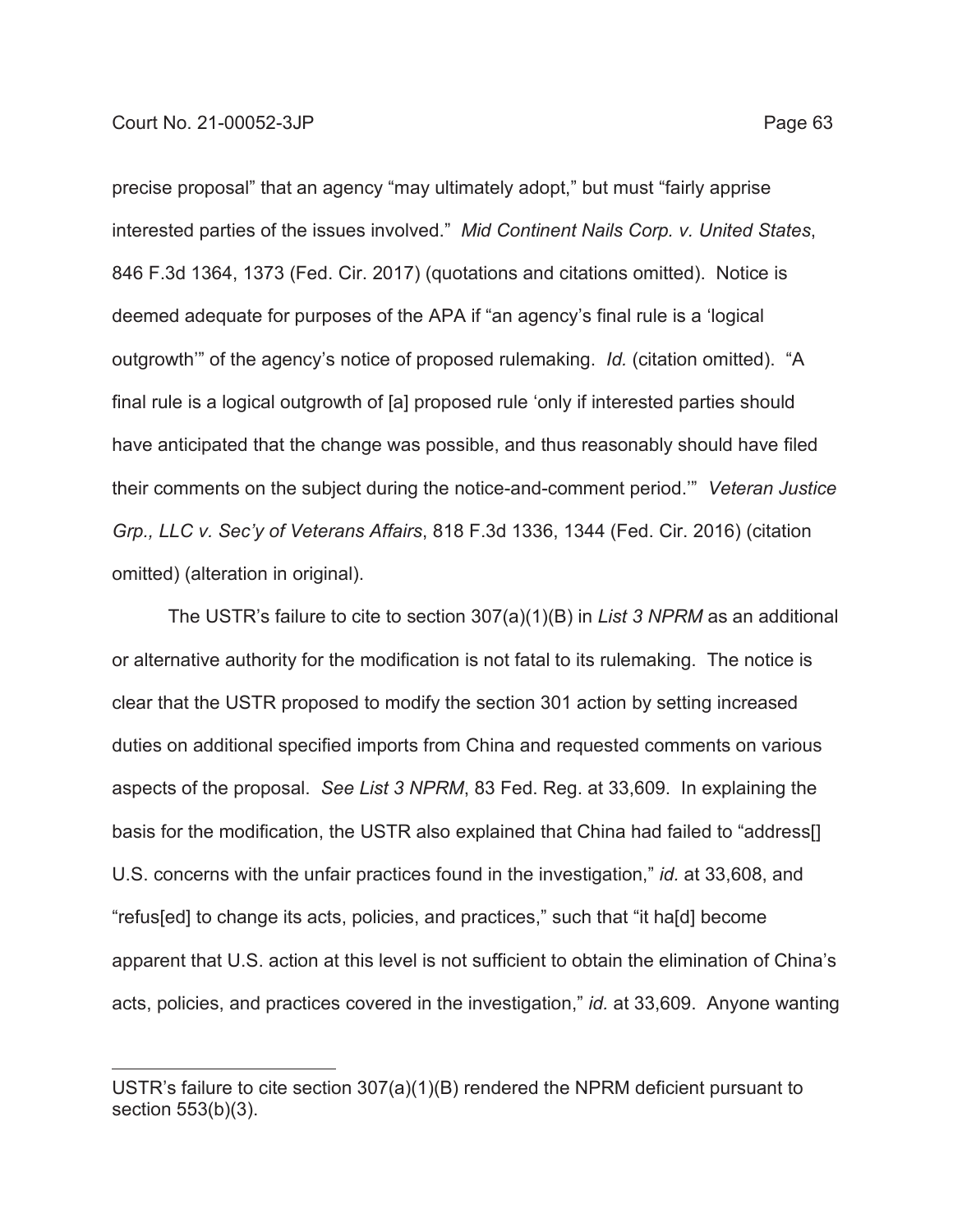precise proposal" that an agency "may ultimately adopt," but must "fairly apprise interested parties of the issues involved." *Mid Continent Nails Corp. v. United States*, 846 F.3d 1364, 1373 (Fed. Cir. 2017) (quotations and citations omitted). Notice is deemed adequate for purposes of the APA if "an agency's final rule is a 'logical outgrowth'" of the agency's notice of proposed rulemaking. *Id.* (citation omitted). "A final rule is a logical outgrowth of [a] proposed rule 'only if interested parties should have anticipated that the change was possible, and thus reasonably should have filed their comments on the subject during the notice-and-comment period.'" *Veteran Justice Grp., LLC v. Sec'y of Veterans Affairs*, 818 F.3d 1336, 1344 (Fed. Cir. 2016) (citation omitted) (alteration in original).

The USTR's failure to cite to section 307(a)(1)(B) in *List 3 NPRM* as an additional or alternative authority for the modification is not fatal to its rulemaking. The notice is clear that the USTR proposed to modify the section 301 action by setting increased duties on additional specified imports from China and requested comments on various aspects of the proposal. *See List 3 NPRM*, 83 Fed. Reg. at 33,609. In explaining the basis for the modification, the USTR also explained that China had failed to "address[] U.S. concerns with the unfair practices found in the investigation," *id.* at 33,608, and "refus[ed] to change its acts, policies, and practices," such that "it ha[d] become apparent that U.S. action at this level is not sufficient to obtain the elimination of China's acts, policies, and practices covered in the investigation," *id.* at 33,609. Anyone wanting

---

USTR's failure to cite section 307(a)(1)(B) rendered the NPRM deficient pursuant to section 553(b)(3).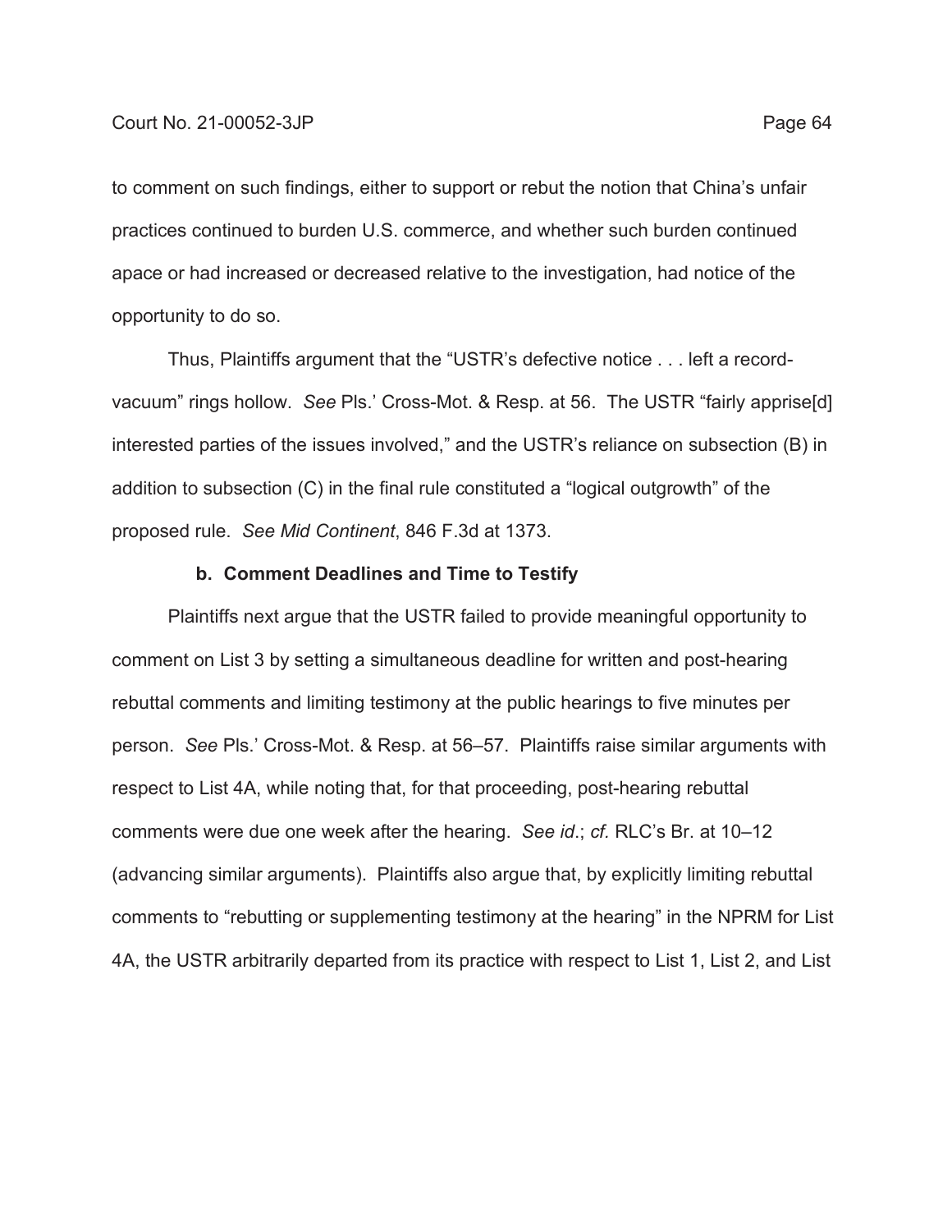to comment on such findings, either to support or rebut the notion that China's unfair practices continued to burden U.S. commerce, and whether such burden continued apace or had increased or decreased relative to the investigation, had notice of the opportunity to do so.

Thus, Plaintiffs argument that the "USTR's defective notice . . . left a record-vacuum" rings hollow. *See* Pls.' Cross-Mot. & Resp. at 56. The USTR "fairly apprise[d] interested parties of the issues involved," and the USTR's reliance on subsection (B) in addition to subsection (C) in the final rule constituted a "logical outgrowth" of the proposed rule. *See Mid Continent*, 846 F.3d at 1373.

**b. Comment Deadlines and Time to Testify**

Plaintiffs next argue that the USTR failed to provide meaningful opportunity to comment on List 3 by setting a simultaneous deadline for written and post-hearing rebuttal comments and limiting testimony at the public hearings to five minutes per person. *See* Pls.' Cross-Mot. & Resp. at 56–57. Plaintiffs raise similar arguments with respect to List 4A, while noting that, for that proceeding, post-hearing rebuttal comments were due one week after the hearing. *See id*.; *cf.* RLC's Br. at 10–12 (advancing similar arguments). Plaintiffs also argue that, by explicitly limiting rebuttal comments to "rebutting or supplementing testimony at the hearing" in the NPRM for List 4A, the USTR arbitrarily departed from its practice with respect to List 1, List 2, and List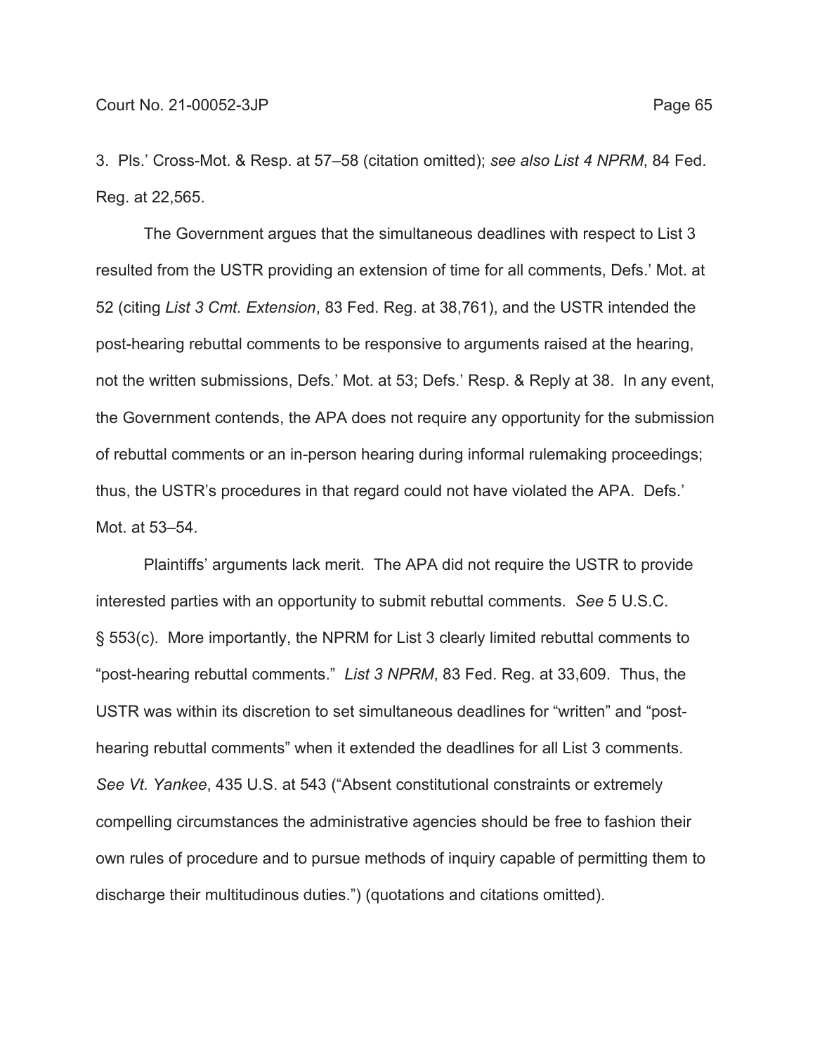3. Pls.' Cross-Mot. & Resp. at 57–58 (citation omitted); *see also List 4 NPRM*, 84 Fed. Reg. at 22,565.

The Government argues that the simultaneous deadlines with respect to List 3 resulted from the USTR providing an extension of time for all comments, Defs.' Mot. at 52 (citing *List 3 Cmt. Extension*, 83 Fed. Reg. at 38,761), and the USTR intended the post-hearing rebuttal comments to be responsive to arguments raised at the hearing, not the written submissions, Defs.' Mot. at 53; Defs.' Resp. & Reply at 38. In any event, the Government contends, the APA does not require any opportunity for the submission of rebuttal comments or an in-person hearing during informal rulemaking proceedings; thus, the USTR's procedures in that regard could not have violated the APA. Defs.' Mot. at 53–54.

Plaintiffs' arguments lack merit. The APA did not require the USTR to provide interested parties with an opportunity to submit rebuttal comments. *See* 5 U.S.C. § 553(c). More importantly, the NPRM for List 3 clearly limited rebuttal comments to "post-hearing rebuttal comments." *List 3 NPRM*, 83 Fed. Reg. at 33,609. Thus, the USTR was within its discretion to set simultaneous deadlines for "written" and "post-hearing rebuttal comments" when it extended the deadlines for all List 3 comments. *See Vt. Yankee*, 435 U.S. at 543 ("Absent constitutional constraints or extremely compelling circumstances the administrative agencies should be free to fashion their own rules of procedure and to pursue methods of inquiry capable of permitting them to discharge their multitudinous duties.") (quotations and citations omitted).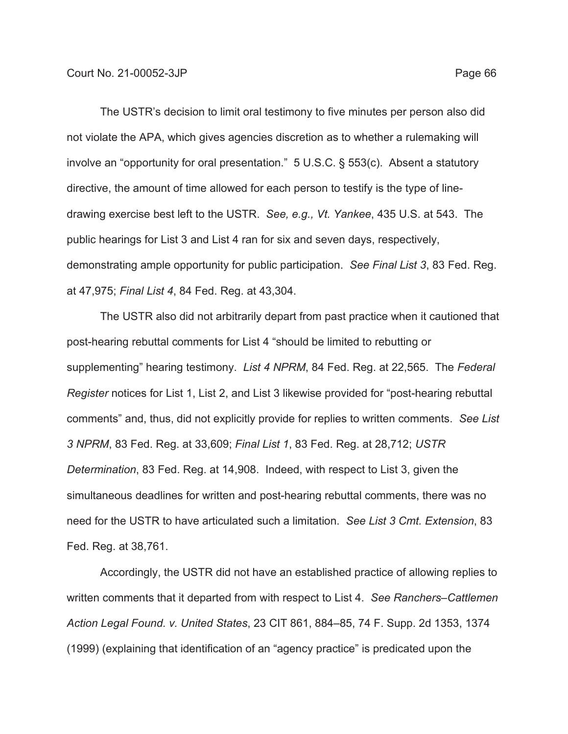The USTR's decision to limit oral testimony to five minutes per person also did not violate the APA, which gives agencies discretion as to whether a rulemaking will involve an "opportunity for oral presentation." 5 U.S.C. § 553(c). Absent a statutory directive, the amount of time allowed for each person to testify is the type of line-drawing exercise best left to the USTR. *See, e.g., Vt. Yankee*, 435 U.S. at 543. The public hearings for List 3 and List 4 ran for six and seven days, respectively, demonstrating ample opportunity for public participation. *See Final List 3*, 83 Fed. Reg. at 47,975; *Final List 4*, 84 Fed. Reg. at 43,304.

The USTR also did not arbitrarily depart from past practice when it cautioned that post-hearing rebuttal comments for List 4 "should be limited to rebutting or supplementing" hearing testimony. *List 4 NPRM*, 84 Fed. Reg. at 22,565. The *Federal Register* notices for List 1, List 2, and List 3 likewise provided for "post-hearing rebuttal comments" and, thus, did not explicitly provide for replies to written comments. *See List 3 NPRM*, 83 Fed. Reg. at 33,609; *Final List 1*, 83 Fed. Reg. at 28,712; *USTR Determination*, 83 Fed. Reg. at 14,908. Indeed, with respect to List 3, given the simultaneous deadlines for written and post-hearing rebuttal comments, there was no need for the USTR to have articulated such a limitation. *See List 3 Cmt. Extension*, 83 Fed. Reg. at 38,761.

Accordingly, the USTR did not have an established practice of allowing replies to written comments that it departed from with respect to List 4. *See Ranchers–Cattlemen Action Legal Found. v. United States*, 23 CIT 861, 884–85, 74 F. Supp. 2d 1353, 1374 (1999) (explaining that identification of an "agency practice" is predicated upon the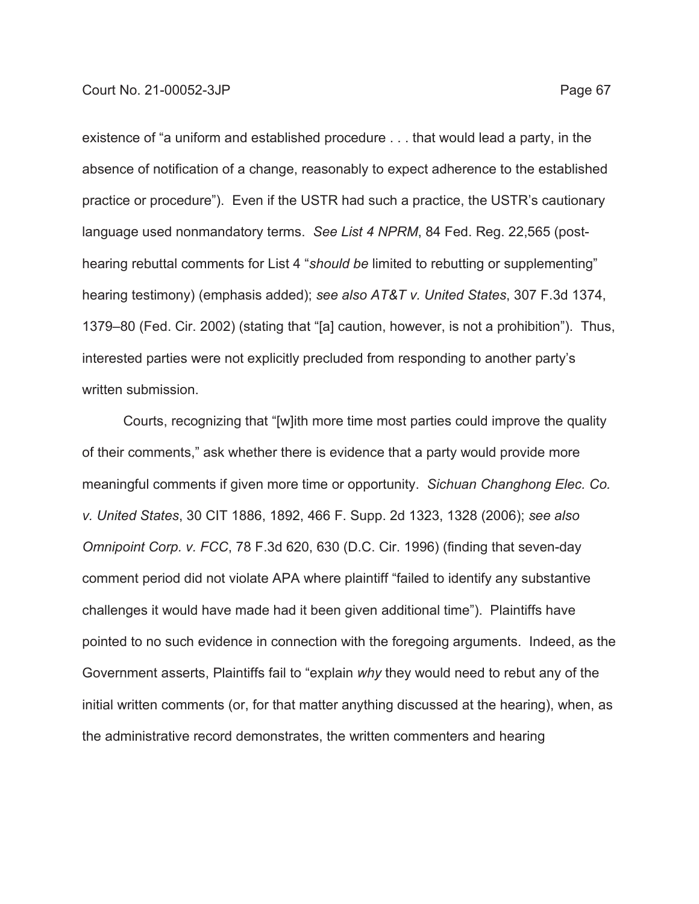existence of "a uniform and established procedure . . . that would lead a party, in the absence of notification of a change, reasonably to expect adherence to the established practice or procedure"). Even if the USTR had such a practice, the USTR's cautionary language used nonmandatory terms. *See List 4 NPRM*, 84 Fed. Reg. 22,565 (post-hearing rebuttal comments for List 4 "*should be* limited to rebutting or supplementing" hearing testimony) (emphasis added); *see also AT&T v. United States*, 307 F.3d 1374, 1379–80 (Fed. Cir. 2002) (stating that "[a] caution, however, is not a prohibition"). Thus, interested parties were not explicitly precluded from responding to another party's written submission.

Courts, recognizing that "[w]ith more time most parties could improve the quality of their comments," ask whether there is evidence that a party would provide more meaningful comments if given more time or opportunity. *Sichuan Changhong Elec. Co. v. United States*, 30 CIT 1886, 1892, 466 F. Supp. 2d 1323, 1328 (2006); *see also Omnipoint Corp. v. FCC*, 78 F.3d 620, 630 (D.C. Cir. 1996) (finding that seven-day comment period did not violate APA where plaintiff "failed to identify any substantive challenges it would have made had it been given additional time"). Plaintiffs have pointed to no such evidence in connection with the foregoing arguments. Indeed, as the Government asserts, Plaintiffs fail to "explain *why* they would need to rebut any of the initial written comments (or, for that matter anything discussed at the hearing), when, as the administrative record demonstrates, the written commenters and hearing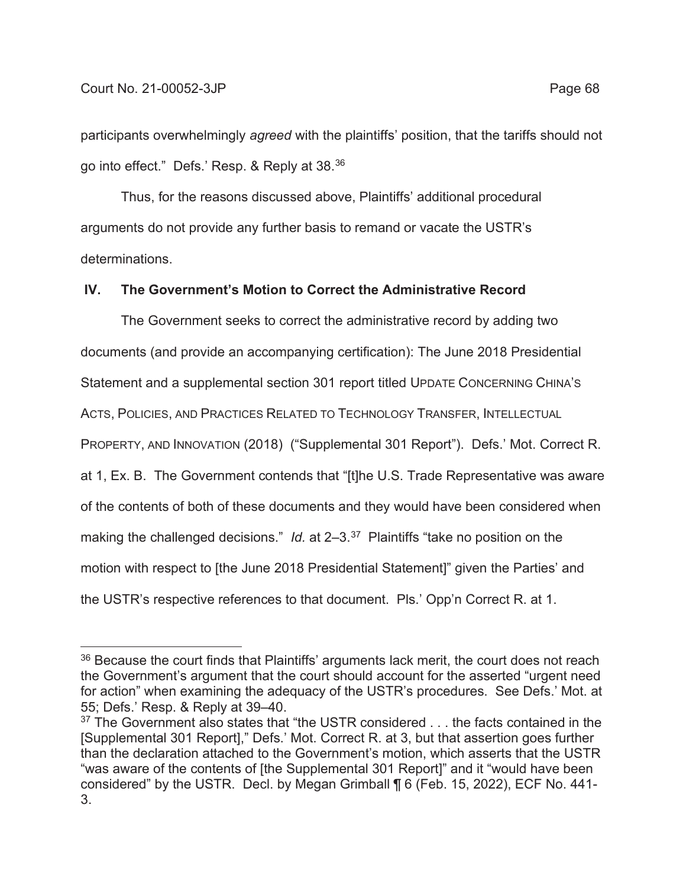participants overwhelmingly *agreed* with the plaintiffs' position, that the tariffs should not go into effect." Defs.' Resp. & Reply at 38.[36]

Thus, for the reasons discussed above, Plaintiffs' additional procedural arguments do not provide any further basis to remand or vacate the USTR's determinations.

## IV. The Government's Motion to Correct the Administrative Record

The Government seeks to correct the administrative record by adding two documents (and provide an accompanying certification): The June 2018 Presidential Statement and a supplemental section 301 report titled UPDATE CONCERNING CHINA'S ACTS, POLICIES, AND PRACTICES RELATED TO TECHNOLOGY TRANSFER, INTELLECTUAL PROPERTY, AND INNOVATION (2018) ("Supplemental 301 Report"). Defs.' Mot. Correct R. at 1, Ex. B. The Government contends that "[t]he U.S. Trade Representative was aware of the contents of both of these documents and they would have been considered when making the challenged decisions." *Id.* at 2–3.[37] Plaintiffs "take no position on the motion with respect to [the June 2018 Presidential Statement]" given the Parties' and the USTR's respective references to that document. Pls.' Opp'n Correct R. at 1.

---

[36] Because the court finds that Plaintiffs' arguments lack merit, the court does not reach the Government's argument that the court should account for the asserted "urgent need for action" when examining the adequacy of the USTR's procedures. See Defs.' Mot. at 55; Defs.' Resp. & Reply at 39–40.

[37] The Government also states that "the USTR considered . . . the facts contained in the [Supplemental 301 Report]," Defs.' Mot. Correct R. at 3, but that assertion goes further than the declaration attached to the Government's motion, which asserts that the USTR "was aware of the contents of [the Supplemental 301 Report]" and it "would have been considered" by the USTR. Decl. by Megan Grimball ¶ 6 (Feb. 15, 2022), ECF No. 441-3.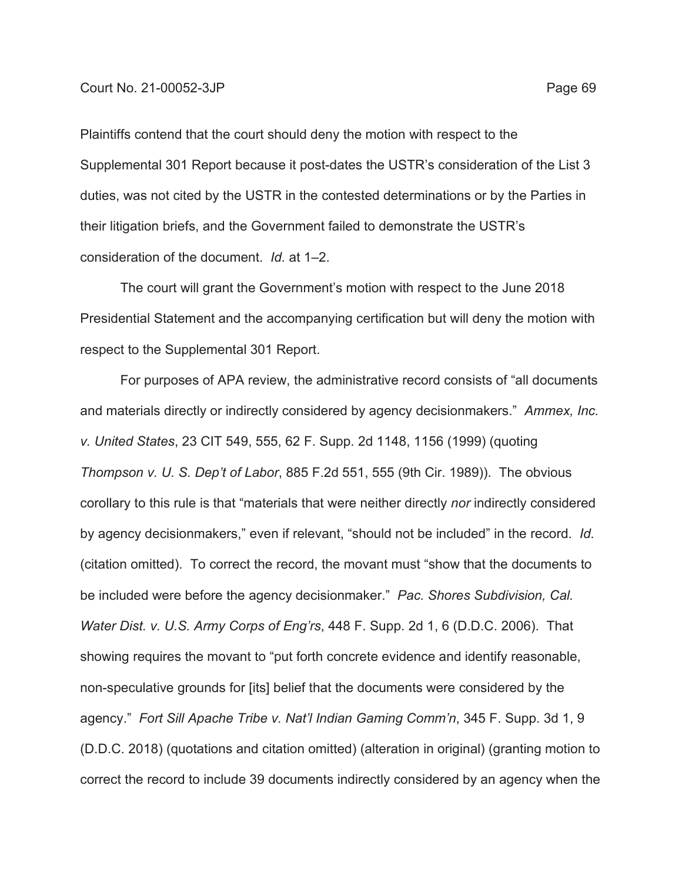Plaintiffs contend that the court should deny the motion with respect to the Supplemental 301 Report because it post-dates the USTR's consideration of the List 3 duties, was not cited by the USTR in the contested determinations or by the Parties in their litigation briefs, and the Government failed to demonstrate the USTR's consideration of the document. *Id.* at 1–2.

The court will grant the Government's motion with respect to the June 2018 Presidential Statement and the accompanying certification but will deny the motion with respect to the Supplemental 301 Report.

For purposes of APA review, the administrative record consists of "all documents and materials directly or indirectly considered by agency decisionmakers." *Ammex, Inc. v. United States*, 23 CIT 549, 555, 62 F. Supp. 2d 1148, 1156 (1999) (quoting *Thompson v. U. S. Dep't of Labor*, 885 F.2d 551, 555 (9th Cir. 1989)). The obvious corollary to this rule is that "materials that were neither directly *nor* indirectly considered by agency decisionmakers," even if relevant, "should not be included" in the record. *Id.* (citation omitted). To correct the record, the movant must "show that the documents to be included were before the agency decisionmaker." *Pac. Shores Subdivision, Cal. Water Dist. v. U.S. Army Corps of Eng'rs*, 448 F. Supp. 2d 1, 6 (D.D.C. 2006). That showing requires the movant to "put forth concrete evidence and identify reasonable, non-speculative grounds for [its] belief that the documents were considered by the agency." *Fort Sill Apache Tribe v. Nat'l Indian Gaming Comm'n*, 345 F. Supp. 3d 1, 9 (D.D.C. 2018) (quotations and citation omitted) (alteration in original) (granting motion to correct the record to include 39 documents indirectly considered by an agency when the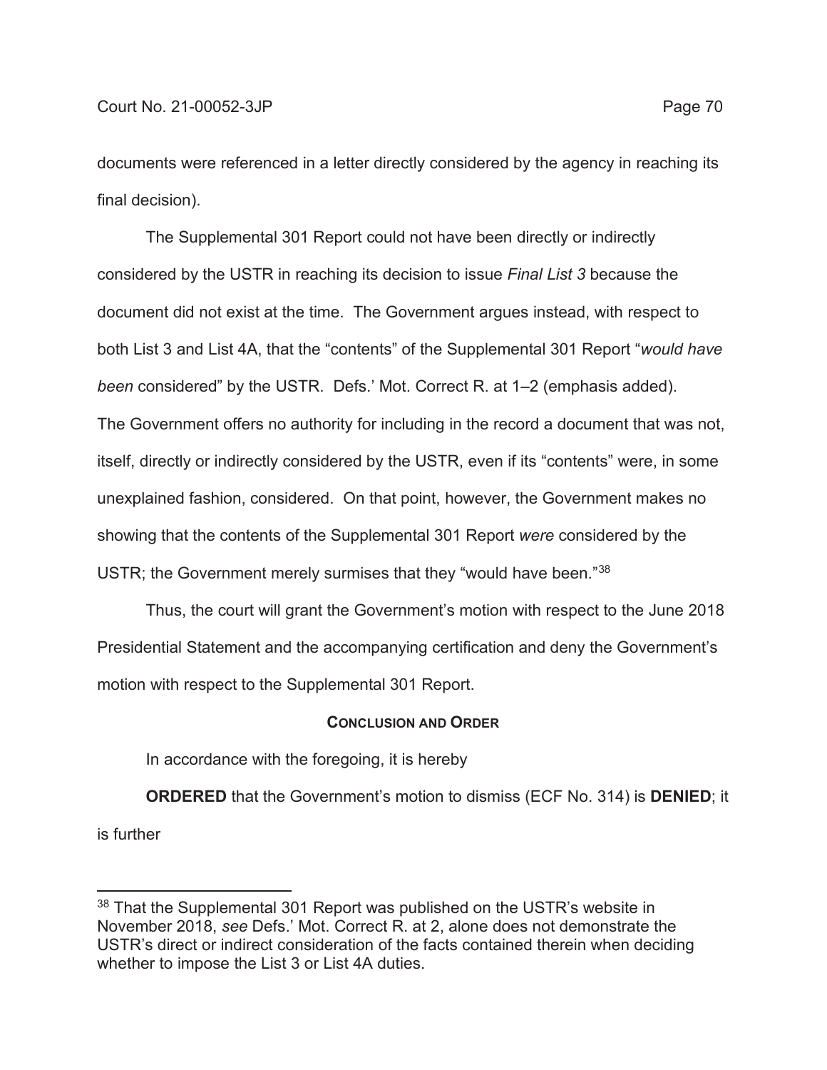documents were referenced in a letter directly considered by the agency in reaching its final decision).

The Supplemental 301 Report could not have been directly or indirectly considered by the USTR in reaching its decision to issue *Final List 3* because the document did not exist at the time. The Government argues instead, with respect to both List 3 and List 4A, that the "contents" of the Supplemental 301 Report "*would have been* considered" by the USTR. Defs.' Mot. Correct R. at 1–2 (emphasis added). The Government offers no authority for including in the record a document that was not, itself, directly or indirectly considered by the USTR, even if its "contents" were, in some unexplained fashion, considered. On that point, however, the Government makes no showing that the contents of the Supplemental 301 Report *were* considered by the USTR; the Government merely surmises that they "would have been."[38]

Thus, the court will grant the Government's motion with respect to the June 2018 Presidential Statement and the accompanying certification and deny the Government's motion with respect to the Supplemental 301 Report.

## Conclusion and Order

In accordance with the foregoing, it is hereby

**ORDERED** that the Government's motion to dismiss (ECF No. 314) is **DENIED**; it is further

---

[38] That the Supplemental 301 Report was published on the USTR's website in November 2018, *see* Defs.' Mot. Correct R. at 2, alone does not demonstrate the USTR's direct or indirect consideration of the facts contained therein when deciding whether to impose the List 3 or List 4A duties.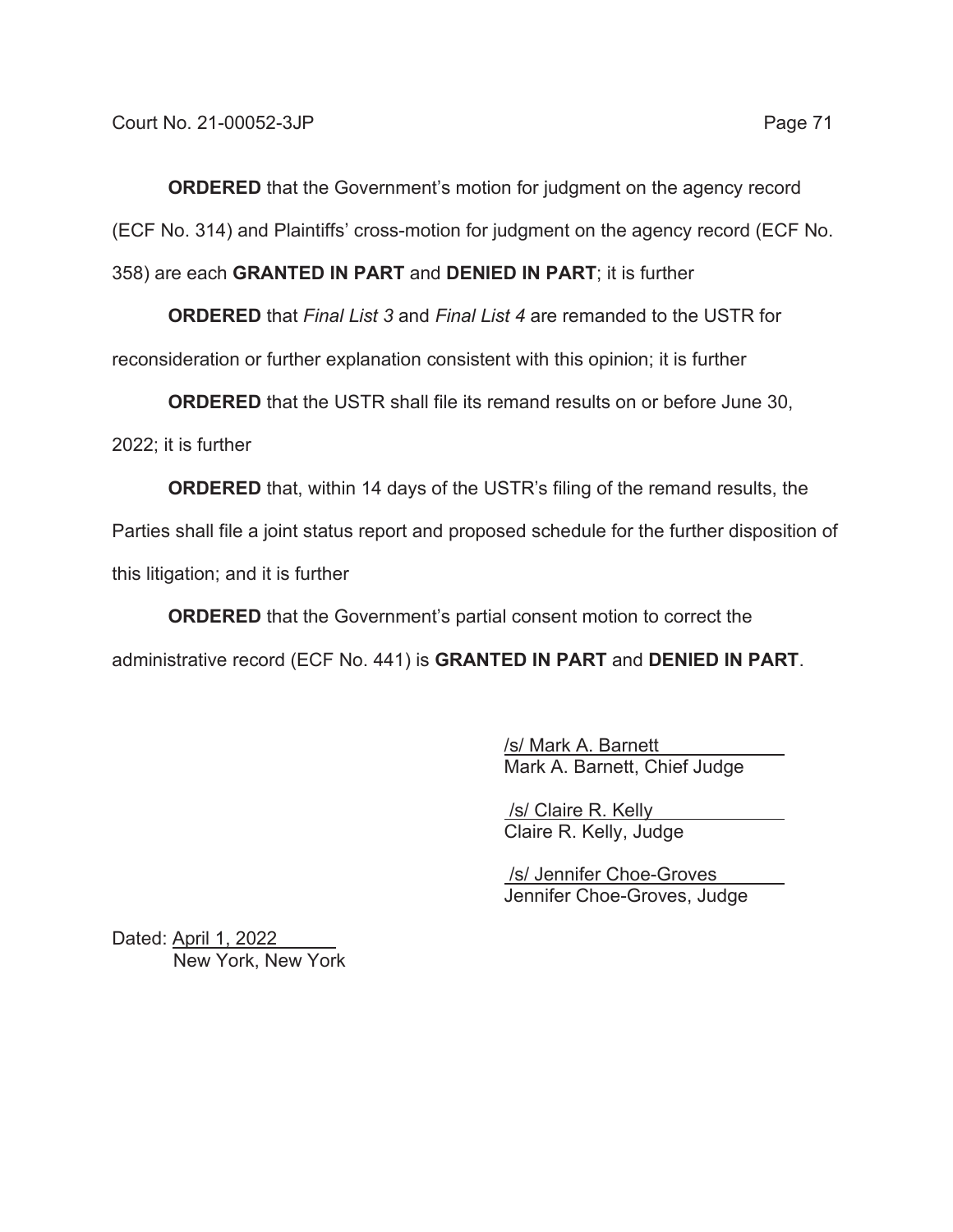**ORDERED** that the Government's motion for judgment on the agency record (ECF No. 314) and Plaintiffs' cross-motion for judgment on the agency record (ECF No. 358) are each **GRANTED IN PART** and **DENIED IN PART**; it is further

**ORDERED** that *Final List 3* and *Final List 4* are remanded to the USTR for reconsideration or further explanation consistent with this opinion; it is further

**ORDERED** that the USTR shall file its remand results on or before June 30, 2022; it is further

**ORDERED** that, within 14 days of the USTR's filing of the remand results, the Parties shall file a joint status report and proposed schedule for the further disposition of this litigation; and it is further

**ORDERED** that the Government's partial consent motion to correct the administrative record (ECF No. 441) is **GRANTED IN PART** and **DENIED IN PART**.

/s/ Mark A. Barnett
Mark A. Barnett, Chief Judge

/s/ Claire R. Kelly
Claire R. Kelly, Judge

/s/ Jennifer Choe-Groves
Jennifer Choe-Groves, Judge

Dated: April 1, 2022
New York, New York